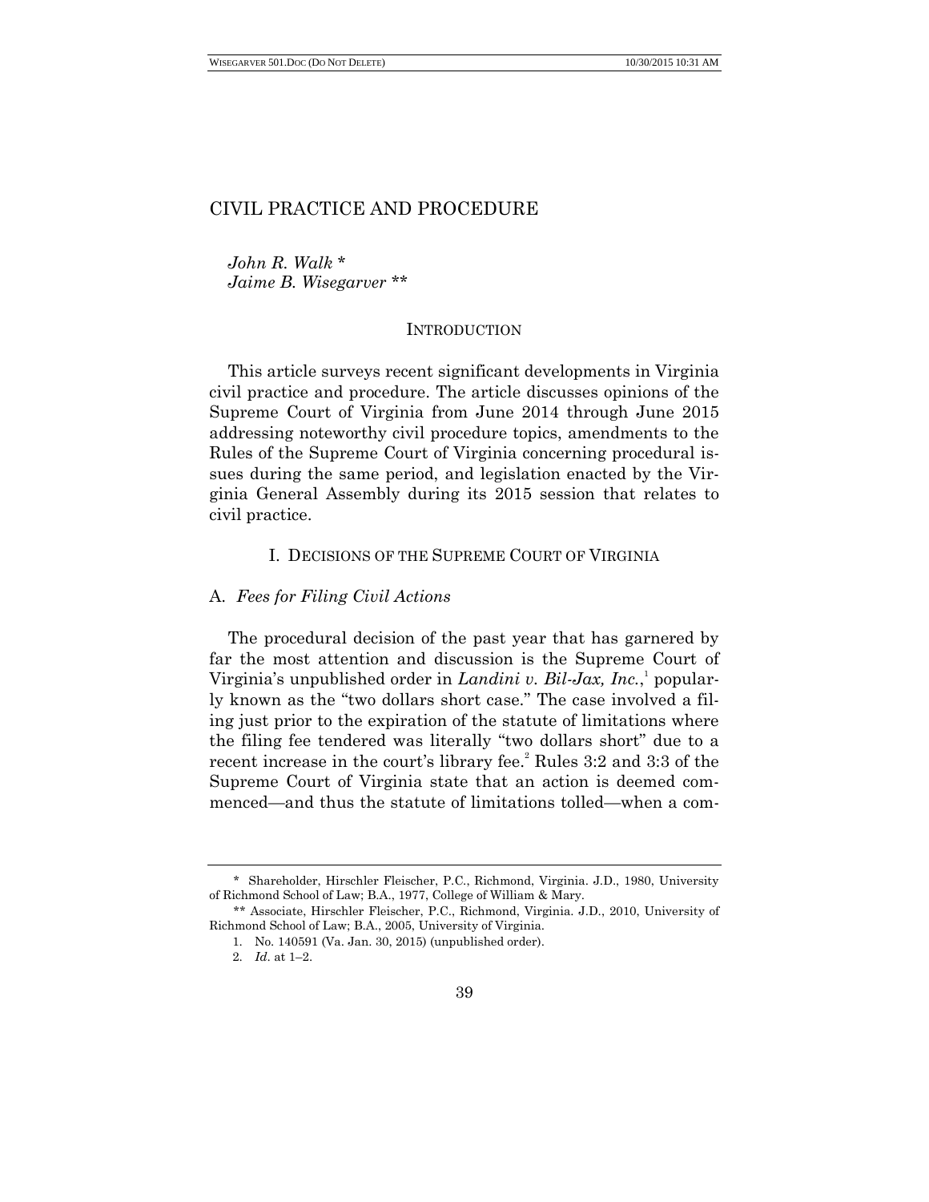# CIVIL PRACTICE AND PROCEDURE

*John R. Walk \**
*Jaime B. Wisegarver \*\**

## INTRODUCTION

This article surveys recent significant developments in Virginia civil practice and procedure. The article discusses opinions of the Supreme Court of Virginia from June 2014 through June 2015 addressing noteworthy civil procedure topics, amendments to the Rules of the Supreme Court of Virginia concerning procedural issues during the same period, and legislation enacted by the Virginia General Assembly during its 2015 session that relates to civil practice.

## I. DECISIONS OF THE SUPREME COURT OF VIRGINIA

### A. *Fees for Filing Civil Actions*

The procedural decision of the past year that has garnered by far the most attention and discussion is the Supreme Court of Virginia's unpublished order in *Landini v. Bil-Jax, Inc.*,[1] popularly known as the "two dollars short case." The case involved a filing just prior to the expiration of the statute of limitations where the filing fee tendered was literally "two dollars short" due to a recent increase in the court's library fee.[2] Rules 3:2 and 3:3 of the Supreme Court of Virginia state that an action is deemed commenced—and thus the statute of limitations tolled—when a com-

---

\* Shareholder, Hirschler Fleischer, P.C., Richmond, Virginia. J.D., 1980, University of Richmond School of Law; B.A., 1977, College of William & Mary.

\*\* Associate, Hirschler Fleischer, P.C., Richmond, Virginia. J.D., 2010, University of Richmond School of Law; B.A., 2005, University of Virginia.

1. No. 140591 (Va. Jan. 30, 2015) (unpublished order).

2. *Id.* at 1–2.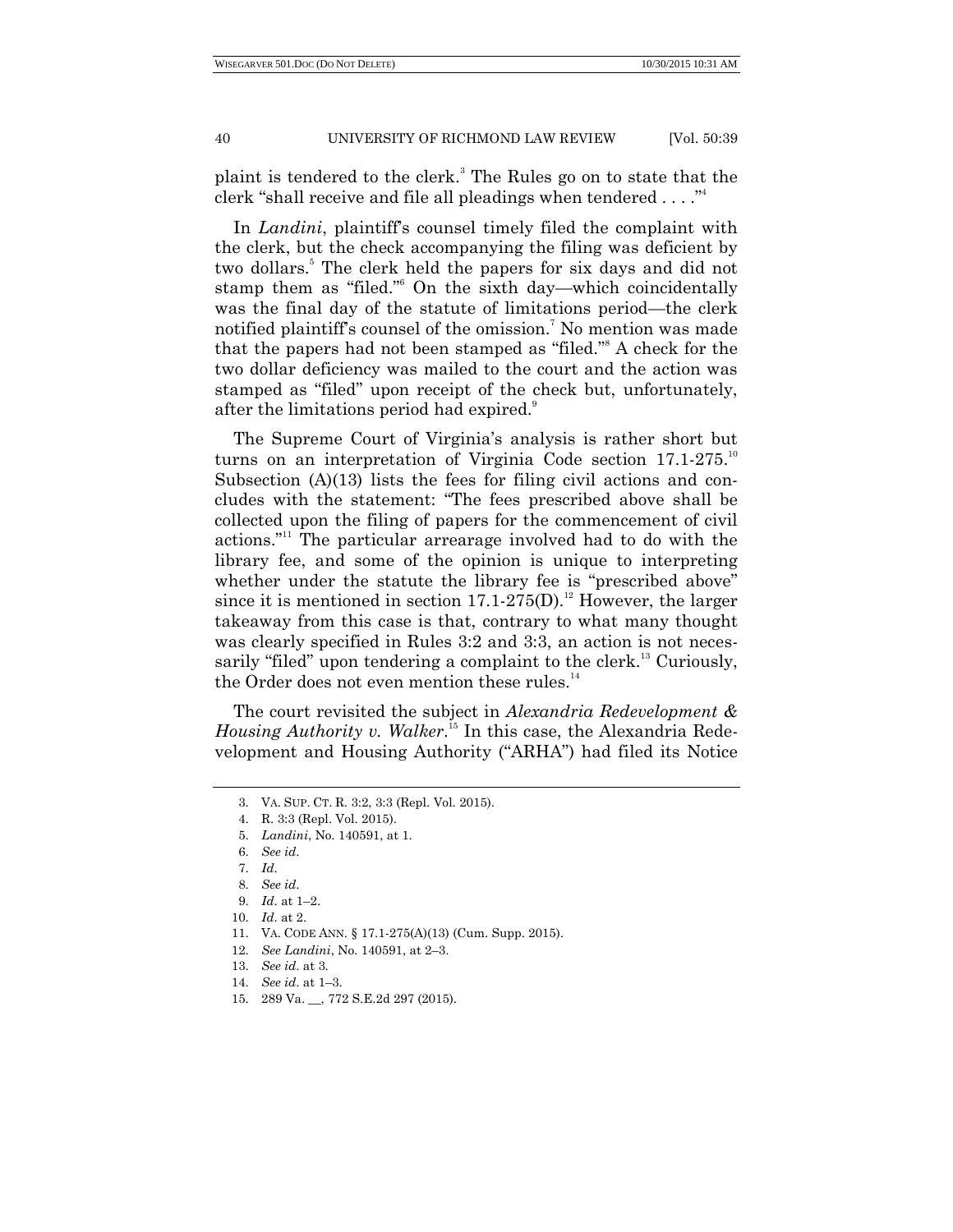plaint is tendered to the clerk.[3] The Rules go on to state that the clerk "shall receive and file all pleadings when tendered . . . ."[4]

In *Landini*, plaintiff's counsel timely filed the complaint with the clerk, but the check accompanying the filing was deficient by two dollars.[5] The clerk held the papers for six days and did not stamp them as "filed."[6] On the sixth day—which coincidentally was the final day of the statute of limitations period—the clerk notified plaintiff's counsel of the omission.[7] No mention was made that the papers had not been stamped as "filed."[8] A check for the two dollar deficiency was mailed to the court and the action was stamped as "filed" upon receipt of the check but, unfortunately, after the limitations period had expired.[9]

The Supreme Court of Virginia's analysis is rather short but turns on an interpretation of Virginia Code section 17.1-275.[10] Subsection (A)(13) lists the fees for filing civil actions and concludes with the statement: "The fees prescribed above shall be collected upon the filing of papers for the commencement of civil actions."[11] The particular arrearage involved had to do with the library fee, and some of the opinion is unique to interpreting whether under the statute the library fee is "prescribed above" since it is mentioned in section 17.1-275(D).[12] However, the larger takeaway from this case is that, contrary to what many thought was clearly specified in Rules 3:2 and 3:3, an action is not necessarily "filed" upon tendering a complaint to the clerk.[13] Curiously, the Order does not even mention these rules.[14]

The court revisited the subject in *Alexandria Redevelopment & Housing Authority v. Walker*.[15] In this case, the Alexandria Redevelopment and Housing Authority ("ARHA") had filed its Notice

---

3. VA. SUP. CT. R. 3:2, 3:3 (Repl. Vol. 2015).
4. R. 3:3 (Repl. Vol. 2015).
5. *Landini*, No. 140591, at 1.
6. *See id.*
7. *Id.*
8. *See id.*
9. *Id.* at 1–2.
10. *Id.* at 2.
11. VA. CODE ANN. § 17.1-275(A)(13) (Cum. Supp. 2015).
12. *See Landini*, No. 140591, at 2–3.
13. *See id.* at 3.
14. *See id.* at 1–3.
15. 289 Va. \_\_, 772 S.E.2d 297 (2015).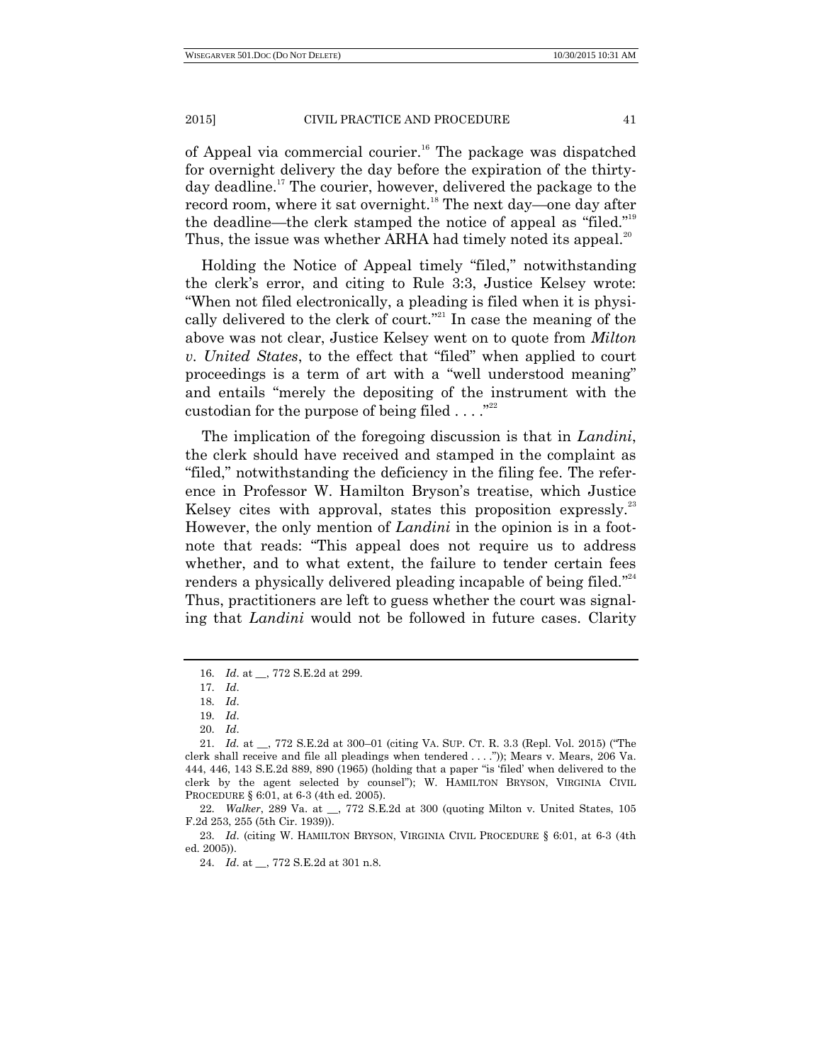of Appeal via commercial courier.[16] The package was dispatched for overnight delivery the day before the expiration of the thirty-day deadline.[17] The courier, however, delivered the package to the record room, where it sat overnight.[18] The next day—one day after the deadline—the clerk stamped the notice of appeal as "filed."[19] Thus, the issue was whether ARHA had timely noted its appeal.[20]

Holding the Notice of Appeal timely "filed," notwithstanding the clerk's error, and citing to Rule 3:3, Justice Kelsey wrote: "When not filed electronically, a pleading is filed when it is physically delivered to the clerk of court."[21] In case the meaning of the above was not clear, Justice Kelsey went on to quote from *Milton v. United States*, to the effect that "filed" when applied to court proceedings is a term of art with a "well understood meaning" and entails "merely the depositing of the instrument with the custodian for the purpose of being filed . . . ."[22]

The implication of the foregoing discussion is that in *Landini*, the clerk should have received and stamped in the complaint as "filed," notwithstanding the deficiency in the filing fee. The reference in Professor W. Hamilton Bryson's treatise, which Justice Kelsey cites with approval, states this proposition expressly.[23] However, the only mention of *Landini* in the opinion is in a footnote that reads: "This appeal does not require us to address whether, and to what extent, the failure to tender certain fees renders a physically delivered pleading incapable of being filed."[24] Thus, practitioners are left to guess whether the court was signaling that *Landini* would not be followed in future cases. Clarity

---

16. *Id.* at __, 772 S.E.2d at 299.

17. *Id.*

18. *Id.*

19. *Id.*

20. *Id.*

21. *Id.* at __, 772 S.E.2d at 300–01 (citing VA. SUP. CT. R. 3.3 (Repl. Vol. 2015) ("The clerk shall receive and file all pleadings when tendered . . . ."); Mears v. Mears, 206 Va. 444, 446, 143 S.E.2d 889, 890 (1965) (holding that a paper "is 'filed' when delivered to the clerk by the agent selected by counsel"); W. HAMILTON BRYSON, VIRGINIA CIVIL PROCEDURE § 6:01, at 6-3 (4th ed. 2005).

22. *Walker*, 289 Va. at __, 772 S.E.2d at 300 (quoting Milton v. United States, 105 F.2d 253, 255 (5th Cir. 1939)).

23. *Id.* (citing W. HAMILTON BRYSON, VIRGINIA CIVIL PROCEDURE § 6:01, at 6-3 (4th ed. 2005)).

24. *Id.* at __, 772 S.E.2d at 301 n.8.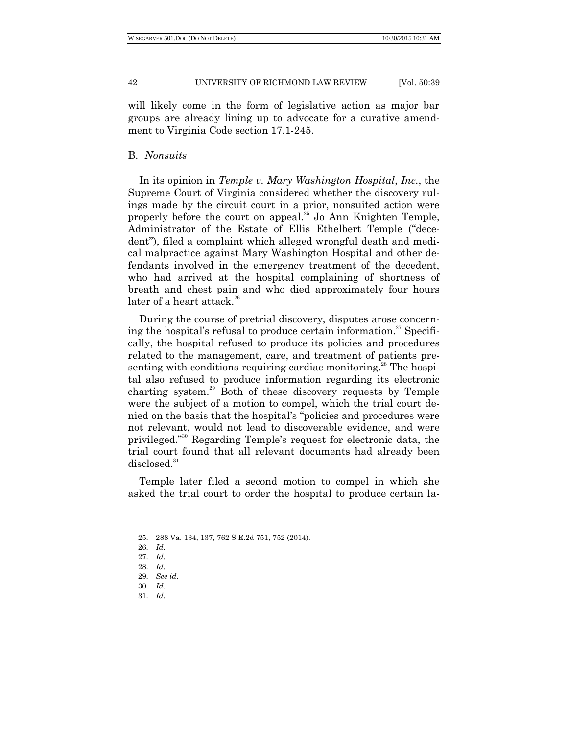will likely come in the form of legislative action as major bar groups are already lining up to advocate for a curative amendment to Virginia Code section 17.1-245.

### B. *Nonsuits*

In its opinion in *Temple v. Mary Washington Hospital*, *Inc.*, the Supreme Court of Virginia considered whether the discovery rulings made by the circuit court in a prior, nonsuited action were properly before the court on appeal.[25] Jo Ann Knighten Temple, Administrator of the Estate of Ellis Ethelbert Temple ("decedent"), filed a complaint which alleged wrongful death and medical malpractice against Mary Washington Hospital and other defendants involved in the emergency treatment of the decedent, who had arrived at the hospital complaining of shortness of breath and chest pain and who died approximately four hours later of a heart attack.[26]

During the course of pretrial discovery, disputes arose concerning the hospital's refusal to produce certain information.[27] Specifically, the hospital refused to produce its policies and procedures related to the management, care, and treatment of patients presenting with conditions requiring cardiac monitoring.[28] The hospital also refused to produce information regarding its electronic charting system.[29] Both of these discovery requests by Temple were the subject of a motion to compel, which the trial court denied on the basis that the hospital's "policies and procedures were not relevant, would not lead to discoverable evidence, and were privileged."[30] Regarding Temple's request for electronic data, the trial court found that all relevant documents had already been disclosed.[31]

Temple later filed a second motion to compel in which she asked the trial court to order the hospital to produce certain la-

25. 288 Va. 134, 137, 762 S.E.2d 751, 752 (2014).
26. *Id.*
27. *Id.*
28. *Id.*
29. *See id.*
30. *Id.*
31. *Id.*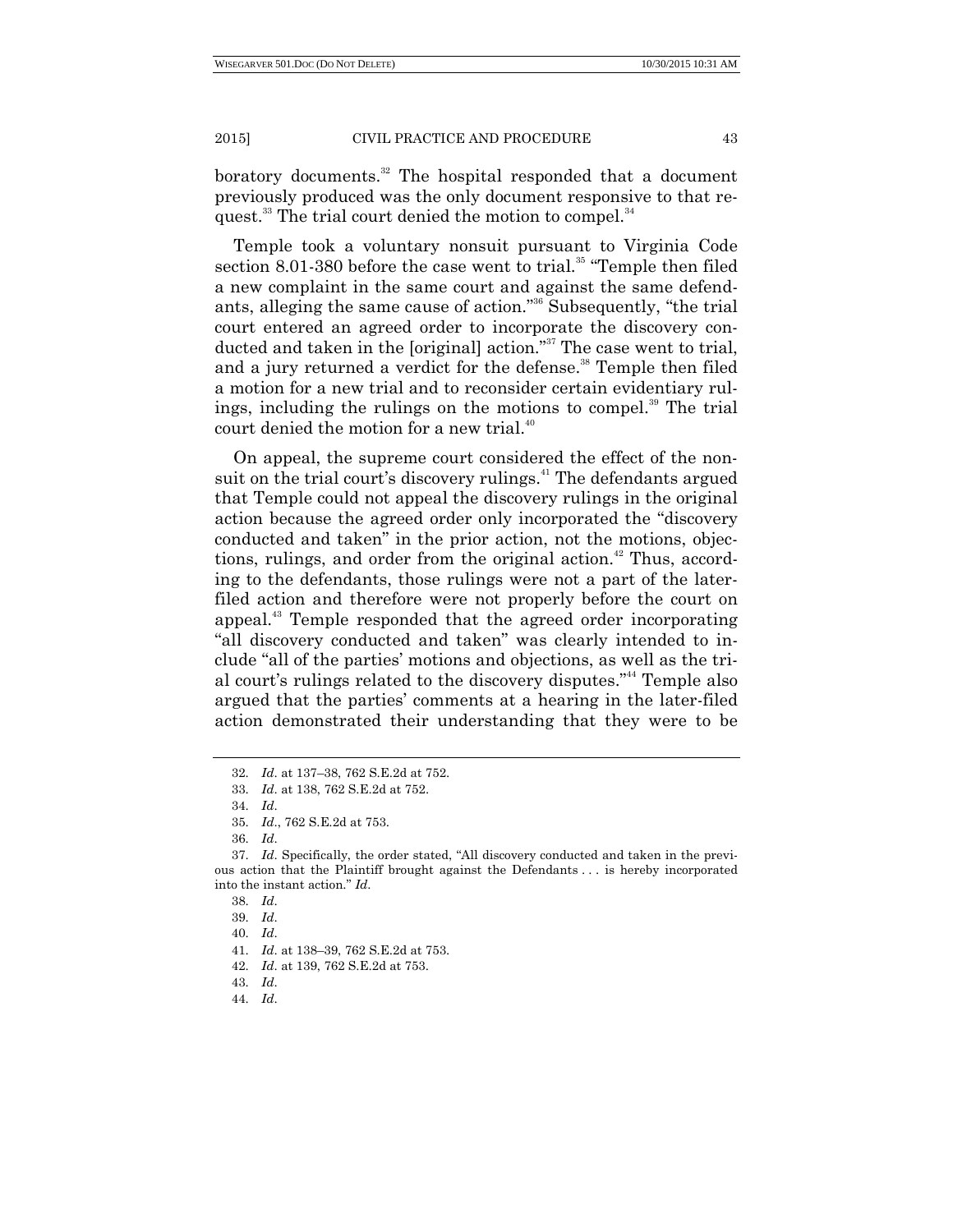boratory documents.[32] The hospital responded that a document previously produced was the only document responsive to that request.[33] The trial court denied the motion to compel.[34]

Temple took a voluntary nonsuit pursuant to Virginia Code section 8.01-380 before the case went to trial.[35] "Temple then filed a new complaint in the same court and against the same defendants, alleging the same cause of action."[36] Subsequently, "the trial court entered an agreed order to incorporate the discovery conducted and taken in the [original] action."[37] The case went to trial, and a jury returned a verdict for the defense.[38] Temple then filed a motion for a new trial and to reconsider certain evidentiary rulings, including the rulings on the motions to compel.[39] The trial court denied the motion for a new trial.[40]

On appeal, the supreme court considered the effect of the nonsuit on the trial court's discovery rulings.[41] The defendants argued that Temple could not appeal the discovery rulings in the original action because the agreed order only incorporated the "discovery conducted and taken" in the prior action, not the motions, objections, rulings, and order from the original action.[42] Thus, according to the defendants, those rulings were not a part of the later-filed action and therefore were not properly before the court on appeal.[43] Temple responded that the agreed order incorporating "all discovery conducted and taken" was clearly intended to include "all of the parties' motions and objections, as well as the trial court's rulings related to the discovery disputes."[44] Temple also argued that the parties' comments at a hearing in the later-filed action demonstrated their understanding that they were to be

---

32. *Id*. at 137–38, 762 S.E.2d at 752.

33. *Id*. at 138, 762 S.E.2d at 752.

34. *Id*.

35. *Id*., 762 S.E.2d at 753.

36. *Id*.

37. *Id*. Specifically, the order stated, "All discovery conducted and taken in the previous action that the Plaintiff brought against the Defendants . . . is hereby incorporated into the instant action." *Id*.

38. *Id*.

39. *Id*.

40. *Id*.

41. *Id*. at 138–39, 762 S.E.2d at 753.

42. *Id*. at 139, 762 S.E.2d at 753.

43. *Id*.

44. *Id*.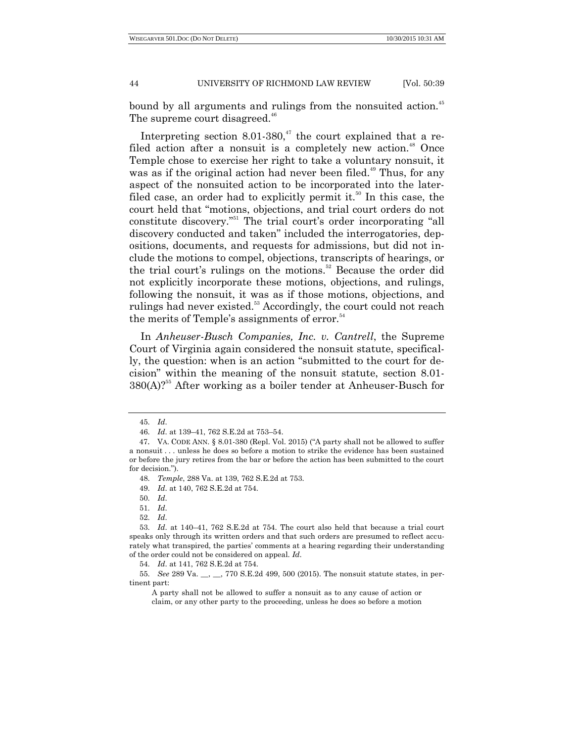bound by all arguments and rulings from the nonsuited action.[45] The supreme court disagreed.[46]

Interpreting section 8.01-380,[47] the court explained that a refiled action after a nonsuit is a completely new action.[48] Once Temple chose to exercise her right to take a voluntary nonsuit, it was as if the original action had never been filed.[49] Thus, for any aspect of the nonsuited action to be incorporated into the later-filed case, an order had to explicitly permit it.[50] In this case, the court held that "motions, objections, and trial court orders do not constitute discovery."[51] The trial court's order incorporating "all discovery conducted and taken" included the interrogatories, depositions, documents, and requests for admissions, but did not include the motions to compel, objections, transcripts of hearings, or the trial court's rulings on the motions.[52] Because the order did not explicitly incorporate these motions, objections, and rulings, following the nonsuit, it was as if those motions, objections, and rulings had never existed.[53] Accordingly, the court could not reach the merits of Temple's assignments of error.[54]

In *Anheuser-Busch Companies, Inc. v. Cantrell*, the Supreme Court of Virginia again considered the nonsuit statute, specifically, the question: when is an action "submitted to the court for decision" within the meaning of the nonsuit statute, section 8.01-380(A)?[55] After working as a boiler tender at Anheuser-Busch for

---

45. *Id*.

46. *Id*. at 139–41, 762 S.E.2d at 753–54.

47. VA. CODE ANN. § 8.01-380 (Repl. Vol. 2015) ("A party shall not be allowed to suffer a nonsuit . . . unless he does so before a motion to strike the evidence has been sustained or before the jury retires from the bar or before the action has been submitted to the court for decision.").

48. *Temple*, 288 Va. at 139, 762 S.E.2d at 753.

49. *Id*. at 140, 762 S.E.2d at 754.

50. *Id*.

51. *Id*.

52. *Id*.

53. *Id*. at 140–41, 762 S.E.2d at 754. The court also held that because a trial court speaks only through its written orders and that such orders are presumed to reflect accurately what transpired, the parties' comments at a hearing regarding their understanding of the order could not be considered on appeal. *Id*.

54. *Id*. at 141, 762 S.E.2d at 754.

55. *See* 289 Va. \_\_, \_\_, 770 S.E.2d 499, 500 (2015). The nonsuit statute states, in pertinent part:

> A party shall not be allowed to suffer a nonsuit as to any cause of action or claim, or any other party to the proceeding, unless he does so before a motion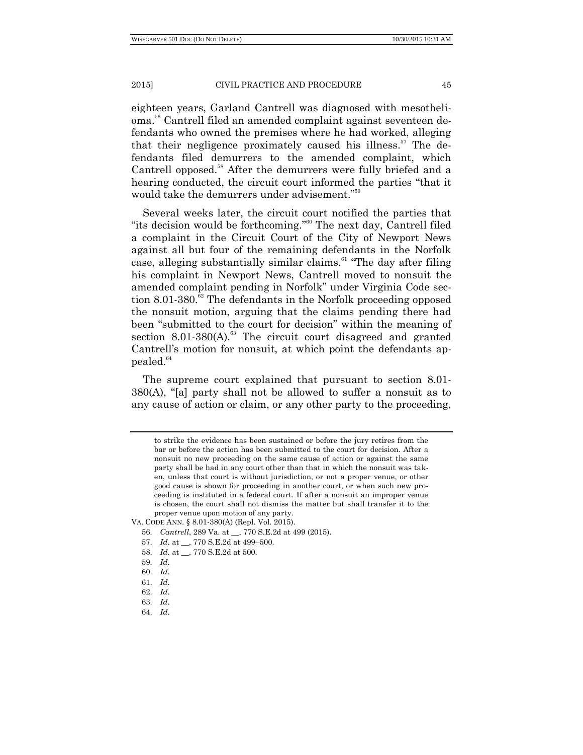eighteen years, Garland Cantrell was diagnosed with mesothelioma.[56] Cantrell filed an amended complaint against seventeen defendants who owned the premises where he had worked, alleging that their negligence proximately caused his illness.[57] The defendants filed demurrers to the amended complaint, which Cantrell opposed.[58] After the demurrers were fully briefed and a hearing conducted, the circuit court informed the parties "that it would take the demurrers under advisement."[59]

Several weeks later, the circuit court notified the parties that "its decision would be forthcoming."[60] The next day, Cantrell filed a complaint in the Circuit Court of the City of Newport News against all but four of the remaining defendants in the Norfolk case, alleging substantially similar claims.[61] "The day after filing his complaint in Newport News, Cantrell moved to nonsuit the amended complaint pending in Norfolk" under Virginia Code section 8.01-380.[62] The defendants in the Norfolk proceeding opposed the nonsuit motion, arguing that the claims pending there had been "submitted to the court for decision" within the meaning of section 8.01-380(A).[63] The circuit court disagreed and granted Cantrell's motion for nonsuit, at which point the defendants appealed.[64]

The supreme court explained that pursuant to section 8.01-380(A), "[a] party shall not be allowed to suffer a nonsuit as to any cause of action or claim, or any other party to the proceeding,

---

to strike the evidence has been sustained or before the jury retires from the bar or before the action has been submitted to the court for decision. After a nonsuit no new proceeding on the same cause of action or against the same party shall be had in any court other than that in which the nonsuit was taken, unless that court is without jurisdiction, or not a proper venue, or other good cause is shown for proceeding in another court, or when such new proceeding is instituted in a federal court. If after a nonsuit an improper venue is chosen, the court shall not dismiss the matter but shall transfer it to the proper venue upon motion of any party.

VA. CODE ANN. § 8.01-380(A) (Repl. Vol. 2015).

56. *Cantrell*, 289 Va. at __, 770 S.E.2d at 499 (2015).

57. *Id.* at __, 770 S.E.2d at 499–500.

58. *Id.* at __, 770 S.E.2d at 500.

59. *Id.*

60. *Id.*

61. *Id.*

62. *Id.*

63. *Id.*

64. *Id.*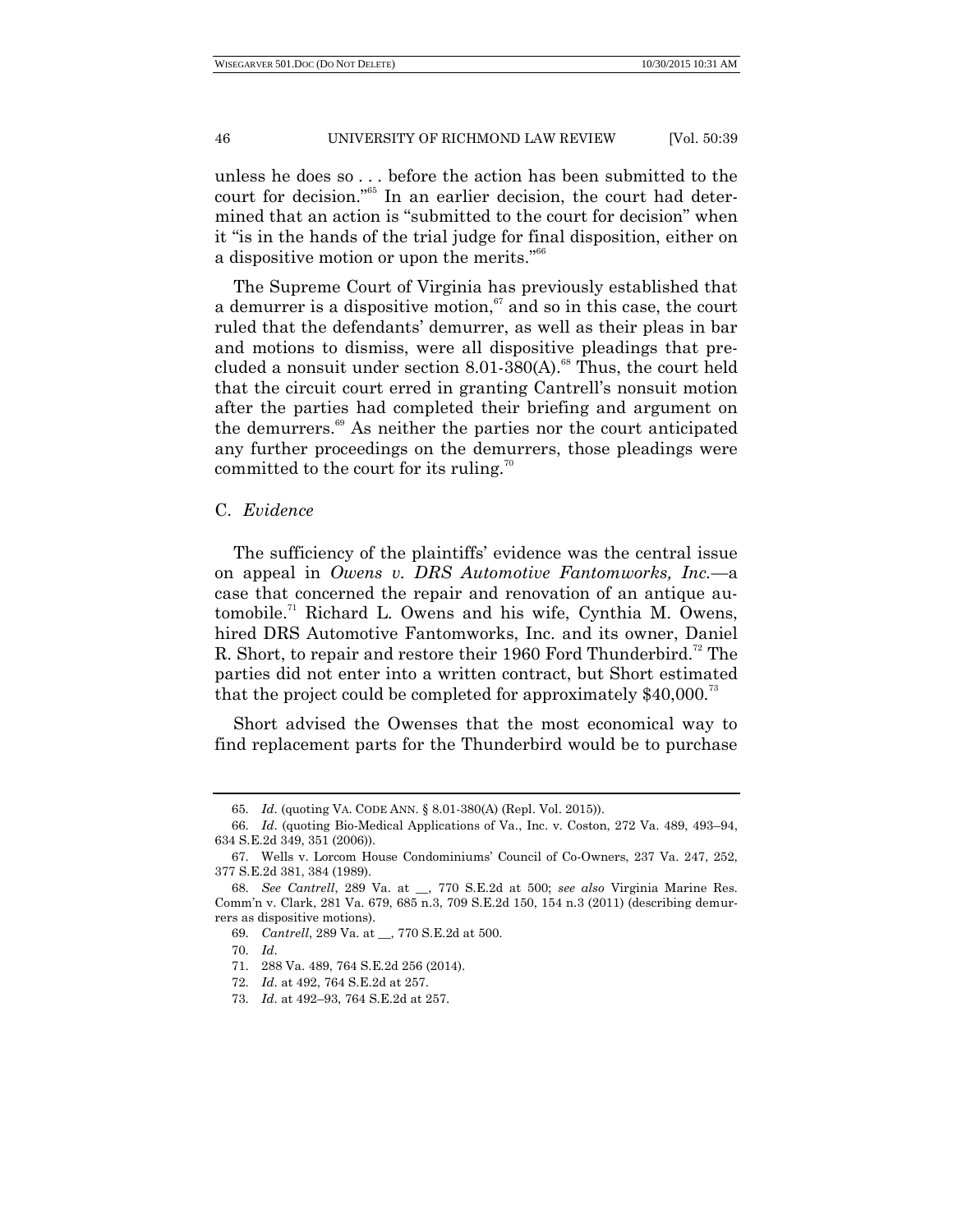unless he does so . . . before the action has been submitted to the court for decision."[65] In an earlier decision, the court had determined that an action is "submitted to the court for decision" when it "is in the hands of the trial judge for final disposition, either on a dispositive motion or upon the merits."[66]

The Supreme Court of Virginia has previously established that a demurrer is a dispositive motion,[67] and so in this case, the court ruled that the defendants' demurrer, as well as their pleas in bar and motions to dismiss, were all dispositive pleadings that precluded a nonsuit under section 8.01-380(A).[68] Thus, the court held that the circuit court erred in granting Cantrell's nonsuit motion after the parties had completed their briefing and argument on the demurrers.[69] As neither the parties nor the court anticipated any further proceedings on the demurrers, those pleadings were committed to the court for its ruling.[70]

### C. *Evidence*

The sufficiency of the plaintiffs' evidence was the central issue on appeal in *Owens v. DRS Automotive Fantomworks, Inc.*—a case that concerned the repair and renovation of an antique automobile.[71] Richard L. Owens and his wife, Cynthia M. Owens, hired DRS Automotive Fantomworks, Inc. and its owner, Daniel R. Short, to repair and restore their 1960 Ford Thunderbird.[72] The parties did not enter into a written contract, but Short estimated that the project could be completed for approximately $40,000.[73]

Short advised the Owenses that the most economical way to find replacement parts for the Thunderbird would be to purchase

---

65. *Id.* (quoting VA. CODE ANN. § 8.01-380(A) (Repl. Vol. 2015)).

66. *Id.* (quoting Bio-Medical Applications of Va., Inc. v. Coston, 272 Va. 489, 493–94, 634 S.E.2d 349, 351 (2006)).

67. Wells v. Lorcom House Condominiums' Council of Co-Owners, 237 Va. 247, 252, 377 S.E.2d 381, 384 (1989).

68. *See Cantrell*, 289 Va. at __, 770 S.E.2d at 500; *see also* Virginia Marine Res. Comm'n v. Clark, 281 Va. 679, 685 n.3, 709 S.E.2d 150, 154 n.3 (2011) (describing demurrers as dispositive motions).

69. *Cantrell*, 289 Va. at __, 770 S.E.2d at 500.

70. *Id.*

71. 288 Va. 489, 764 S.E.2d 256 (2014).

72. *Id.* at 492, 764 S.E.2d at 257.

73. *Id.* at 492–93, 764 S.E.2d at 257.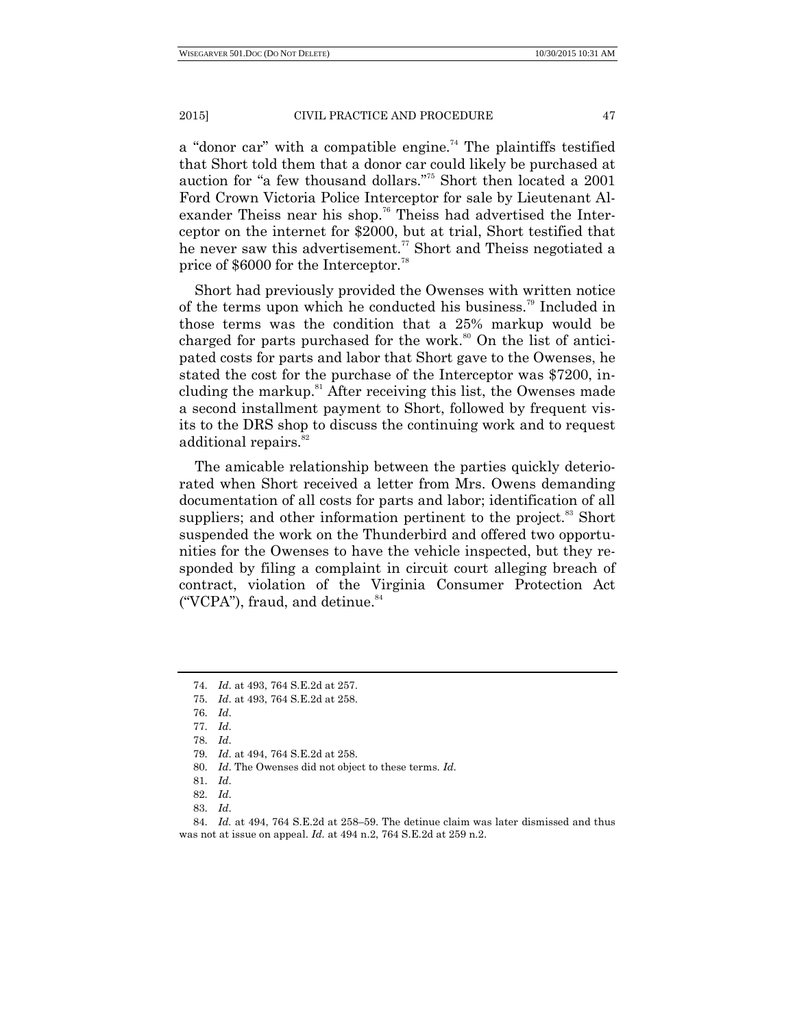a "donor car" with a compatible engine.[74] The plaintiffs testified that Short told them that a donor car could likely be purchased at auction for "a few thousand dollars."[75] Short then located a 2001 Ford Crown Victoria Police Interceptor for sale by Lieutenant Alexander Theiss near his shop.[76] Theiss had advertised the Interceptor on the internet for $2000, but at trial, Short testified that he never saw this advertisement.[77] Short and Theiss negotiated a price of $6000 for the Interceptor.[78]

Short had previously provided the Owenses with written notice of the terms upon which he conducted his business.[79] Included in those terms was the condition that a 25% markup would be charged for parts purchased for the work.[80] On the list of anticipated costs for parts and labor that Short gave to the Owenses, he stated the cost for the purchase of the Interceptor was $7200, including the markup.[81] After receiving this list, the Owenses made a second installment payment to Short, followed by frequent visits to the DRS shop to discuss the continuing work and to request additional repairs.[82]

The amicable relationship between the parties quickly deteriorated when Short received a letter from Mrs. Owens demanding documentation of all costs for parts and labor; identification of all suppliers; and other information pertinent to the project.[83] Short suspended the work on the Thunderbird and offered two opportunities for the Owenses to have the vehicle inspected, but they responded by filing a complaint in circuit court alleging breach of contract, violation of the Virginia Consumer Protection Act ("VCPA"), fraud, and detinue.[84]

---

74. *Id*. at 493, 764 S.E.2d at 257.

75. *Id*. at 493, 764 S.E.2d at 258.

76. *Id*.

77. *Id*.

78. *Id*.

79. *Id*. at 494, 764 S.E.2d at 258.

80. *Id*. The Owenses did not object to these terms. *Id.*

81. *Id*.

82. *Id*.

83. *Id*.

84. *Id.* at 494, 764 S.E.2d at 258–59. The detinue claim was later dismissed and thus was not at issue on appeal. *Id.* at 494 n.2, 764 S.E.2d at 259 n.2.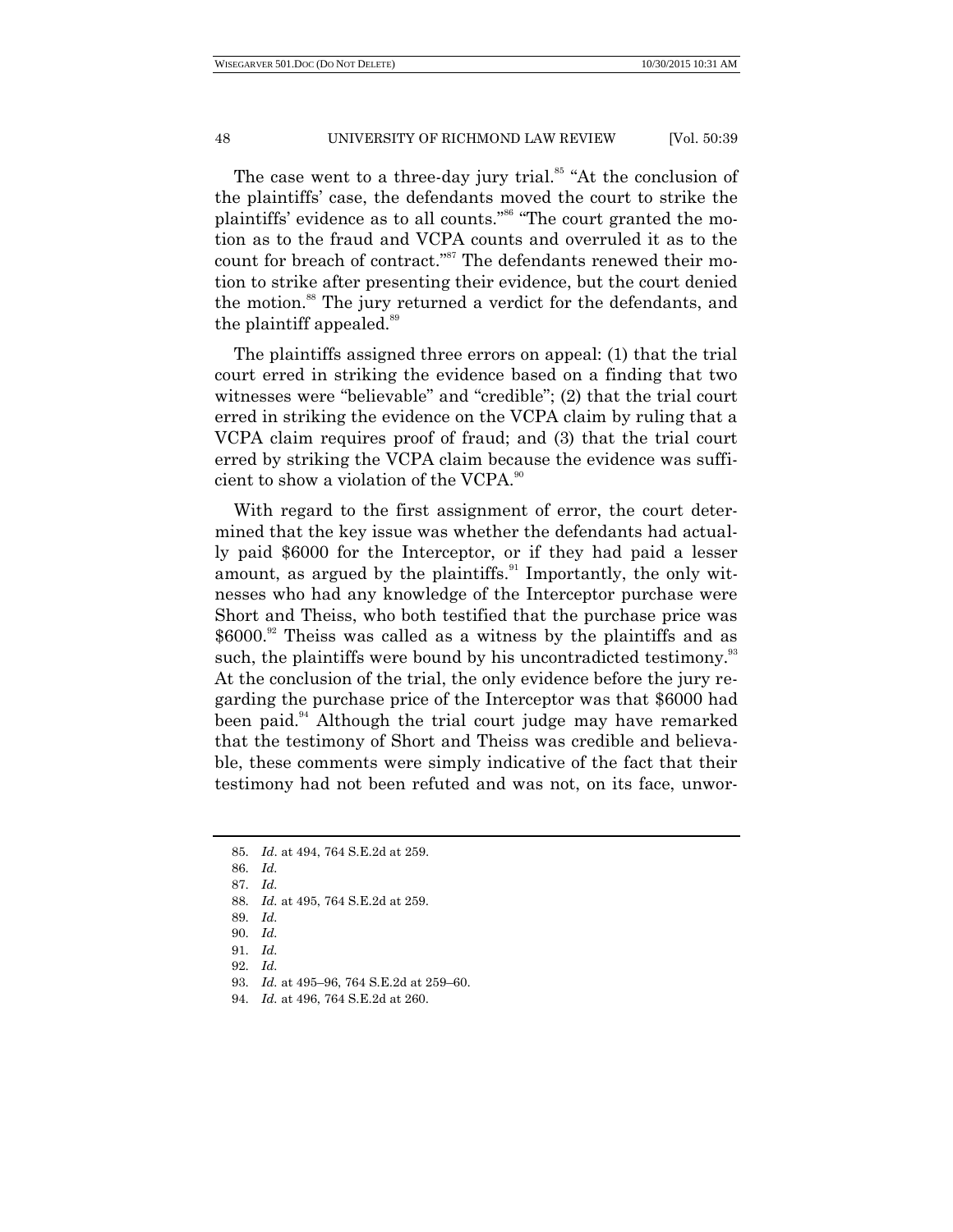The case went to a three-day jury trial.[85] "At the conclusion of the plaintiffs' case, the defendants moved the court to strike the plaintiffs' evidence as to all counts."[86] "The court granted the motion as to the fraud and VCPA counts and overruled it as to the count for breach of contract."[87] The defendants renewed their motion to strike after presenting their evidence, but the court denied the motion.[88] The jury returned a verdict for the defendants, and the plaintiff appealed.[89]

The plaintiffs assigned three errors on appeal: (1) that the trial court erred in striking the evidence based on a finding that two witnesses were "believable" and "credible"; (2) that the trial court erred in striking the evidence on the VCPA claim by ruling that a VCPA claim requires proof of fraud; and (3) that the trial court erred by striking the VCPA claim because the evidence was sufficient to show a violation of the VCPA.[90]

With regard to the first assignment of error, the court determined that the key issue was whether the defendants had actually paid $6000 for the Interceptor, or if they had paid a lesser amount, as argued by the plaintiffs.[91] Importantly, the only witnesses who had any knowledge of the Interceptor purchase were Short and Theiss, who both testified that the purchase price was $6000.[92] Theiss was called as a witness by the plaintiffs and as such, the plaintiffs were bound by his uncontradicted testimony.[93] At the conclusion of the trial, the only evidence before the jury regarding the purchase price of the Interceptor was that $6000 had been paid.[94] Although the trial court judge may have remarked that the testimony of Short and Theiss was credible and believable, these comments were simply indicative of the fact that their testimony had not been refuted and was not, on its face, unwor-

---

85. *Id*. at 494, 764 S.E.2d at 259.

86. *Id.*

87. *Id.*

88. *Id.* at 495, 764 S.E.2d at 259.

89. *Id.*

90. *Id.*

91. *Id.*

92. *Id.*

93. *Id.* at 495–96, 764 S.E.2d at 259–60.

94. *Id.* at 496, 764 S.E.2d at 260.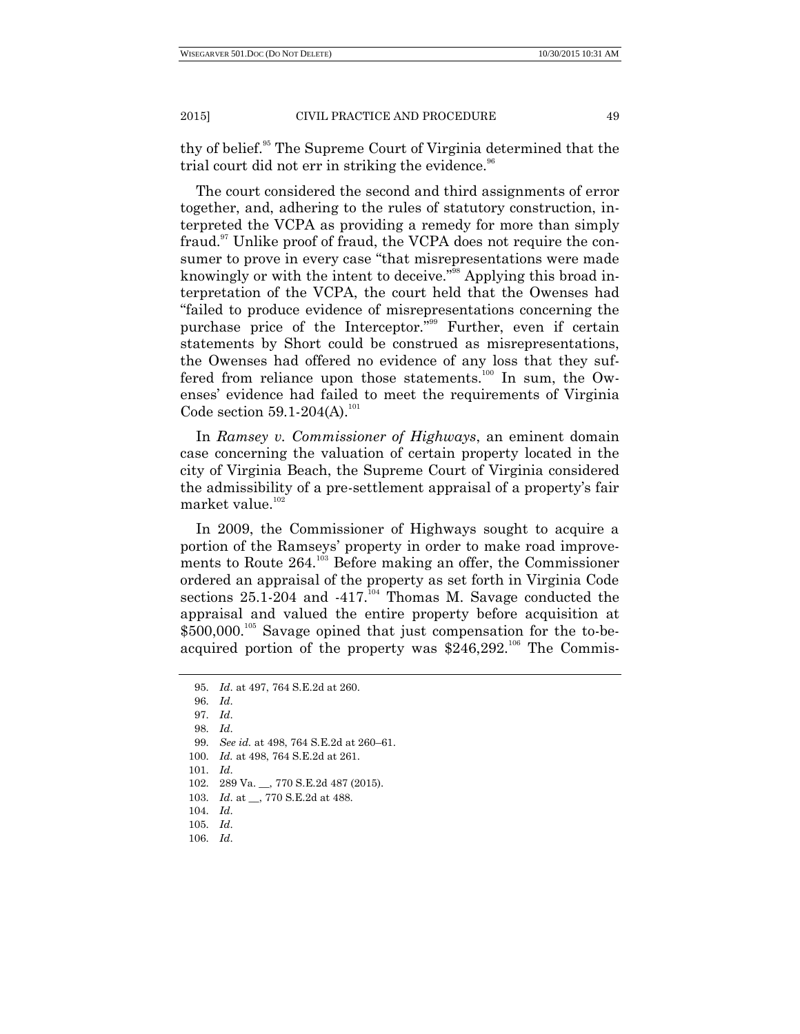thy of belief.[95] The Supreme Court of Virginia determined that the trial court did not err in striking the evidence.[96]

The court considered the second and third assignments of error together, and, adhering to the rules of statutory construction, interpreted the VCPA as providing a remedy for more than simply fraud.[97] Unlike proof of fraud, the VCPA does not require the consumer to prove in every case "that misrepresentations were made knowingly or with the intent to deceive."[98] Applying this broad interpretation of the VCPA, the court held that the Owenses had "failed to produce evidence of misrepresentations concerning the purchase price of the Interceptor."[99] Further, even if certain statements by Short could be construed as misrepresentations, the Owenses had offered no evidence of any loss that they suffered from reliance upon those statements.[100] In sum, the Owenses' evidence had failed to meet the requirements of Virginia Code section 59.1-204(A).[101]

In *Ramsey v. Commissioner of Highways*, an eminent domain case concerning the valuation of certain property located in the city of Virginia Beach, the Supreme Court of Virginia considered the admissibility of a pre-settlement appraisal of a property's fair market value.[102]

In 2009, the Commissioner of Highways sought to acquire a portion of the Ramseys' property in order to make road improvements to Route 264.[103] Before making an offer, the Commissioner ordered an appraisal of the property as set forth in Virginia Code sections 25.1-204 and -417.[104] Thomas M. Savage conducted the appraisal and valued the entire property before acquisition at $500,000.[105] Savage opined that just compensation for the to-be-acquired portion of the property was $246,292.[106] The Commis-

---

95. *Id.* at 497, 764 S.E.2d at 260.
96. *Id.*
97. *Id.*
98. *Id.*
99. *See id.* at 498, 764 S.E.2d at 260–61.
100. *Id.* at 498, 764 S.E.2d at 261.
101. *Id.*
102. 289 Va. __, 770 S.E.2d 487 (2015).
103. *Id.* at __, 770 S.E.2d at 488.
104. *Id.*
105. *Id.*
106. *Id.*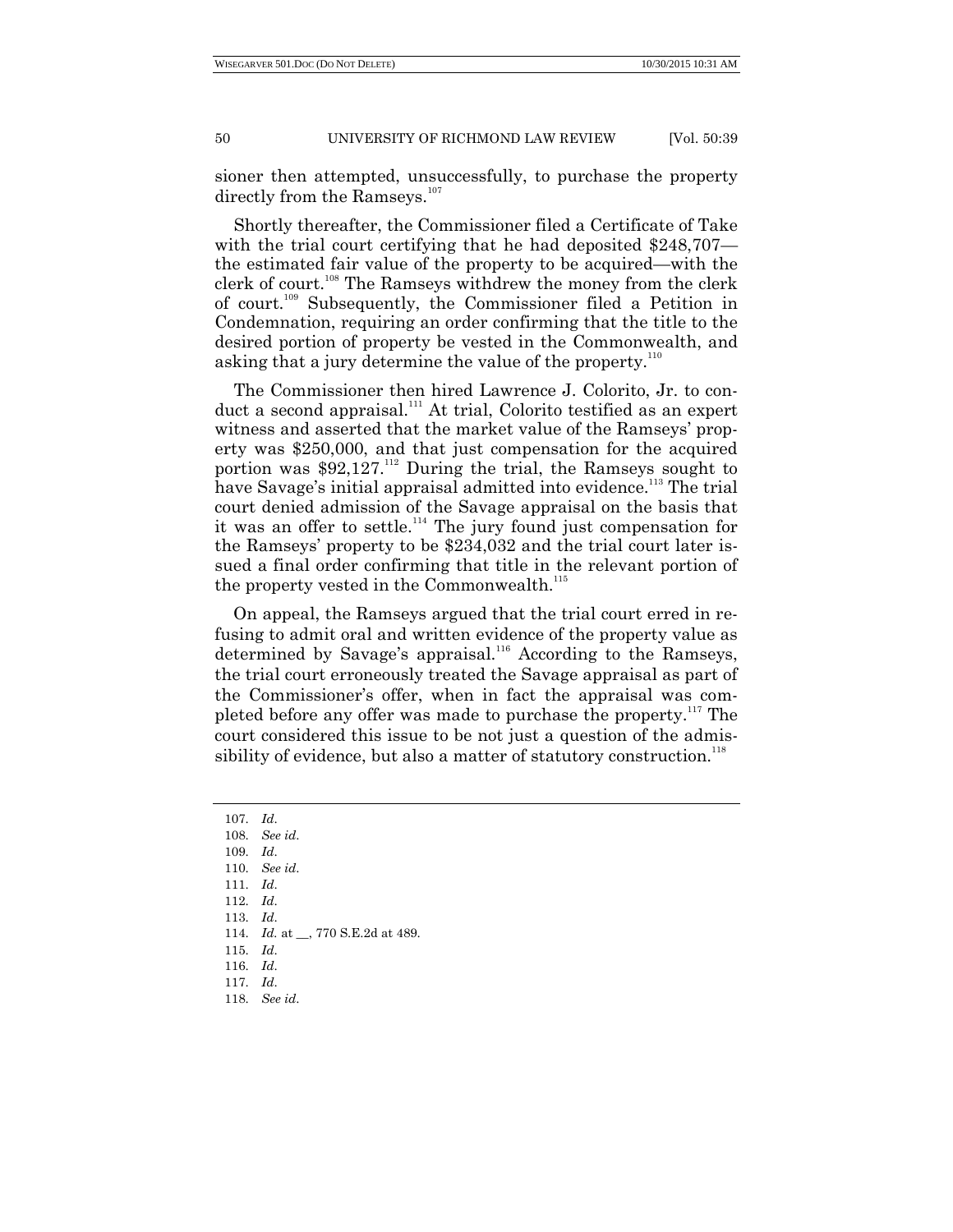sioner then attempted, unsuccessfully, to purchase the property directly from the Ramseys.[107]

Shortly thereafter, the Commissioner filed a Certificate of Take with the trial court certifying that he had deposited $248,707—the estimated fair value of the property to be acquired—with the clerk of court.[108] The Ramseys withdrew the money from the clerk of court.[109] Subsequently, the Commissioner filed a Petition in Condemnation, requiring an order confirming that the title to the desired portion of property be vested in the Commonwealth, and asking that a jury determine the value of the property.[110]

The Commissioner then hired Lawrence J. Colorito, Jr. to conduct a second appraisal.[111] At trial, Colorito testified as an expert witness and asserted that the market value of the Ramseys' property was $250,000, and that just compensation for the acquired portion was $92,127.[112] During the trial, the Ramseys sought to have Savage's initial appraisal admitted into evidence.[113] The trial court denied admission of the Savage appraisal on the basis that it was an offer to settle.[114] The jury found just compensation for the Ramseys' property to be $234,032 and the trial court later issued a final order confirming that title in the relevant portion of the property vested in the Commonwealth.[115]

On appeal, the Ramseys argued that the trial court erred in refusing to admit oral and written evidence of the property value as determined by Savage's appraisal.[116] According to the Ramseys, the trial court erroneously treated the Savage appraisal as part of the Commissioner's offer, when in fact the appraisal was completed before any offer was made to purchase the property.[117] The court considered this issue to be not just a question of the admissibility of evidence, but also a matter of statutory construction.[118]

---

107. *Id.*
108. *See id.*
109. *Id.*
110. *See id.*
111. *Id.*
112. *Id.*
113. *Id.*
114. *Id.* at __, 770 S.E.2d at 489.
115. *Id.*
116. *Id.*
117. *Id.*
118. *See id.*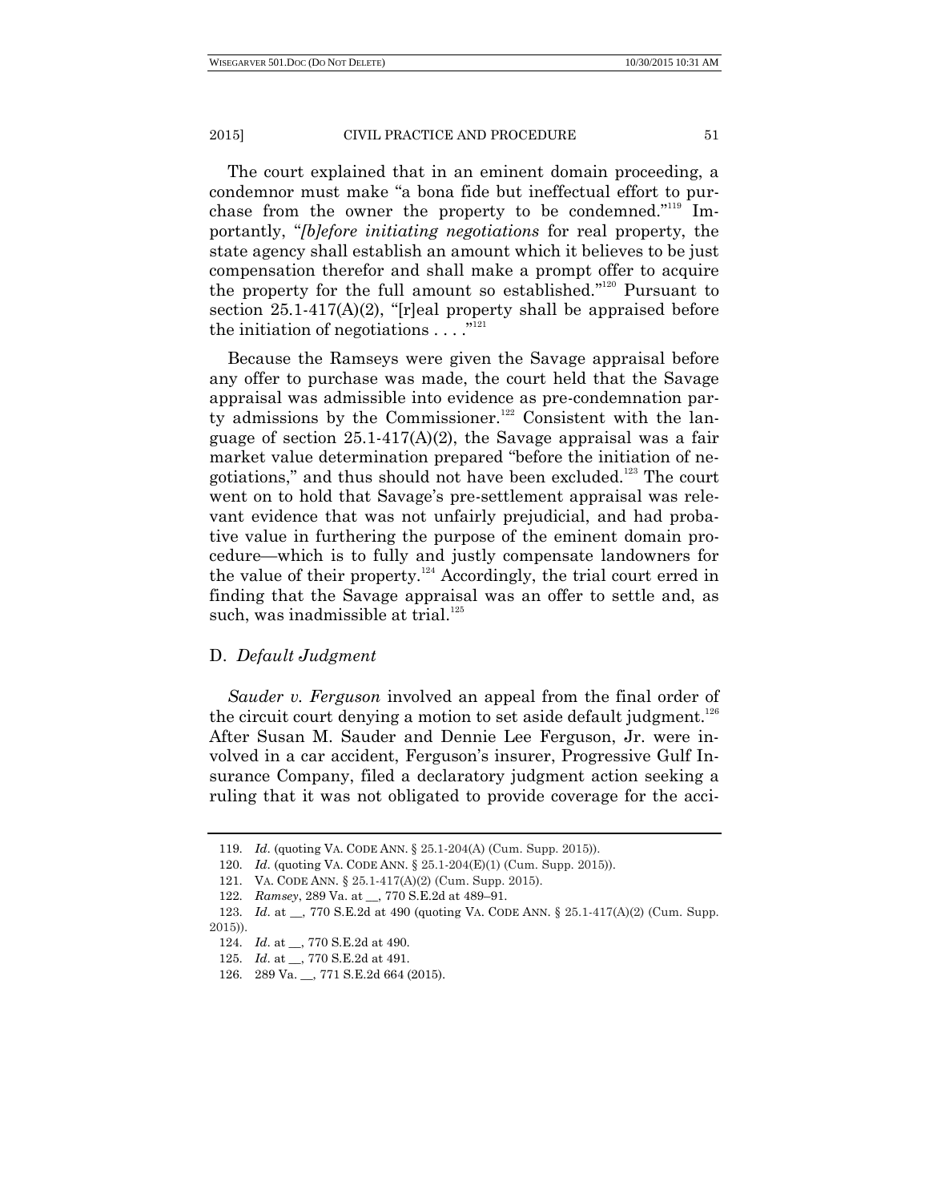The court explained that in an eminent domain proceeding, a condemnor must make "a bona fide but ineffectual effort to purchase from the owner the property to be condemned."[119] Importantly, "*[b]efore initiating negotiations* for real property, the state agency shall establish an amount which it believes to be just compensation therefor and shall make a prompt offer to acquire the property for the full amount so established."[120] Pursuant to section 25.1-417(A)(2), "[r]eal property shall be appraised before the initiation of negotiations . . . ."[121]

Because the Ramseys were given the Savage appraisal before any offer to purchase was made, the court held that the Savage appraisal was admissible into evidence as pre-condemnation party admissions by the Commissioner.[122] Consistent with the language of section 25.1-417(A)(2), the Savage appraisal was a fair market value determination prepared "before the initiation of negotiations," and thus should not have been excluded.[123] The court went on to hold that Savage's pre-settlement appraisal was relevant evidence that was not unfairly prejudicial, and had probative value in furthering the purpose of the eminent domain procedure—which is to fully and justly compensate landowners for the value of their property.[124] Accordingly, the trial court erred in finding that the Savage appraisal was an offer to settle and, as such, was inadmissible at trial.[125]

### D. *Default Judgment*

*Sauder v. Ferguson* involved an appeal from the final order of the circuit court denying a motion to set aside default judgment.[126] After Susan M. Sauder and Dennie Lee Ferguson, Jr. were involved in a car accident, Ferguson's insurer, Progressive Gulf Insurance Company, filed a declaratory judgment action seeking a ruling that it was not obligated to provide coverage for the acci-

---

119. *Id.* (quoting VA. CODE ANN. § 25.1-204(A) (Cum. Supp. 2015)).

120. *Id.* (quoting VA. CODE ANN. § 25.1-204(E)(1) (Cum. Supp. 2015)).

121. VA. CODE ANN. § 25.1-417(A)(2) (Cum. Supp. 2015).

122. *Ramsey*, 289 Va. at __, 770 S.E.2d at 489–91.

123. *Id.* at __, 770 S.E.2d at 490 (quoting VA. CODE ANN. § 25.1-417(A)(2) (Cum. Supp. 2015)).

124. *Id.* at __, 770 S.E.2d at 490.

125. *Id.* at __, 770 S.E.2d at 491.

126. 289 Va. __, 771 S.E.2d 664 (2015).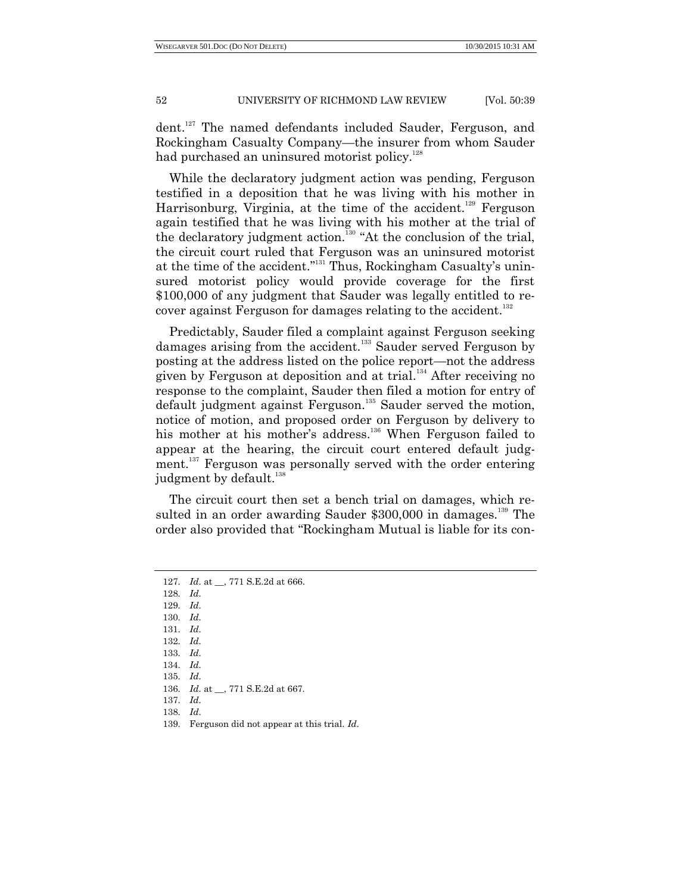dent.[127] The named defendants included Sauder, Ferguson, and Rockingham Casualty Company—the insurer from whom Sauder had purchased an uninsured motorist policy.[128]

While the declaratory judgment action was pending, Ferguson testified in a deposition that he was living with his mother in Harrisonburg, Virginia, at the time of the accident.[129] Ferguson again testified that he was living with his mother at the trial of the declaratory judgment action.[130] "At the conclusion of the trial, the circuit court ruled that Ferguson was an uninsured motorist at the time of the accident."[131] Thus, Rockingham Casualty's uninsured motorist policy would provide coverage for the first $100,000 of any judgment that Sauder was legally entitled to recover against Ferguson for damages relating to the accident.[132]

Predictably, Sauder filed a complaint against Ferguson seeking damages arising from the accident.[133] Sauder served Ferguson by posting at the address listed on the police report—not the address given by Ferguson at deposition and at trial.[134] After receiving no response to the complaint, Sauder then filed a motion for entry of default judgment against Ferguson.[135] Sauder served the motion, notice of motion, and proposed order on Ferguson by delivery to his mother at his mother's address.[136] When Ferguson failed to appear at the hearing, the circuit court entered default judgment.[137] Ferguson was personally served with the order entering judgment by default.[138]

The circuit court then set a bench trial on damages, which resulted in an order awarding Sauder $300,000 in damages.[139] The order also provided that "Rockingham Mutual is liable for its con-

---

127. *Id.* at __, 771 S.E.2d at 666.
128. *Id.*
129. *Id.*
130. *Id.*
131. *Id.*
132. *Id.*
133. *Id.*
134. *Id.*
135. *Id.*
136. *Id.* at __, 771 S.E.2d at 667.
137. *Id.*
138. *Id.*
139. Ferguson did not appear at this trial. *Id.*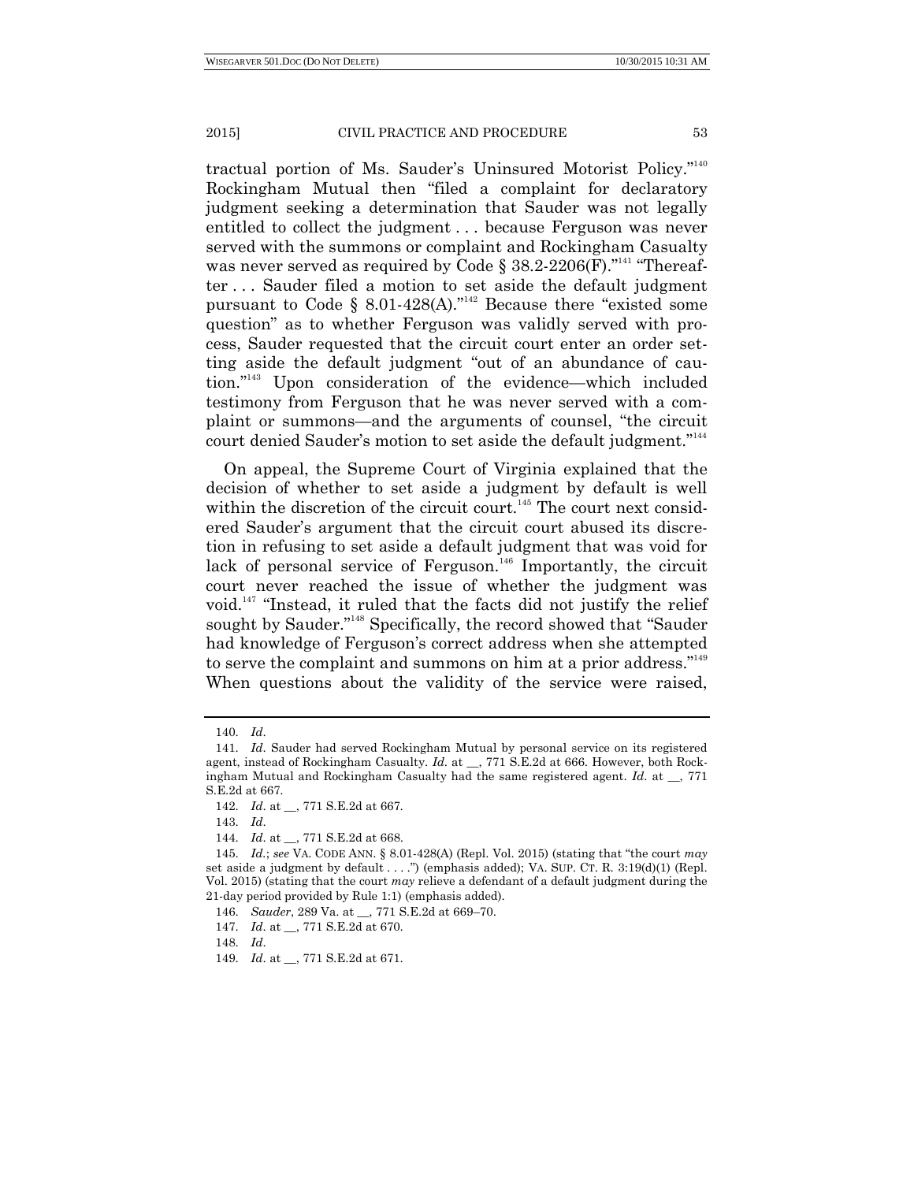tractual portion of Ms. Sauder's Uninsured Motorist Policy."[140] Rockingham Mutual then "filed a complaint for declaratory judgment seeking a determination that Sauder was not legally entitled to collect the judgment . . . because Ferguson was never served with the summons or complaint and Rockingham Casualty was never served as required by Code § 38.2-2206(F)."[141] "Thereafter . . . Sauder filed a motion to set aside the default judgment pursuant to Code § 8.01-428(A)."[142] Because there "existed some question" as to whether Ferguson was validly served with process, Sauder requested that the circuit court enter an order setting aside the default judgment "out of an abundance of caution."[143] Upon consideration of the evidence—which included testimony from Ferguson that he was never served with a complaint or summons—and the arguments of counsel, "the circuit court denied Sauder's motion to set aside the default judgment."[144]

On appeal, the Supreme Court of Virginia explained that the decision of whether to set aside a judgment by default is well within the discretion of the circuit court.[145] The court next considered Sauder's argument that the circuit court abused its discretion in refusing to set aside a default judgment that was void for lack of personal service of Ferguson.[146] Importantly, the circuit court never reached the issue of whether the judgment was void.[147] "Instead, it ruled that the facts did not justify the relief sought by Sauder."[148] Specifically, the record showed that "Sauder had knowledge of Ferguson's correct address when she attempted to serve the complaint and summons on him at a prior address."[149] When questions about the validity of the service were raised,

---

140. *Id.*

141. *Id.* Sauder had served Rockingham Mutual by personal service on its registered agent, instead of Rockingham Casualty. *Id.* at __, 771 S.E.2d at 666. However, both Rockingham Mutual and Rockingham Casualty had the same registered agent. *Id.* at __, 771 S.E.2d at 667.

142. *Id.* at __, 771 S.E.2d at 667.

143. *Id.*

144. *Id.* at __, 771 S.E.2d at 668.

145. *Id.*; *see* VA. CODE ANN. § 8.01-428(A) (Repl. Vol. 2015) (stating that "the court *may* set aside a judgment by default . . . .") (emphasis added); VA. SUP. CT. R. 3:19(d)(1) (Repl. Vol. 2015) (stating that the court *may* relieve a defendant of a default judgment during the 21-day period provided by Rule 1:1) (emphasis added).

146. *Sauder*, 289 Va. at __, 771 S.E.2d at 669–70.

147. *Id.* at __, 771 S.E.2d at 670.

148. *Id.*

149. *Id.* at __, 771 S.E.2d at 671.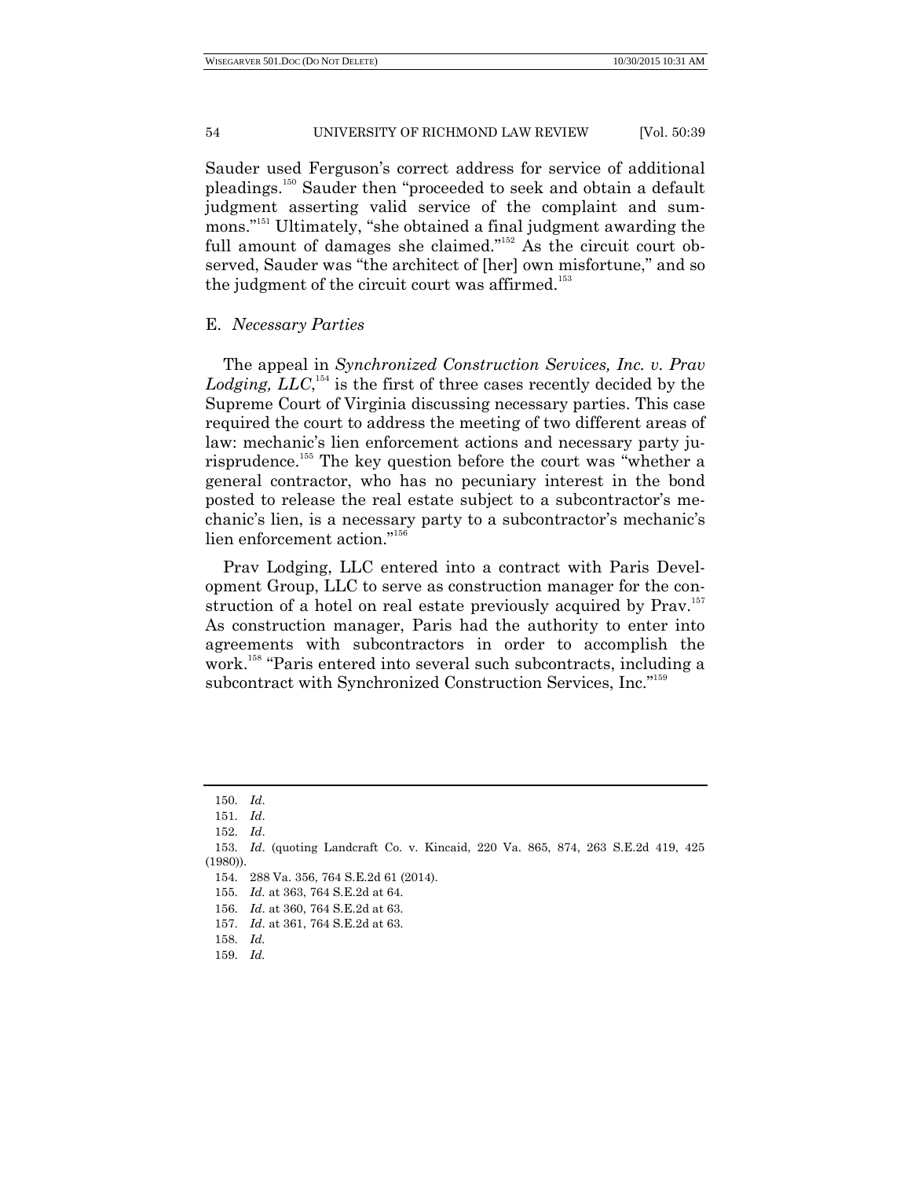Sauder used Ferguson's correct address for service of additional pleadings.[150] Sauder then "proceeded to seek and obtain a default judgment asserting valid service of the complaint and summons."[151] Ultimately, "she obtained a final judgment awarding the full amount of damages she claimed."[152] As the circuit court observed, Sauder was "the architect of [her] own misfortune," and so the judgment of the circuit court was affirmed.[153]

### E. *Necessary Parties*

The appeal in *Synchronized Construction Services, Inc. v. Prav Lodging, LLC*,[154] is the first of three cases recently decided by the Supreme Court of Virginia discussing necessary parties. This case required the court to address the meeting of two different areas of law: mechanic's lien enforcement actions and necessary party jurisprudence.[155] The key question before the court was "whether a general contractor, who has no pecuniary interest in the bond posted to release the real estate subject to a subcontractor's mechanic's lien, is a necessary party to a subcontractor's mechanic's lien enforcement action."[156]

Prav Lodging, LLC entered into a contract with Paris Development Group, LLC to serve as construction manager for the construction of a hotel on real estate previously acquired by Prav.[157] As construction manager, Paris had the authority to enter into agreements with subcontractors in order to accomplish the work.[158] "Paris entered into several such subcontracts, including a subcontract with Synchronized Construction Services, Inc."[159]

---

150. *Id*.
151. *Id*.
152. *Id*.
153. *Id*. (quoting Landcraft Co. v. Kincaid, 220 Va. 865, 874, 263 S.E.2d 419, 425 (1980)).
154. 288 Va. 356, 764 S.E.2d 61 (2014).
155. *Id.* at 363, 764 S.E.2d at 64.
156. *Id*. at 360, 764 S.E.2d at 63.
157. *Id*. at 361, 764 S.E.2d at 63.
158. *Id.*
159. *Id.*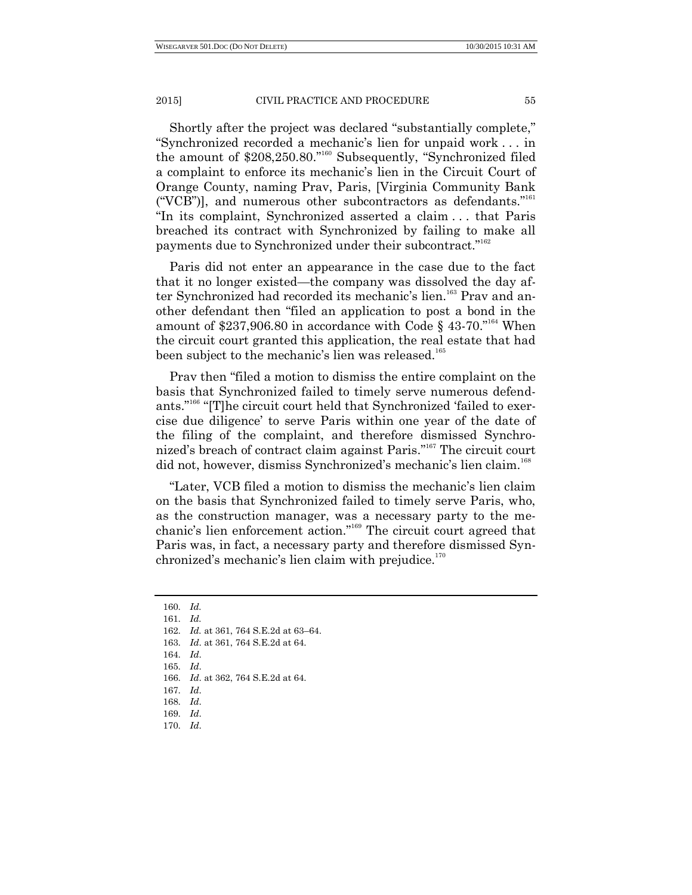Shortly after the project was declared "substantially complete," "Synchronized recorded a mechanic's lien for unpaid work . . . in the amount of $208,250.80."[160] Subsequently, "Synchronized filed a complaint to enforce its mechanic's lien in the Circuit Court of Orange County, naming Prav, Paris, [Virginia Community Bank ("VCB")], and numerous other subcontractors as defendants."[161] "In its complaint, Synchronized asserted a claim . . . that Paris breached its contract with Synchronized by failing to make all payments due to Synchronized under their subcontract."[162]

Paris did not enter an appearance in the case due to the fact that it no longer existed—the company was dissolved the day after Synchronized had recorded its mechanic's lien.[163] Prav and another defendant then "filed an application to post a bond in the amount of $237,906.80 in accordance with Code § 43-70."[164] When the circuit court granted this application, the real estate that had been subject to the mechanic's lien was released.[165]

Prav then "filed a motion to dismiss the entire complaint on the basis that Synchronized failed to timely serve numerous defendants."[166] "[T]he circuit court held that Synchronized 'failed to exercise due diligence' to serve Paris within one year of the date of the filing of the complaint, and therefore dismissed Synchronized's breach of contract claim against Paris."[167] The circuit court did not, however, dismiss Synchronized's mechanic's lien claim.[168]

"Later, VCB filed a motion to dismiss the mechanic's lien claim on the basis that Synchronized failed to timely serve Paris, who, as the construction manager, was a necessary party to the mechanic's lien enforcement action."[169] The circuit court agreed that Paris was, in fact, a necessary party and therefore dismissed Synchronized's mechanic's lien claim with prejudice.[170]

---

160. *Id.*
161. *Id.*
162. *Id.* at 361, 764 S.E.2d at 63–64.
163. *Id.* at 361, 764 S.E.2d at 64.
164. *Id*.
165. *Id*.
166. *Id*. at 362, 764 S.E.2d at 64.
167. *Id*.
168. *Id*.
169. *Id*.
170. *Id*.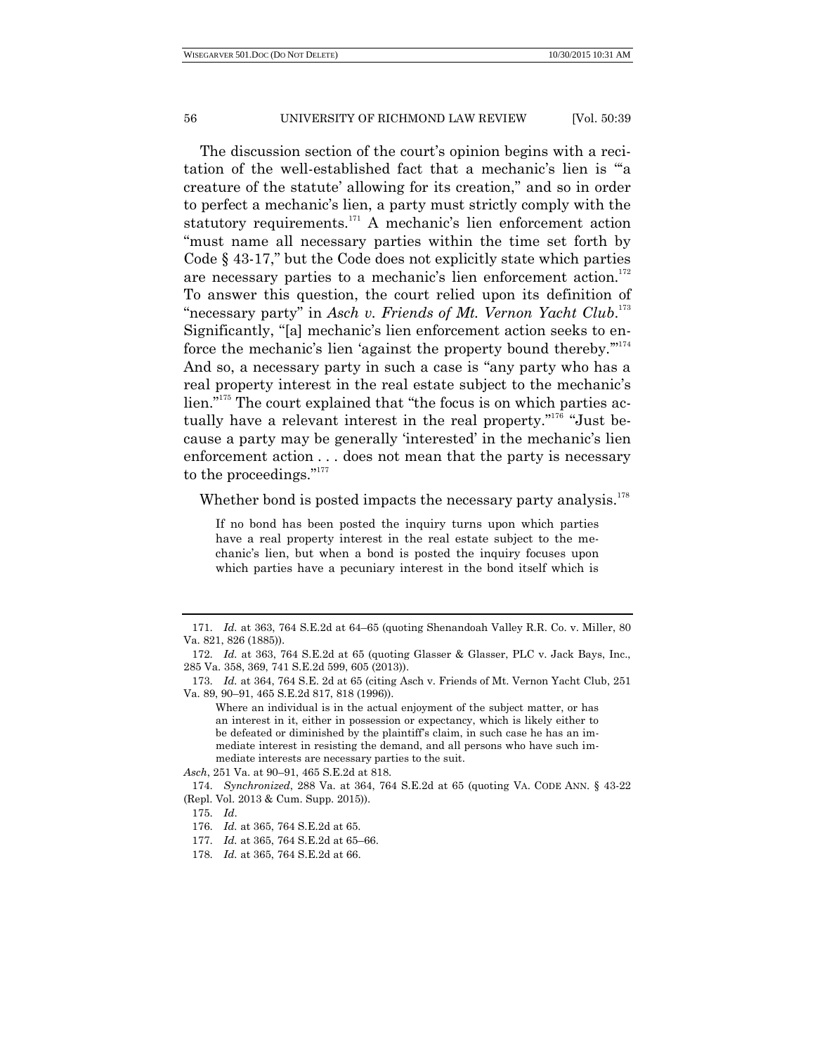The discussion section of the court's opinion begins with a recitation of the well-established fact that a mechanic's lien is "'a creature of the statute' allowing for its creation," and so in order to perfect a mechanic's lien, a party must strictly comply with the statutory requirements.[171] A mechanic's lien enforcement action "must name all necessary parties within the time set forth by Code § 43-17," but the Code does not explicitly state which parties are necessary parties to a mechanic's lien enforcement action.[172] To answer this question, the court relied upon its definition of "necessary party" in *Asch v. Friends of Mt. Vernon Yacht Club*.[173] Significantly, "[a] mechanic's lien enforcement action seeks to enforce the mechanic's lien 'against the property bound thereby.'"[174] And so, a necessary party in such a case is "any party who has a real property interest in the real estate subject to the mechanic's lien."[175] The court explained that "the focus is on which parties actually have a relevant interest in the real property."[176] "Just because a party may be generally 'interested' in the mechanic's lien enforcement action . . . does not mean that the party is necessary to the proceedings."[177]

Whether bond is posted impacts the necessary party analysis.[178]

> If no bond has been posted the inquiry turns upon which parties have a real property interest in the real estate subject to the mechanic's lien, but when a bond is posted the inquiry focuses upon which parties have a pecuniary interest in the bond itself which is

---

171. *Id.* at 363, 764 S.E.2d at 64–65 (quoting Shenandoah Valley R.R. Co. v. Miller, 80 Va. 821, 826 (1885)).

172. *Id.* at 363, 764 S.E.2d at 65 (quoting Glasser & Glasser, PLC v. Jack Bays, Inc., 285 Va. 358, 369, 741 S.E.2d 599, 605 (2013)).

173. *Id.* at 364, 764 S.E. 2d at 65 (citing Asch v. Friends of Mt. Vernon Yacht Club, 251 Va. 89, 90–91, 465 S.E.2d 817, 818 (1996)).

> Where an individual is in the actual enjoyment of the subject matter, or has an interest in it, either in possession or expectancy, which is likely either to be defeated or diminished by the plaintiff's claim, in such case he has an immediate interest in resisting the demand, and all persons who have such immediate interests are necessary parties to the suit.

*Asch*, 251 Va. at 90–91, 465 S.E.2d at 818.

174. *Synchronized*, 288 Va. at 364, 764 S.E.2d at 65 (quoting VA. CODE ANN. § 43-22 (Repl. Vol. 2013 & Cum. Supp. 2015)).

175. *Id.*

176. *Id.* at 365, 764 S.E.2d at 65.

177. *Id.* at 365, 764 S.E.2d at 65–66.

178. *Id.* at 365, 764 S.E.2d at 66.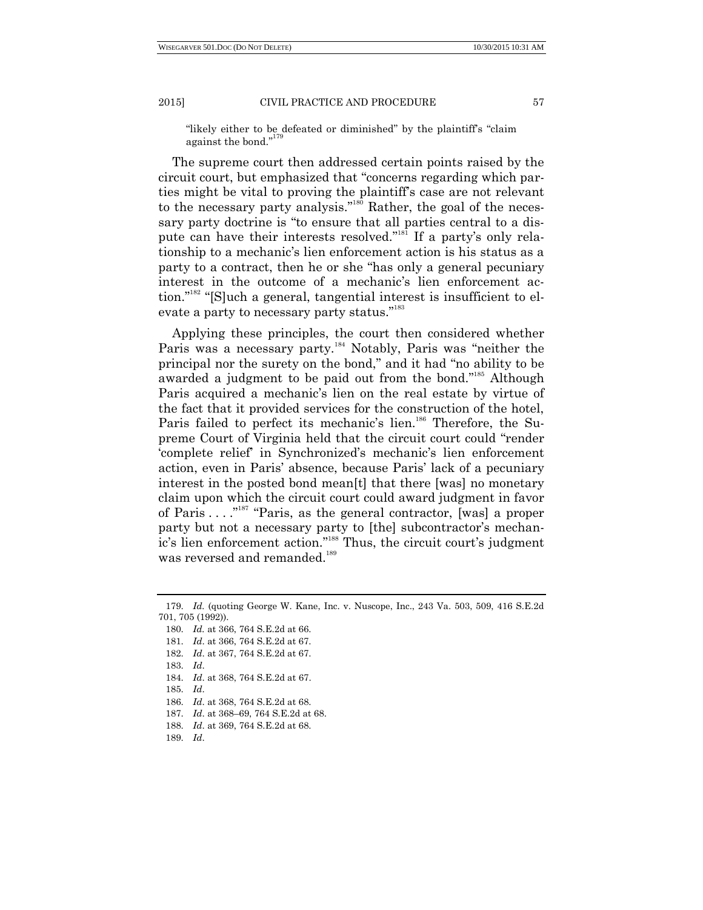"likely either to be defeated or diminished" by the plaintiff's "claim against the bond."[179]

The supreme court then addressed certain points raised by the circuit court, but emphasized that "concerns regarding which parties might be vital to proving the plaintiff's case are not relevant to the necessary party analysis."[180] Rather, the goal of the necessary party doctrine is "to ensure that all parties central to a dispute can have their interests resolved."[181] If a party's only relationship to a mechanic's lien enforcement action is his status as a party to a contract, then he or she "has only a general pecuniary interest in the outcome of a mechanic's lien enforcement action."[182] "[S]uch a general, tangential interest is insufficient to elevate a party to necessary party status."[183]

Applying these principles, the court then considered whether Paris was a necessary party.[184] Notably, Paris was "neither the principal nor the surety on the bond," and it had "no ability to be awarded a judgment to be paid out from the bond."[185] Although Paris acquired a mechanic's lien on the real estate by virtue of the fact that it provided services for the construction of the hotel, Paris failed to perfect its mechanic's lien.[186] Therefore, the Supreme Court of Virginia held that the circuit court could "render 'complete relief' in Synchronized's mechanic's lien enforcement action, even in Paris' absence, because Paris' lack of a pecuniary interest in the posted bond mean[t] that there [was] no monetary claim upon which the circuit court could award judgment in favor of Paris . . . ."[187] "Paris, as the general contractor, [was] a proper party but not a necessary party to [the] subcontractor's mechanic's lien enforcement action."[188] Thus, the circuit court's judgment was reversed and remanded.[189]

---

179. *Id.* (quoting George W. Kane, Inc. v. Nuscope, Inc., 243 Va. 503, 509, 416 S.E.2d 701, 705 (1992)).

180. *Id.* at 366, 764 S.E.2d at 66.

181. *Id.* at 366, 764 S.E.2d at 67.

182. *Id.* at 367, 764 S.E.2d at 67.

183. *Id.*

184. *Id.* at 368, 764 S.E.2d at 67.

185. *Id.*

186. *Id.* at 368, 764 S.E.2d at 68.

187. *Id.* at 368–69, 764 S.E.2d at 68.

188. *Id.* at 369, 764 S.E.2d at 68.

189. *Id.*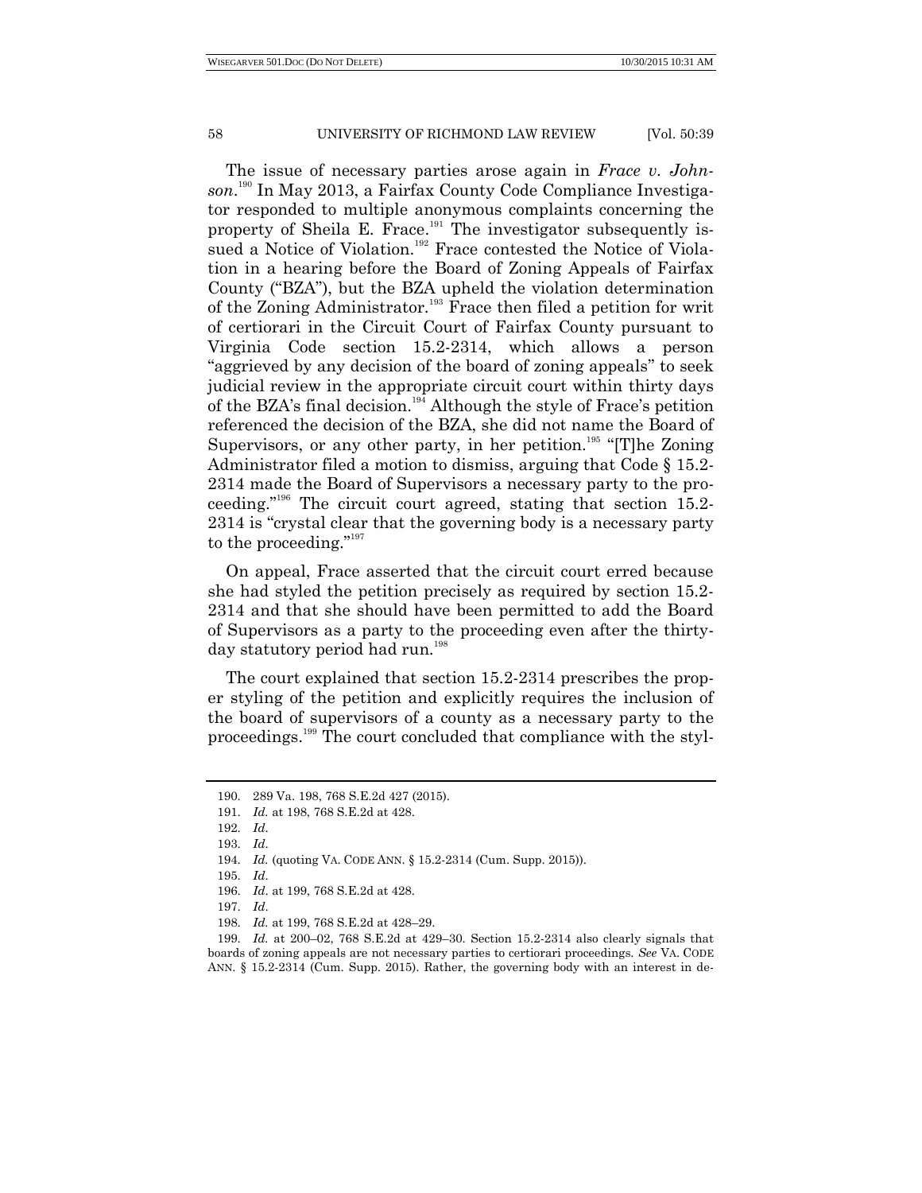The issue of necessary parties arose again in *Frace v. Johnson*.[190] In May 2013, a Fairfax County Code Compliance Investigator responded to multiple anonymous complaints concerning the property of Sheila E. Frace.[191] The investigator subsequently issued a Notice of Violation.[192] Frace contested the Notice of Violation in a hearing before the Board of Zoning Appeals of Fairfax County ("BZA"), but the BZA upheld the violation determination of the Zoning Administrator.[193] Frace then filed a petition for writ of certiorari in the Circuit Court of Fairfax County pursuant to Virginia Code section 15.2-2314, which allows a person "aggrieved by any decision of the board of zoning appeals" to seek judicial review in the appropriate circuit court within thirty days of the BZA's final decision.[194] Although the style of Frace's petition referenced the decision of the BZA, she did not name the Board of Supervisors, or any other party, in her petition.[195] "[T]he Zoning Administrator filed a motion to dismiss, arguing that Code § 15.2-2314 made the Board of Supervisors a necessary party to the proceeding."[196] The circuit court agreed, stating that section 15.2-2314 is "crystal clear that the governing body is a necessary party to the proceeding."[197]

On appeal, Frace asserted that the circuit court erred because she had styled the petition precisely as required by section 15.2-2314 and that she should have been permitted to add the Board of Supervisors as a party to the proceeding even after the thirty-day statutory period had run.[198]

The court explained that section 15.2-2314 prescribes the proper styling of the petition and explicitly requires the inclusion of the board of supervisors of a county as a necessary party to the proceedings.[199] The court concluded that compliance with the styl-

---

190. 289 Va. 198, 768 S.E.2d 427 (2015).

191. *Id.* at 198, 768 S.E.2d at 428.

192. *Id*.

193. *Id*.

194. *Id.* (quoting VA. CODE ANN. § 15.2-2314 (Cum. Supp. 2015)).

195. *Id*.

196. *Id*. at 199, 768 S.E.2d at 428.

197. *Id*.

198. *Id.* at 199, 768 S.E.2d at 428–29.

199. *Id.* at 200–02, 768 S.E.2d at 429–30. Section 15.2-2314 also clearly signals that boards of zoning appeals are not necessary parties to certiorari proceedings. *See* VA. CODE ANN. § 15.2-2314 (Cum. Supp. 2015). Rather, the governing body with an interest in de-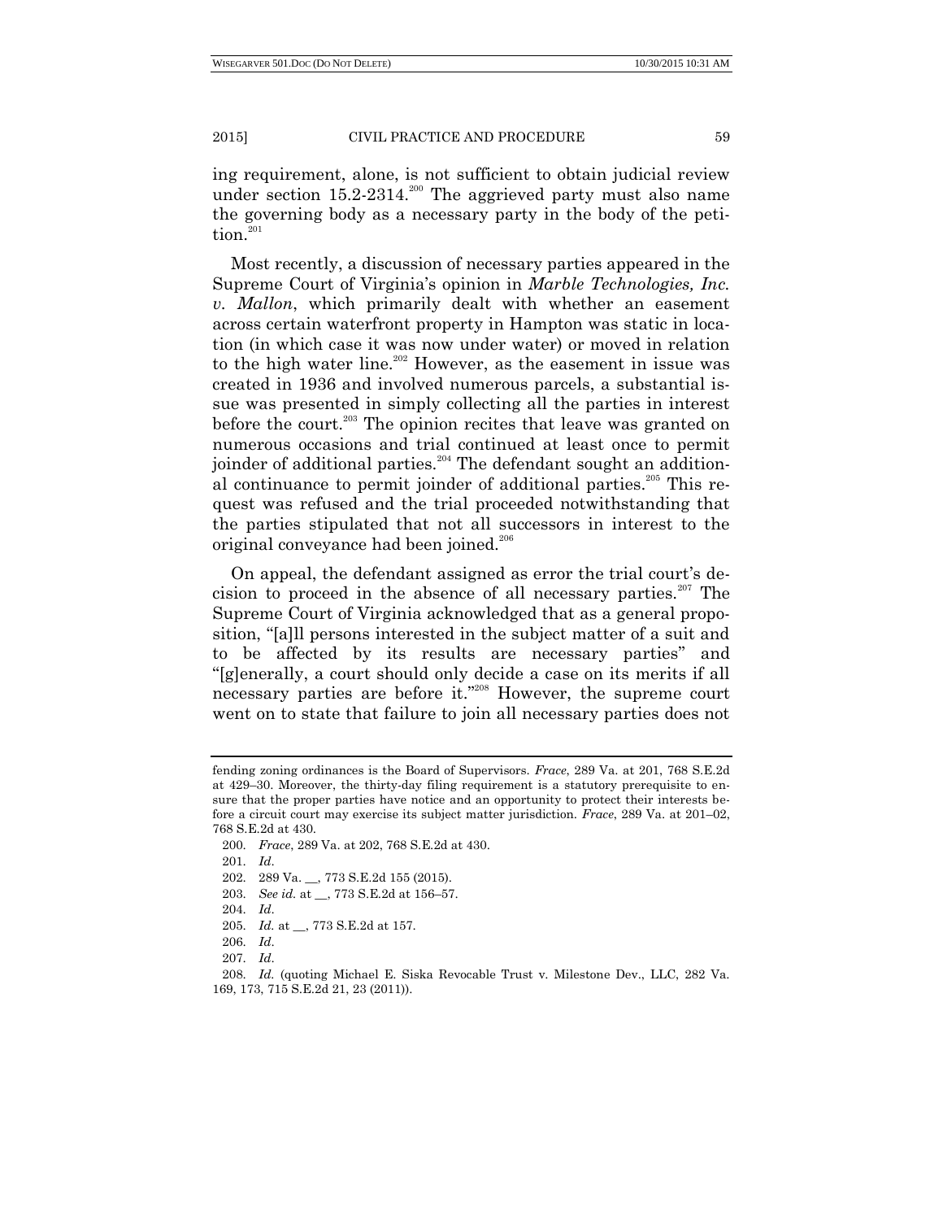ing requirement, alone, is not sufficient to obtain judicial review under section 15.2-2314.[200] The aggrieved party must also name the governing body as a necessary party in the body of the petition.[201]

Most recently, a discussion of necessary parties appeared in the Supreme Court of Virginia's opinion in *Marble Technologies, Inc. v. Mallon*, which primarily dealt with whether an easement across certain waterfront property in Hampton was static in location (in which case it was now under water) or moved in relation to the high water line.[202] However, as the easement in issue was created in 1936 and involved numerous parcels, a substantial issue was presented in simply collecting all the parties in interest before the court.[203] The opinion recites that leave was granted on numerous occasions and trial continued at least once to permit joinder of additional parties.[204] The defendant sought an additional continuance to permit joinder of additional parties.[205] This request was refused and the trial proceeded notwithstanding that the parties stipulated that not all successors in interest to the original conveyance had been joined.[206]

On appeal, the defendant assigned as error the trial court's decision to proceed in the absence of all necessary parties.[207] The Supreme Court of Virginia acknowledged that as a general proposition, "[a]ll persons interested in the subject matter of a suit and to be affected by its results are necessary parties" and "[g]enerally, a court should only decide a case on its merits if all necessary parties are before it."[208] However, the supreme court went on to state that failure to join all necessary parties does not

---

fending zoning ordinances is the Board of Supervisors. *Frace*, 289 Va. at 201, 768 S.E.2d at 429–30. Moreover, the thirty-day filing requirement is a statutory prerequisite to ensure that the proper parties have notice and an opportunity to protect their interests before a circuit court may exercise its subject matter jurisdiction. *Frace*, 289 Va. at 201–02, 768 S.E.2d at 430.

200. *Frace*, 289 Va. at 202, 768 S.E.2d at 430.

201. *Id.*

202. 289 Va. __, 773 S.E.2d 155 (2015).

203. *See id.* at __, 773 S.E.2d at 156–57.

204. *Id.*

205. *Id.* at __, 773 S.E.2d at 157.

206. *Id.*

207. *Id.*

208. *Id.* (quoting Michael E. Siska Revocable Trust v. Milestone Dev., LLC, 282 Va. 169, 173, 715 S.E.2d 21, 23 (2011)).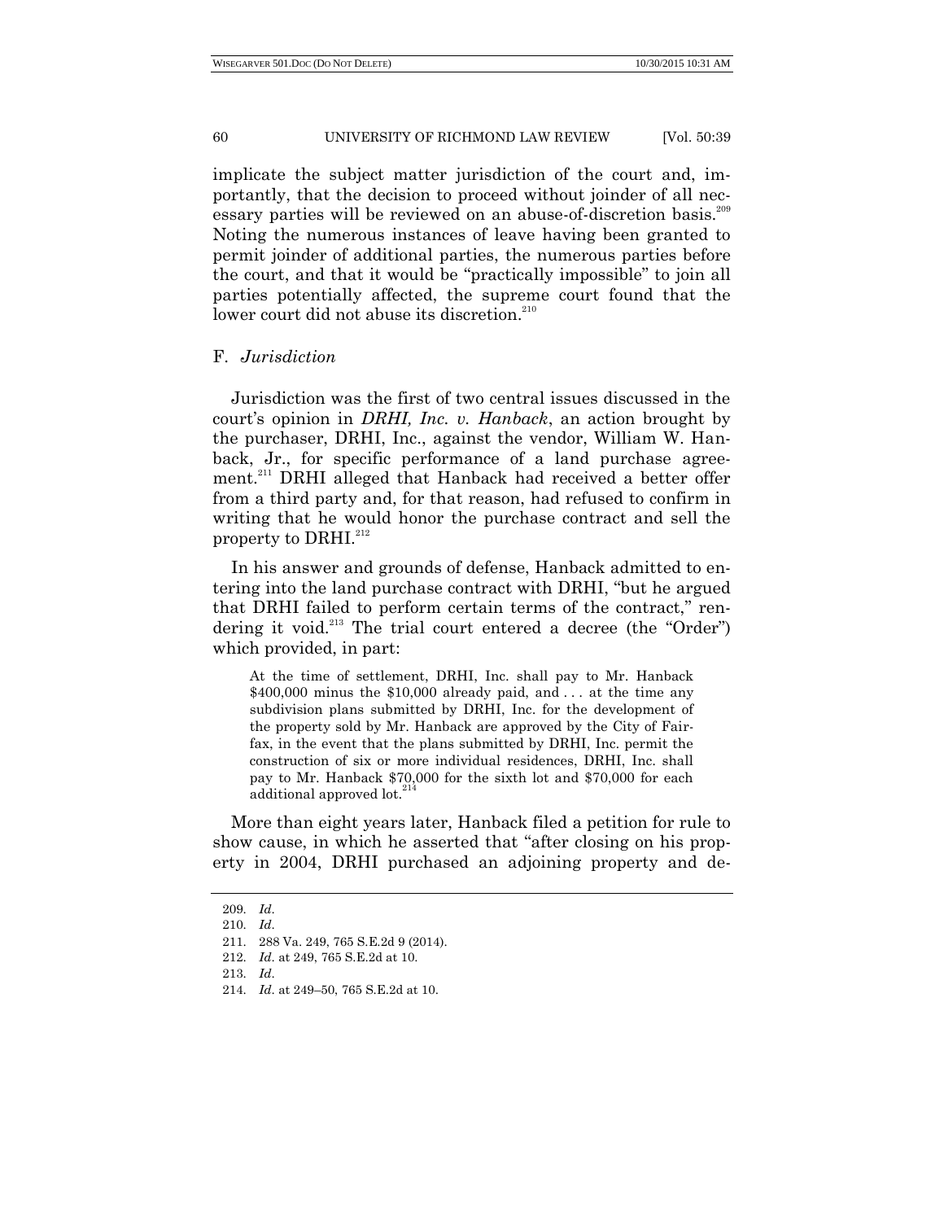implicate the subject matter jurisdiction of the court and, importantly, that the decision to proceed without joinder of all necessary parties will be reviewed on an abuse-of-discretion basis.[209] Noting the numerous instances of leave having been granted to permit joinder of additional parties, the numerous parties before the court, and that it would be "practically impossible" to join all parties potentially affected, the supreme court found that the lower court did not abuse its discretion.[210]

### F. *Jurisdiction*

Jurisdiction was the first of two central issues discussed in the court's opinion in *DRHI, Inc. v. Hanback*, an action brought by the purchaser, DRHI, Inc., against the vendor, William W. Hanback, Jr., for specific performance of a land purchase agreement.[211] DRHI alleged that Hanback had received a better offer from a third party and, for that reason, had refused to confirm in writing that he would honor the purchase contract and sell the property to DRHI.[212]

In his answer and grounds of defense, Hanback admitted to entering into the land purchase contract with DRHI, "but he argued that DRHI failed to perform certain terms of the contract," rendering it void.[213] The trial court entered a decree (the "Order") which provided, in part:

> At the time of settlement, DRHI, Inc. shall pay to Mr. Hanback $400,000 minus the $10,000 already paid, and . . . at the time any subdivision plans submitted by DRHI, Inc. for the development of the property sold by Mr. Hanback are approved by the City of Fairfax, in the event that the plans submitted by DRHI, Inc. permit the construction of six or more individual residences, DRHI, Inc. shall pay to Mr. Hanback $70,000 for the sixth lot and $70,000 for each additional approved lot.[214]

More than eight years later, Hanback filed a petition for rule to show cause, in which he asserted that "after closing on his property in 2004, DRHI purchased an adjoining property and de-

---

209. *Id*.

210. *Id*.

211. 288 Va. 249, 765 S.E.2d 9 (2014).

212. *Id*. at 249, 765 S.E.2d at 10.

213. *Id*.

214. *Id*. at 249–50, 765 S.E.2d at 10.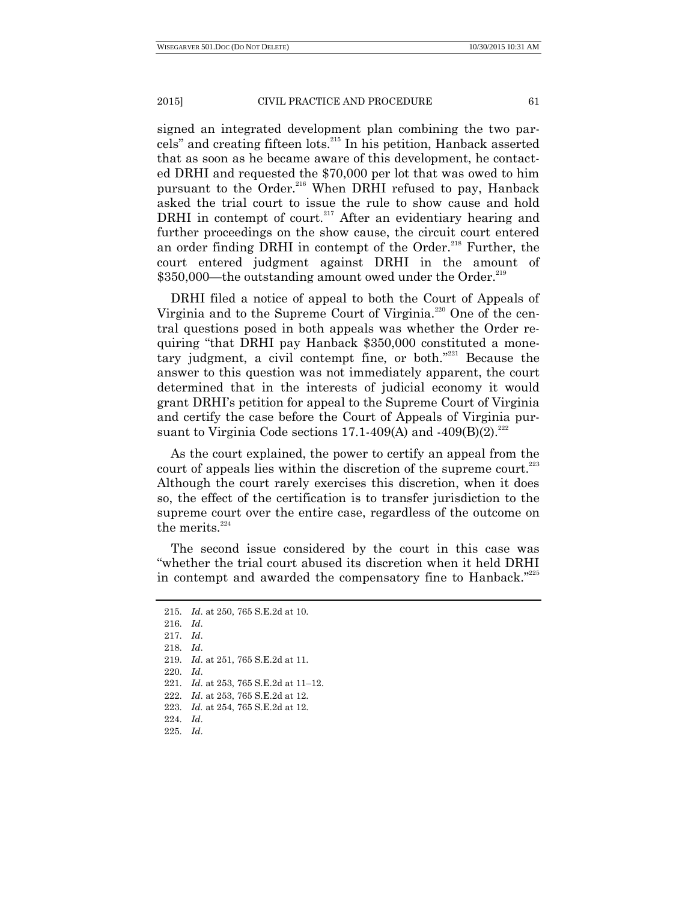signed an integrated development plan combining the two parcels" and creating fifteen lots.[215] In his petition, Hanback asserted that as soon as he became aware of this development, he contacted DRHI and requested the $70,000 per lot that was owed to him pursuant to the Order.[216] When DRHI refused to pay, Hanback asked the trial court to issue the rule to show cause and hold DRHI in contempt of court.[217] After an evidentiary hearing and further proceedings on the show cause, the circuit court entered an order finding DRHI in contempt of the Order.[218] Further, the court entered judgment against DRHI in the amount of $350,000—the outstanding amount owed under the Order.[219]

DRHI filed a notice of appeal to both the Court of Appeals of Virginia and to the Supreme Court of Virginia.[220] One of the central questions posed in both appeals was whether the Order requiring "that DRHI pay Hanback $350,000 constituted a monetary judgment, a civil contempt fine, or both."[221] Because the answer to this question was not immediately apparent, the court determined that in the interests of judicial economy it would grant DRHI's petition for appeal to the Supreme Court of Virginia and certify the case before the Court of Appeals of Virginia pursuant to Virginia Code sections 17.1-409(A) and -409(B)(2).[222]

As the court explained, the power to certify an appeal from the court of appeals lies within the discretion of the supreme court.[223] Although the court rarely exercises this discretion, when it does so, the effect of the certification is to transfer jurisdiction to the supreme court over the entire case, regardless of the outcome on the merits.[224]

The second issue considered by the court in this case was "whether the trial court abused its discretion when it held DRHI in contempt and awarded the compensatory fine to Hanback."[225]

---

215. *Id.* at 250, 765 S.E.2d at 10.
216. *Id.*
217. *Id.*
218. *Id.*
219. *Id.* at 251, 765 S.E.2d at 11.
220. *Id.*
221. *Id.* at 253, 765 S.E.2d at 11–12.
222. *Id.* at 253, 765 S.E.2d at 12.
223. *Id.* at 254, 765 S.E.2d at 12.
224. *Id.*
225. *Id.*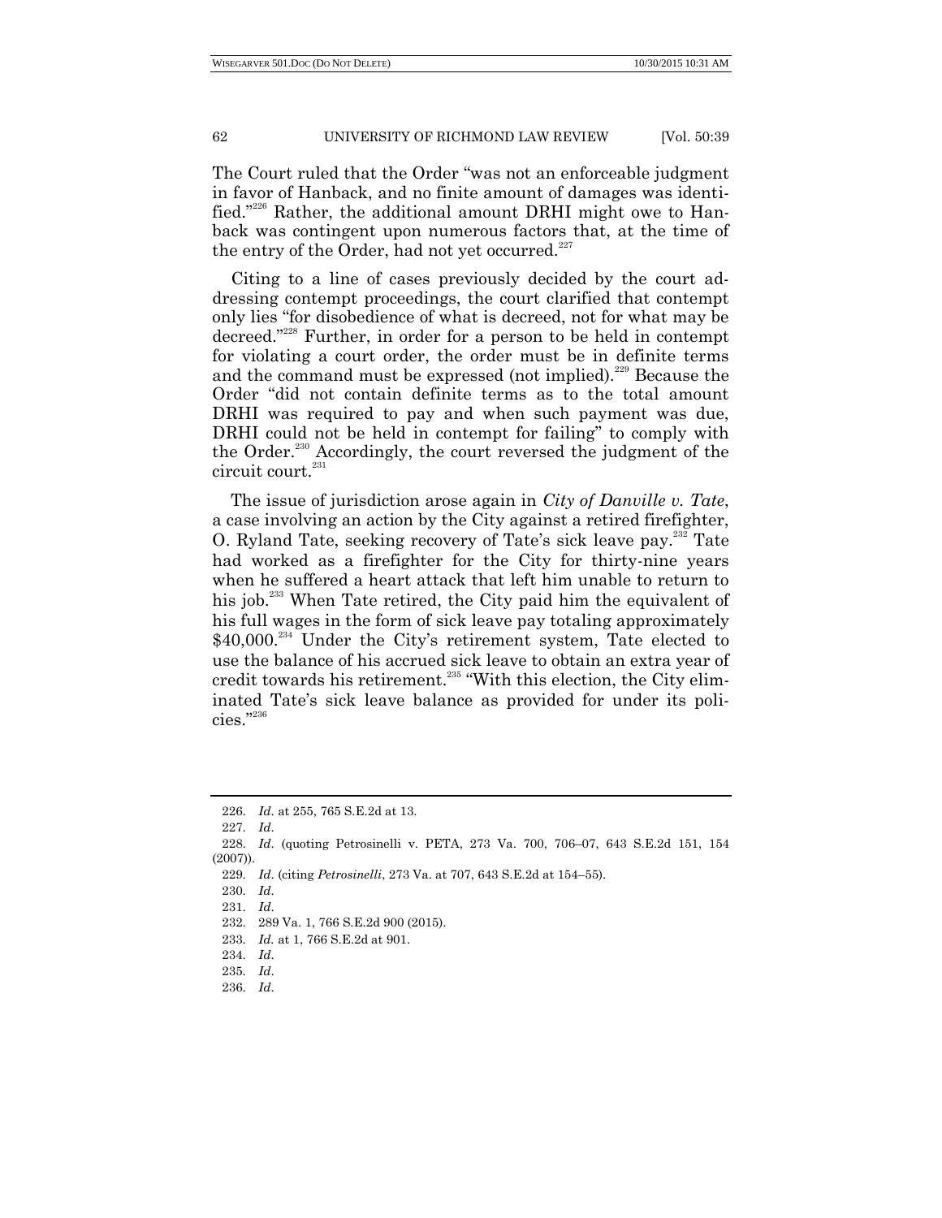The Court ruled that the Order "was not an enforceable judgment in favor of Hanback, and no finite amount of damages was identified."[226] Rather, the additional amount DRHI might owe to Hanback was contingent upon numerous factors that, at the time of the entry of the Order, had not yet occurred.[227]

Citing to a line of cases previously decided by the court addressing contempt proceedings, the court clarified that contempt only lies "for disobedience of what is decreed, not for what may be decreed."[228] Further, in order for a person to be held in contempt for violating a court order, the order must be in definite terms and the command must be expressed (not implied).[229] Because the Order "did not contain definite terms as to the total amount DRHI was required to pay and when such payment was due, DRHI could not be held in contempt for failing" to comply with the Order.[230] Accordingly, the court reversed the judgment of the circuit court.[231]

The issue of jurisdiction arose again in *City of Danville v. Tate*, a case involving an action by the City against a retired firefighter, O. Ryland Tate, seeking recovery of Tate's sick leave pay.[232] Tate had worked as a firefighter for the City for thirty-nine years when he suffered a heart attack that left him unable to return to his job.[233] When Tate retired, the City paid him the equivalent of his full wages in the form of sick leave pay totaling approximately $40,000.[234] Under the City's retirement system, Tate elected to use the balance of his accrued sick leave to obtain an extra year of credit towards his retirement.[235] "With this election, the City eliminated Tate's sick leave balance as provided for under its policies."[236]

---

226. *Id*. at 255, 765 S.E.2d at 13.

227. *Id*.

228. *Id*. (quoting Petrosinelli v. PETA, 273 Va. 700, 706–07, 643 S.E.2d 151, 154 (2007)).

229. *Id*. (citing *Petrosinelli*, 273 Va. at 707, 643 S.E.2d at 154–55).

230. *Id*.

231. *Id*.

232. 289 Va. 1, 766 S.E.2d 900 (2015).

233. *Id.* at 1, 766 S.E.2d at 901.

234. *Id*.

235. *Id*.

236. *Id*.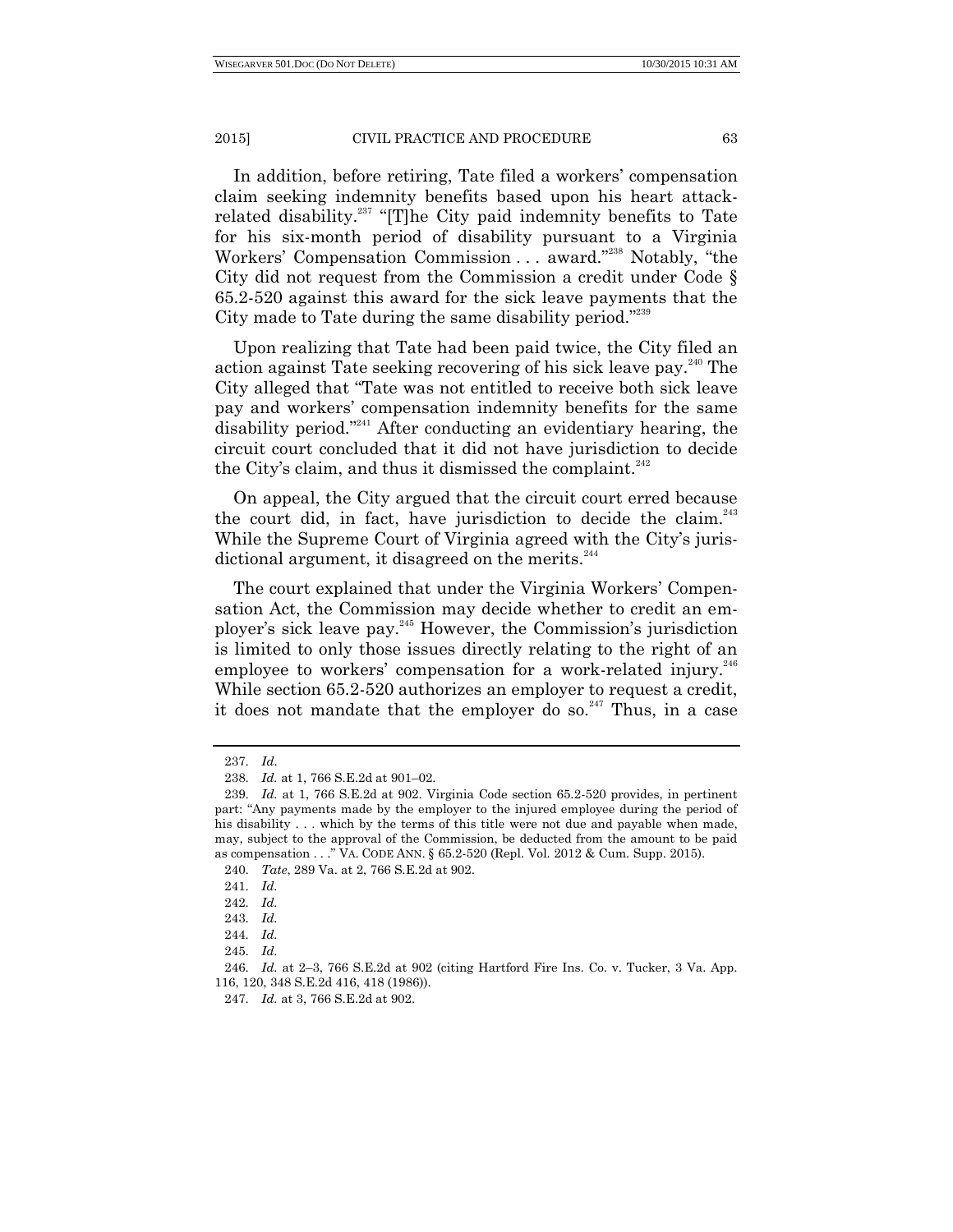In addition, before retiring, Tate filed a workers' compensation claim seeking indemnity benefits based upon his heart attack-related disability.[237] "[T]he City paid indemnity benefits to Tate for his six-month period of disability pursuant to a Virginia Workers' Compensation Commission . . . award."[238] Notably, "the City did not request from the Commission a credit under Code § 65.2-520 against this award for the sick leave payments that the City made to Tate during the same disability period."[239]

Upon realizing that Tate had been paid twice, the City filed an action against Tate seeking recovering of his sick leave pay.[240] The City alleged that "Tate was not entitled to receive both sick leave pay and workers' compensation indemnity benefits for the same disability period."[241] After conducting an evidentiary hearing, the circuit court concluded that it did not have jurisdiction to decide the City's claim, and thus it dismissed the complaint.[242]

On appeal, the City argued that the circuit court erred because the court did, in fact, have jurisdiction to decide the claim.[243] While the Supreme Court of Virginia agreed with the City's jurisdictional argument, it disagreed on the merits.[244]

The court explained that under the Virginia Workers' Compensation Act, the Commission may decide whether to credit an employer's sick leave pay.[245] However, the Commission's jurisdiction is limited to only those issues directly relating to the right of an employee to workers' compensation for a work-related injury.[246] While section 65.2-520 authorizes an employer to request a credit, it does not mandate that the employer do so.[247] Thus, in a case

---

237. *Id*.

238. *Id.* at 1, 766 S.E.2d at 901–02.

239. *Id.* at 1, 766 S.E.2d at 902. Virginia Code section 65.2-520 provides, in pertinent part: "Any payments made by the employer to the injured employee during the period of his disability . . . which by the terms of this title were not due and payable when made, may, subject to the approval of the Commission, be deducted from the amount to be paid as compensation . . ." VA. CODE ANN. § 65.2-520 (Repl. Vol. 2012 & Cum. Supp. 2015).

240. *Tate*, 289 Va. at 2, 766 S.E.2d at 902.

241. *Id.*

242. *Id.*

243. *Id.*

244. *Id.*

245. *Id.*

246. *Id.* at 2–3, 766 S.E.2d at 902 (citing Hartford Fire Ins. Co. v. Tucker, 3 Va. App. 116, 120, 348 S.E.2d 416, 418 (1986)).

247. *Id.* at 3, 766 S.E.2d at 902.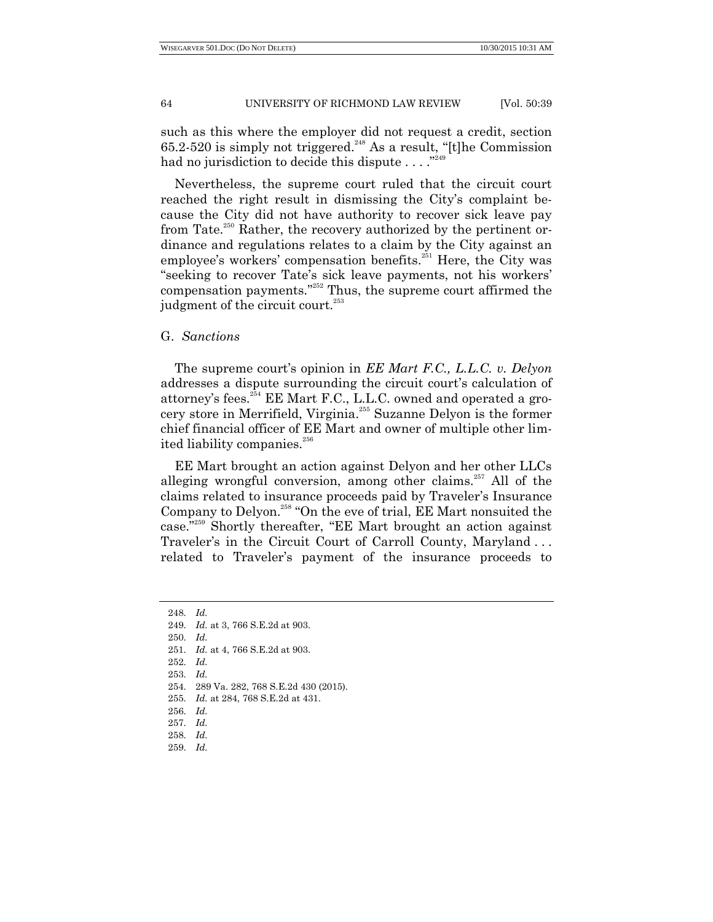such as this where the employer did not request a credit, section 65.2-520 is simply not triggered.[248] As a result, "[t]he Commission had no jurisdiction to decide this dispute . . . ."[249]

Nevertheless, the supreme court ruled that the circuit court reached the right result in dismissing the City's complaint because the City did not have authority to recover sick leave pay from Tate.[250] Rather, the recovery authorized by the pertinent ordinance and regulations relates to a claim by the City against an employee's workers' compensation benefits.[251] Here, the City was "seeking to recover Tate's sick leave payments, not his workers' compensation payments."[252] Thus, the supreme court affirmed the judgment of the circuit court.[253]

### G. *Sanctions*

The supreme court's opinion in *EE Mart F.C., L.L.C. v. Delyon* addresses a dispute surrounding the circuit court's calculation of attorney's fees.[254] EE Mart F.C., L.L.C. owned and operated a grocery store in Merrifield, Virginia.[255] Suzanne Delyon is the former chief financial officer of EE Mart and owner of multiple other limited liability companies.[256]

EE Mart brought an action against Delyon and her other LLCs alleging wrongful conversion, among other claims.[257] All of the claims related to insurance proceeds paid by Traveler's Insurance Company to Delyon.[258] "On the eve of trial, EE Mart nonsuited the case."[259] Shortly thereafter, "EE Mart brought an action against Traveler's in the Circuit Court of Carroll County, Maryland . . . related to Traveler's payment of the insurance proceeds to

248. *Id.*
249. *Id.* at 3, 766 S.E.2d at 903.
250. *Id.*
251. *Id.* at 4, 766 S.E.2d at 903.
252. *Id.*
253. *Id.*
254. 289 Va. 282, 768 S.E.2d 430 (2015).
255. *Id.* at 284, 768 S.E.2d at 431.
256. *Id.*
257. *Id.*
258. *Id.*
259. *Id.*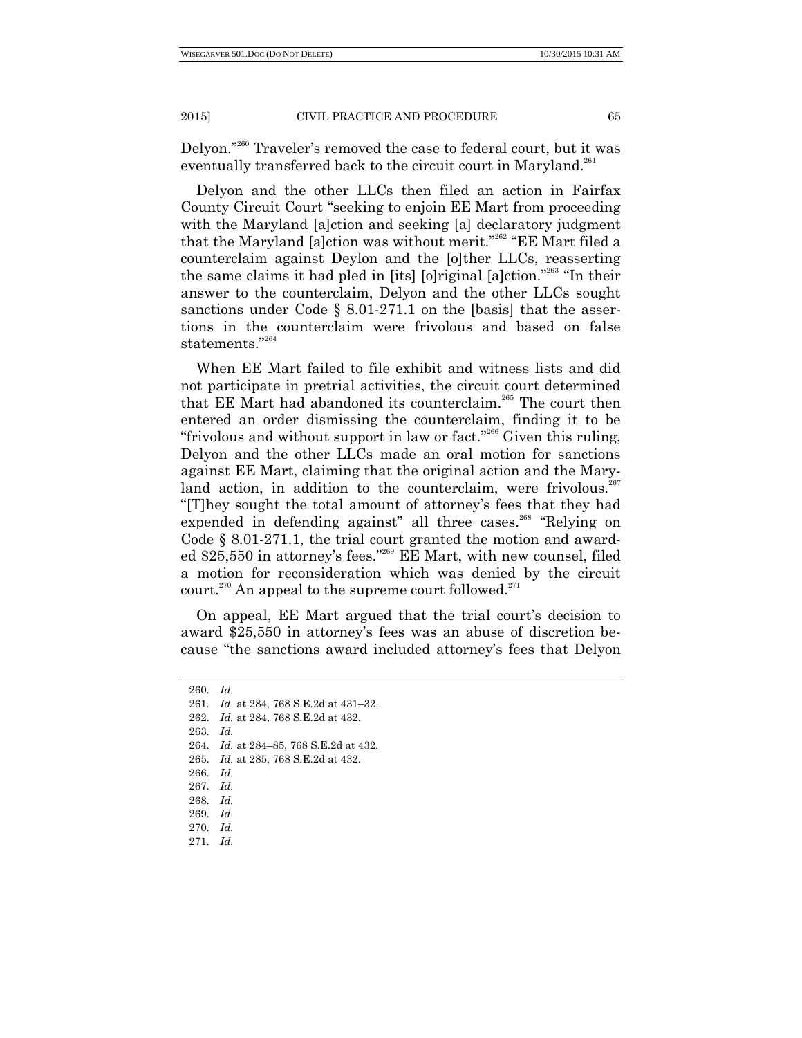Delyon."[260] Traveler's removed the case to federal court, but it was eventually transferred back to the circuit court in Maryland.[261]

Delyon and the other LLCs then filed an action in Fairfax County Circuit Court "seeking to enjoin EE Mart from proceeding with the Maryland [a]ction and seeking [a] declaratory judgment that the Maryland [a]ction was without merit."[262] "EE Mart filed a counterclaim against Deylon and the [o]ther LLCs, reasserting the same claims it had pled in [its] [o]riginal [a]ction."[263] "In their answer to the counterclaim, Delyon and the other LLCs sought sanctions under Code § 8.01-271.1 on the [basis] that the assertions in the counterclaim were frivolous and based on false statements."[264]

When EE Mart failed to file exhibit and witness lists and did not participate in pretrial activities, the circuit court determined that EE Mart had abandoned its counterclaim.[265] The court then entered an order dismissing the counterclaim, finding it to be "frivolous and without support in law or fact."[266] Given this ruling, Delyon and the other LLCs made an oral motion for sanctions against EE Mart, claiming that the original action and the Maryland action, in addition to the counterclaim, were frivolous.[267] "[T]hey sought the total amount of attorney's fees that they had expended in defending against" all three cases.[268] "Relying on Code § 8.01-271.1, the trial court granted the motion and awarded $25,550 in attorney's fees."[269] EE Mart, with new counsel, filed a motion for reconsideration which was denied by the circuit court.[270] An appeal to the supreme court followed.[271]

On appeal, EE Mart argued that the trial court's decision to award $25,550 in attorney's fees was an abuse of discretion because "the sanctions award included attorney's fees that Delyon

---

260. *Id.*
261. *Id.* at 284, 768 S.E.2d at 431–32.
262. *Id.* at 284, 768 S.E.2d at 432.
263. *Id.*
264. *Id.* at 284–85, 768 S.E.2d at 432.
265. *Id.* at 285, 768 S.E.2d at 432.
266. *Id.*
267. *Id.*
268. *Id.*
269. *Id.*
270. *Id.*
271. *Id.*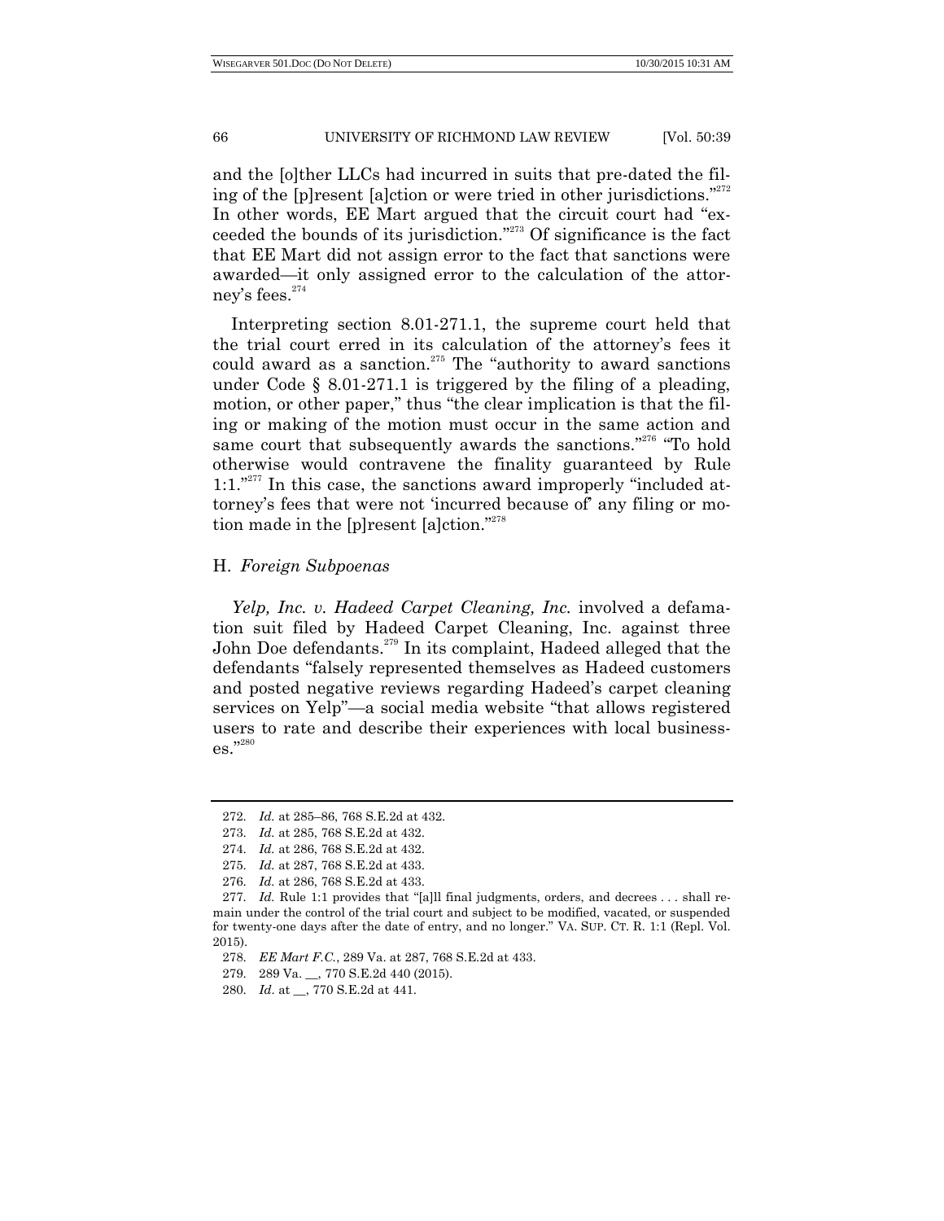and the [o]ther LLCs had incurred in suits that pre-dated the filing of the [p]resent [a]ction or were tried in other jurisdictions."[272] In other words, EE Mart argued that the circuit court had "exceeded the bounds of its jurisdiction."[273] Of significance is the fact that EE Mart did not assign error to the fact that sanctions were awarded—it only assigned error to the calculation of the attorney's fees.[274]

Interpreting section 8.01-271.1, the supreme court held that the trial court erred in its calculation of the attorney's fees it could award as a sanction.[275] The "authority to award sanctions under Code § 8.01-271.1 is triggered by the filing of a pleading, motion, or other paper," thus "the clear implication is that the filing or making of the motion must occur in the same action and same court that subsequently awards the sanctions."[276] "To hold otherwise would contravene the finality guaranteed by Rule 1:1."[277] In this case, the sanctions award improperly "included attorney's fees that were not 'incurred because of' any filing or motion made in the [p]resent [a]ction."[278]

### H. *Foreign Subpoenas*

*Yelp, Inc. v. Hadeed Carpet Cleaning, Inc.* involved a defamation suit filed by Hadeed Carpet Cleaning, Inc. against three John Doe defendants.[279] In its complaint, Hadeed alleged that the defendants "falsely represented themselves as Hadeed customers and posted negative reviews regarding Hadeed's carpet cleaning services on Yelp"—a social media website "that allows registered users to rate and describe their experiences with local businesses."[280]

---

272. *Id.* at 285–86, 768 S.E.2d at 432.

273. *Id.* at 285, 768 S.E.2d at 432.

274. *Id.* at 286, 768 S.E.2d at 432.

275. *Id.* at 287, 768 S.E.2d at 433.

276. *Id.* at 286, 768 S.E.2d at 433.

277. *Id.* Rule 1:1 provides that "[a]ll final judgments, orders, and decrees . . . shall remain under the control of the trial court and subject to be modified, vacated, or suspended for twenty-one days after the date of entry, and no longer." VA. SUP. CT. R. 1:1 (Repl. Vol. 2015).

278. *EE Mart F.C.*, 289 Va. at 287, 768 S.E.2d at 433.

279. 289 Va. __, 770 S.E.2d 440 (2015).

280. *Id.* at __, 770 S.E.2d at 441.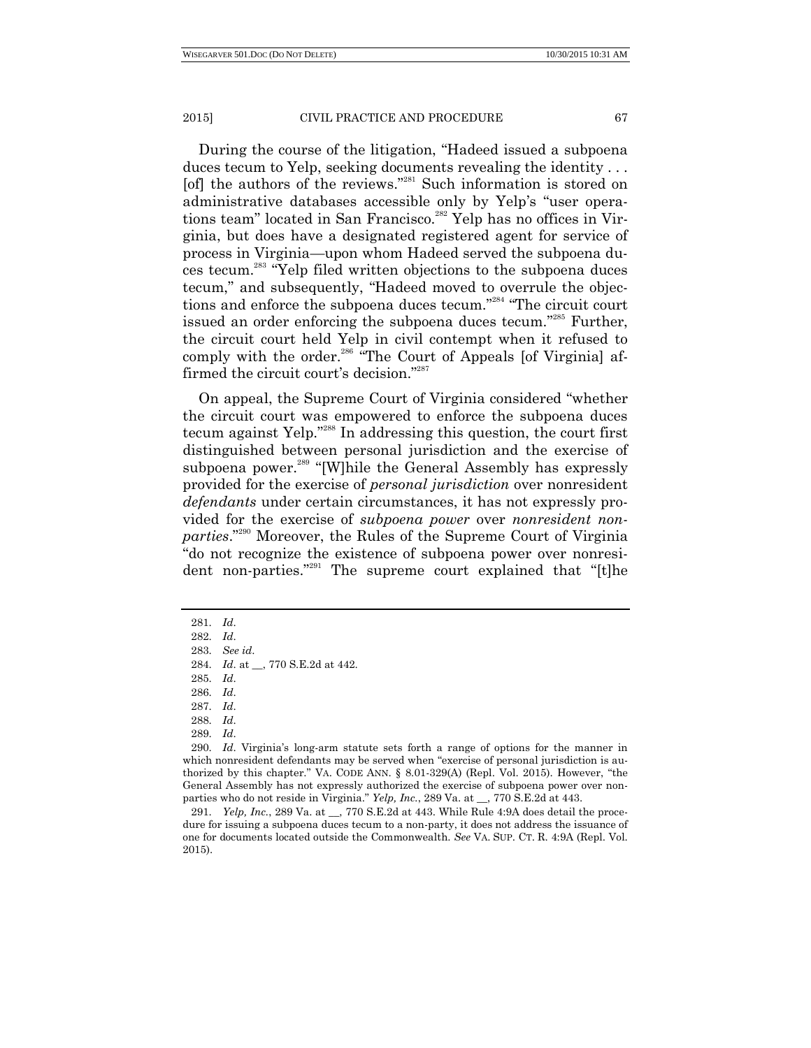During the course of the litigation, "Hadeed issued a subpoena duces tecum to Yelp, seeking documents revealing the identity . . . [of] the authors of the reviews."[281] Such information is stored on administrative databases accessible only by Yelp's "user operations team" located in San Francisco.[282] Yelp has no offices in Virginia, but does have a designated registered agent for service of process in Virginia—upon whom Hadeed served the subpoena duces tecum.[283] "Yelp filed written objections to the subpoena duces tecum," and subsequently, "Hadeed moved to overrule the objections and enforce the subpoena duces tecum."[284] "The circuit court issued an order enforcing the subpoena duces tecum."[285] Further, the circuit court held Yelp in civil contempt when it refused to comply with the order.[286] "The Court of Appeals [of Virginia] affirmed the circuit court's decision."[287]

On appeal, the Supreme Court of Virginia considered "whether the circuit court was empowered to enforce the subpoena duces tecum against Yelp."[288] In addressing this question, the court first distinguished between personal jurisdiction and the exercise of subpoena power.[289] "[W]hile the General Assembly has expressly provided for the exercise of *personal jurisdiction* over nonresident *defendants* under certain circumstances, it has not expressly provided for the exercise of *subpoena power* over *nonresident non-parties*."[290] Moreover, the Rules of the Supreme Court of Virginia "do not recognize the existence of subpoena power over nonresident non-parties."[291] The supreme court explained that "[t]he

---

281. *Id*.

282. *Id*.

283. *See id*.

284. *Id*. at __, 770 S.E.2d at 442.

285. *Id*.

286. *Id*.

287. *Id*.

288. *Id*.

289. *Id*.

290. *Id*. Virginia's long-arm statute sets forth a range of options for the manner in which nonresident defendants may be served when "exercise of personal jurisdiction is authorized by this chapter." VA. CODE ANN. § 8.01-329(A) (Repl. Vol. 2015). However, "the General Assembly has not expressly authorized the exercise of subpoena power over nonparties who do not reside in Virginia." *Yelp, Inc.*, 289 Va. at __, 770 S.E.2d at 443.

291. *Yelp, Inc.*, 289 Va. at __, 770 S.E.2d at 443. While Rule 4:9A does detail the procedure for issuing a subpoena duces tecum to a non-party, it does not address the issuance of one for documents located outside the Commonwealth. *See* VA. SUP. CT. R. 4:9A (Repl. Vol. 2015).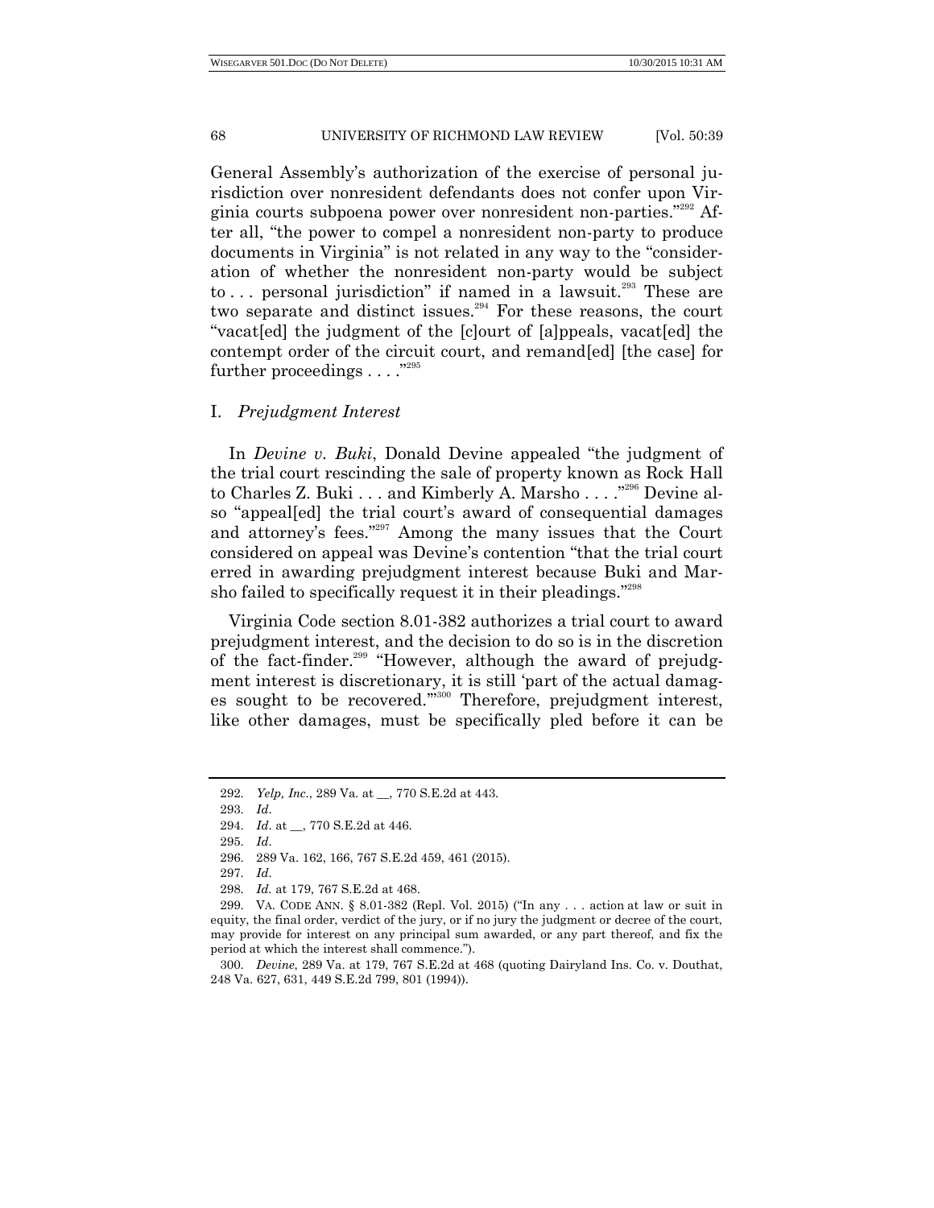General Assembly's authorization of the exercise of personal jurisdiction over nonresident defendants does not confer upon Virginia courts subpoena power over nonresident non-parties."[292] After all, "the power to compel a nonresident non-party to produce documents in Virginia" is not related in any way to the "consideration of whether the nonresident non-party would be subject to . . . personal jurisdiction" if named in a lawsuit.[293] These are two separate and distinct issues.[294] For these reasons, the court "vacat[ed] the judgment of the [c]ourt of [a]ppeals, vacat[ed] the contempt order of the circuit court, and remand[ed] [the case] for further proceedings . . . ."[295]

### I. *Prejudgment Interest*

In *Devine v. Buki*, Donald Devine appealed "the judgment of the trial court rescinding the sale of property known as Rock Hall to Charles Z. Buki . . . and Kimberly A. Marsho . . . ."[296] Devine also "appeal[ed] the trial court's award of consequential damages and attorney's fees."[297] Among the many issues that the Court considered on appeal was Devine's contention "that the trial court erred in awarding prejudgment interest because Buki and Marsho failed to specifically request it in their pleadings."[298]

Virginia Code section 8.01-382 authorizes a trial court to award prejudgment interest, and the decision to do so is in the discretion of the fact-finder.[299] "However, although the award of prejudgment interest is discretionary, it is still 'part of the actual damages sought to be recovered.'"[300] Therefore, prejudgment interest, like other damages, must be specifically pled before it can be

---

292. *Yelp, Inc.*, 289 Va. at __, 770 S.E.2d at 443.

293. *Id.*

294. *Id.* at __, 770 S.E.2d at 446.

295. *Id.*

296. 289 Va. 162, 166, 767 S.E.2d 459, 461 (2015).

297. *Id.*

298. *Id.* at 179, 767 S.E.2d at 468.

299. VA. CODE ANN. § 8.01-382 (Repl. Vol. 2015) ("In any . . . action at law or suit in equity, the final order, verdict of the jury, or if no jury the judgment or decree of the court, may provide for interest on any principal sum awarded, or any part thereof, and fix the period at which the interest shall commence.").

300. *Devine*, 289 Va. at 179, 767 S.E.2d at 468 (quoting Dairyland Ins. Co. v. Douthat, 248 Va. 627, 631, 449 S.E.2d 799, 801 (1994)).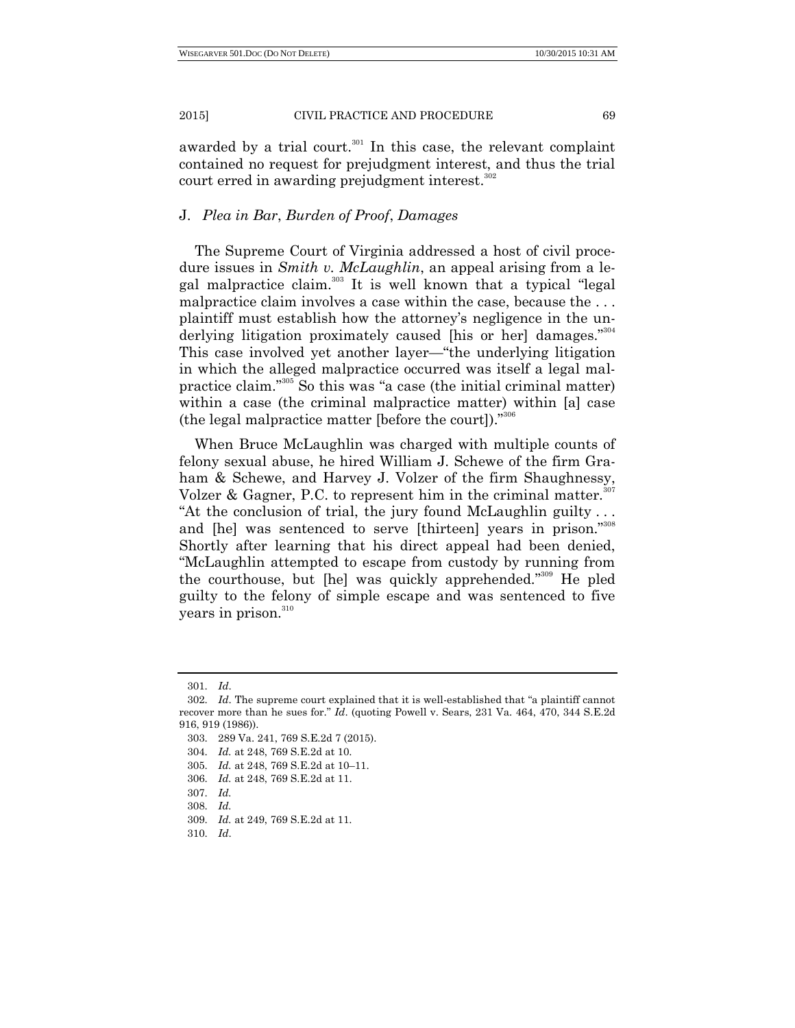awarded by a trial court.[301] In this case, the relevant complaint contained no request for prejudgment interest, and thus the trial court erred in awarding prejudgment interest.[302]

### J. *Plea in Bar*, *Burden of Proof*, *Damages*

The Supreme Court of Virginia addressed a host of civil procedure issues in *Smith v. McLaughlin*, an appeal arising from a legal malpractice claim.[303] It is well known that a typical "legal malpractice claim involves a case within the case, because the . . . plaintiff must establish how the attorney's negligence in the underlying litigation proximately caused [his or her] damages."[304] This case involved yet another layer—"the underlying litigation in which the alleged malpractice occurred was itself a legal malpractice claim."[305] So this was "a case (the initial criminal matter) within a case (the criminal malpractice matter) within [a] case (the legal malpractice matter [before the court])."[306]

When Bruce McLaughlin was charged with multiple counts of felony sexual abuse, he hired William J. Schewe of the firm Graham & Schewe, and Harvey J. Volzer of the firm Shaughnessy, Volzer & Gagner, P.C. to represent him in the criminal matter.[307] "At the conclusion of trial, the jury found McLaughlin guilty . . . and [he] was sentenced to serve [thirteen] years in prison."[308] Shortly after learning that his direct appeal had been denied, "McLaughlin attempted to escape from custody by running from the courthouse, but [he] was quickly apprehended."[309] He pled guilty to the felony of simple escape and was sentenced to five years in prison.[310]

---

301. *Id*.

302. *Id*. The supreme court explained that it is well-established that "a plaintiff cannot recover more than he sues for." *Id*. (quoting Powell v. Sears, 231 Va. 464, 470, 344 S.E.2d 916, 919 (1986)).

303. 289 Va. 241, 769 S.E.2d 7 (2015).

304. *Id.* at 248, 769 S.E.2d at 10.

305. *Id.* at 248, 769 S.E.2d at 10–11.

306. *Id.* at 248, 769 S.E.2d at 11.

307. *Id.*

308. *Id.*

309. *Id.* at 249, 769 S.E.2d at 11.

310. *Id*.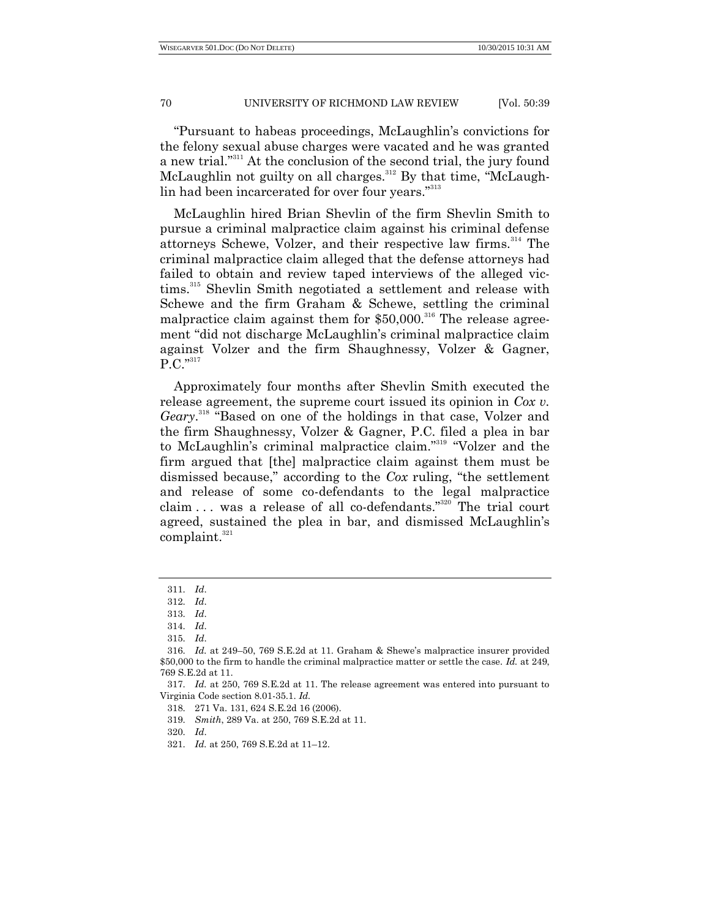"Pursuant to habeas proceedings, McLaughlin's convictions for the felony sexual abuse charges were vacated and he was granted a new trial."[311] At the conclusion of the second trial, the jury found McLaughlin not guilty on all charges.[312] By that time, "McLaughlin had been incarcerated for over four years."[313]

McLaughlin hired Brian Shevlin of the firm Shevlin Smith to pursue a criminal malpractice claim against his criminal defense attorneys Schewe, Volzer, and their respective law firms.[314] The criminal malpractice claim alleged that the defense attorneys had failed to obtain and review taped interviews of the alleged victims.[315] Shevlin Smith negotiated a settlement and release with Schewe and the firm Graham & Schewe, settling the criminal malpractice claim against them for $50,000.[316] The release agreement "did not discharge McLaughlin's criminal malpractice claim against Volzer and the firm Shaughnessy, Volzer & Gagner, P.C."[317]

Approximately four months after Shevlin Smith executed the release agreement, the supreme court issued its opinion in *Cox v. Geary*.[318] "Based on one of the holdings in that case, Volzer and the firm Shaughnessy, Volzer & Gagner, P.C. filed a plea in bar to McLaughlin's criminal malpractice claim."[319] "Volzer and the firm argued that [the] malpractice claim against them must be dismissed because," according to the *Cox* ruling, "the settlement and release of some co-defendants to the legal malpractice claim . . . was a release of all co-defendants."[320] The trial court agreed, sustained the plea in bar, and dismissed McLaughlin's complaint.[321]

---

311. *Id*.
312. *Id*.
313. *Id*.
314. *Id*.
315. *Id*.
316. *Id.* at 249–50, 769 S.E.2d at 11. Graham & Shewe's malpractice insurer provided $50,000 to the firm to handle the criminal malpractice matter or settle the case. *Id.* at 249, 769 S.E.2d at 11.
317. *Id.* at 250, 769 S.E.2d at 11. The release agreement was entered into pursuant to Virginia Code section 8.01-35.1. *Id.*
318. 271 Va. 131, 624 S.E.2d 16 (2006).
319. *Smith*, 289 Va. at 250, 769 S.E.2d at 11.
320. *Id*.
321. *Id.* at 250, 769 S.E.2d at 11–12.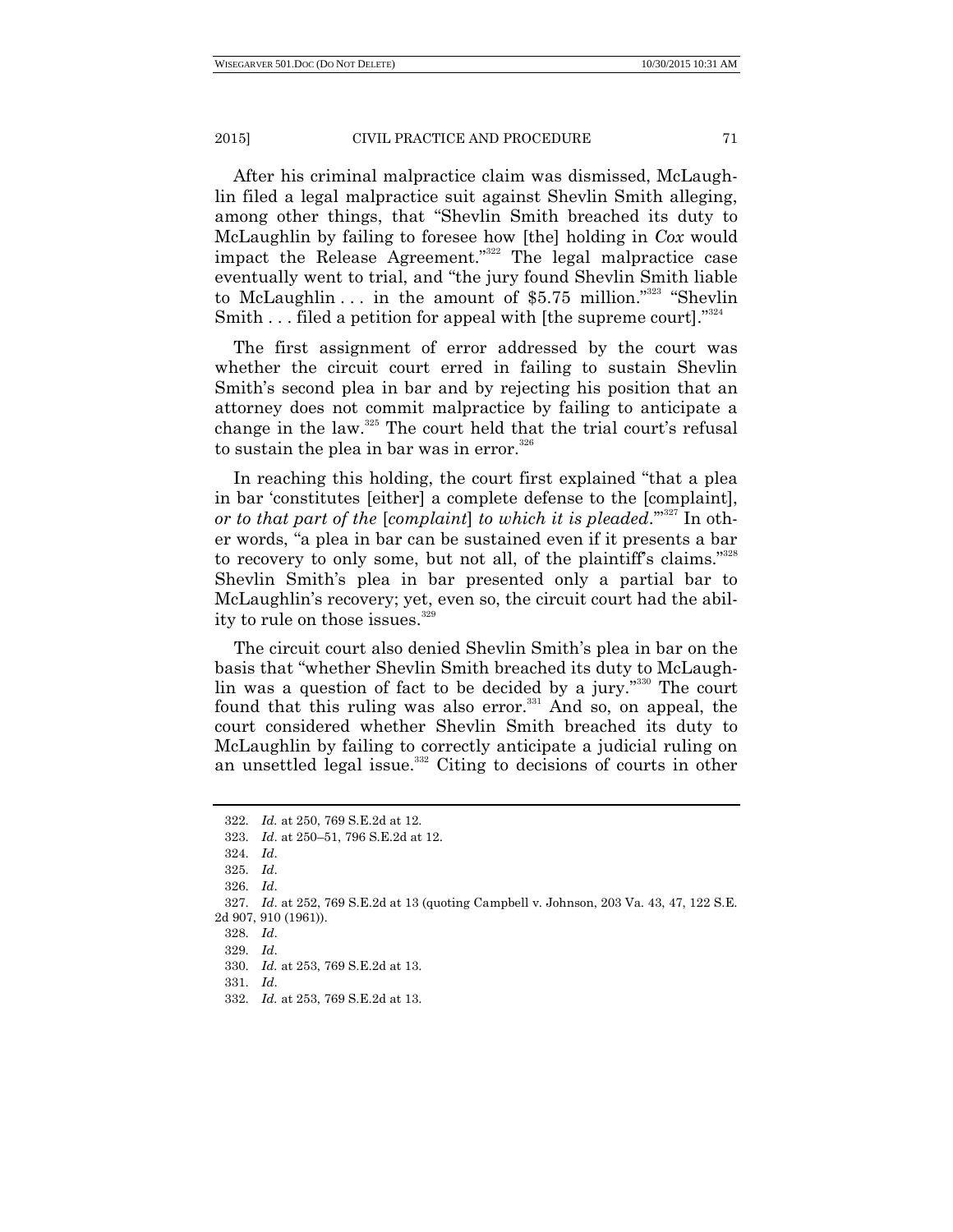After his criminal malpractice claim was dismissed, McLaughlin filed a legal malpractice suit against Shevlin Smith alleging, among other things, that "Shevlin Smith breached its duty to McLaughlin by failing to foresee how [the] holding in *Cox* would impact the Release Agreement."[322] The legal malpractice case eventually went to trial, and "the jury found Shevlin Smith liable to McLaughlin . . . in the amount of $5.75 million."[323] "Shevlin Smith . . . filed a petition for appeal with [the supreme court]."[324]

The first assignment of error addressed by the court was whether the circuit court erred in failing to sustain Shevlin Smith's second plea in bar and by rejecting his position that an attorney does not commit malpractice by failing to anticipate a change in the law.[325] The court held that the trial court's refusal to sustain the plea in bar was in error.[326]

In reaching this holding, the court first explained "that a plea in bar 'constitutes [either] a complete defense to the [complaint], *or to that part of the* [*complaint*] *to which it is pleaded*.'"[327] In other words, "a plea in bar can be sustained even if it presents a bar to recovery to only some, but not all, of the plaintiff's claims."[328] Shevlin Smith's plea in bar presented only a partial bar to McLaughlin's recovery; yet, even so, the circuit court had the ability to rule on those issues.[329]

The circuit court also denied Shevlin Smith's plea in bar on the basis that "whether Shevlin Smith breached its duty to McLaughlin was a question of fact to be decided by a jury."[330] The court found that this ruling was also error.[331] And so, on appeal, the court considered whether Shevlin Smith breached its duty to McLaughlin by failing to correctly anticipate a judicial ruling on an unsettled legal issue.[332] Citing to decisions of courts in other

---

322. *Id.* at 250, 769 S.E.2d at 12.

323. *Id*. at 250–51, 796 S.E.2d at 12.

324. *Id*.

325. *Id*.

326. *Id*.

327. *Id*. at 252, 769 S.E.2d at 13 (quoting Campbell v. Johnson, 203 Va. 43, 47, 122 S.E. 2d 907, 910 (1961)).

328. *Id*.

329. *Id*.

330. *Id.* at 253, 769 S.E.2d at 13.

331. *Id*.

332. *Id.* at 253, 769 S.E.2d at 13.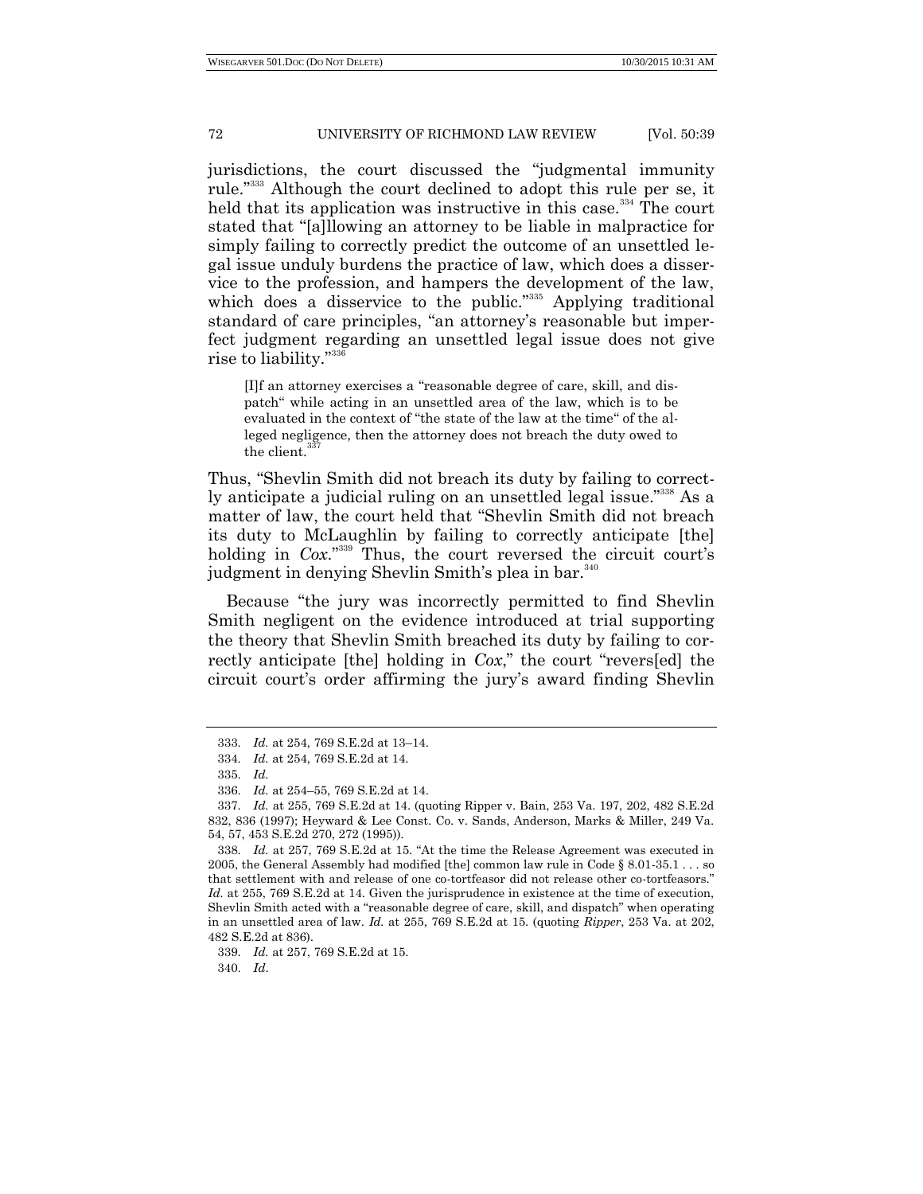jurisdictions, the court discussed the "judgmental immunity rule."[333] Although the court declined to adopt this rule per se, it held that its application was instructive in this case.[334] The court stated that "[a]llowing an attorney to be liable in malpractice for simply failing to correctly predict the outcome of an unsettled legal issue unduly burdens the practice of law, which does a disservice to the profession, and hampers the development of the law, which does a disservice to the public."[335] Applying traditional standard of care principles, "an attorney's reasonable but imperfect judgment regarding an unsettled legal issue does not give rise to liability."[336]

> [I]f an attorney exercises a "reasonable degree of care, skill, and dispatch" while acting in an unsettled area of the law, which is to be evaluated in the context of "the state of the law at the time" of the alleged negligence, then the attorney does not breach the duty owed to the client.[337]

Thus, "Shevlin Smith did not breach its duty by failing to correctly anticipate a judicial ruling on an unsettled legal issue."[338] As a matter of law, the court held that "Shevlin Smith did not breach its duty to McLaughlin by failing to correctly anticipate [the] holding in *Cox*."[339] Thus, the court reversed the circuit court's judgment in denying Shevlin Smith's plea in bar.[340]

Because "the jury was incorrectly permitted to find Shevlin Smith negligent on the evidence introduced at trial supporting the theory that Shevlin Smith breached its duty by failing to correctly anticipate [the] holding in *Cox*," the court "revers[ed] the circuit court's order affirming the jury's award finding Shevlin

---

333. *Id.* at 254, 769 S.E.2d at 13–14.

334. *Id.* at 254, 769 S.E.2d at 14.

335. *Id.*

336. *Id.* at 254–55, 769 S.E.2d at 14.

337. *Id.* at 255, 769 S.E.2d at 14. (quoting Ripper v. Bain, 253 Va. 197, 202, 482 S.E.2d 832, 836 (1997); Heyward & Lee Const. Co. v. Sands, Anderson, Marks & Miller, 249 Va. 54, 57, 453 S.E.2d 270, 272 (1995)).

338. *Id.* at 257, 769 S.E.2d at 15. "At the time the Release Agreement was executed in 2005, the General Assembly had modified [the] common law rule in Code § 8.01-35.1 . . . so that settlement with and release of one co-tortfeasor did not release other co-tortfeasors." *Id.* at 255, 769 S.E.2d at 14. Given the jurisprudence in existence at the time of execution, Shevlin Smith acted with a "reasonable degree of care, skill, and dispatch" when operating in an unsettled area of law. *Id.* at 255, 769 S.E.2d at 15. (quoting *Ripper*, 253 Va. at 202, 482 S.E.2d at 836).

339. *Id.* at 257, 769 S.E.2d at 15.

340. *Id*.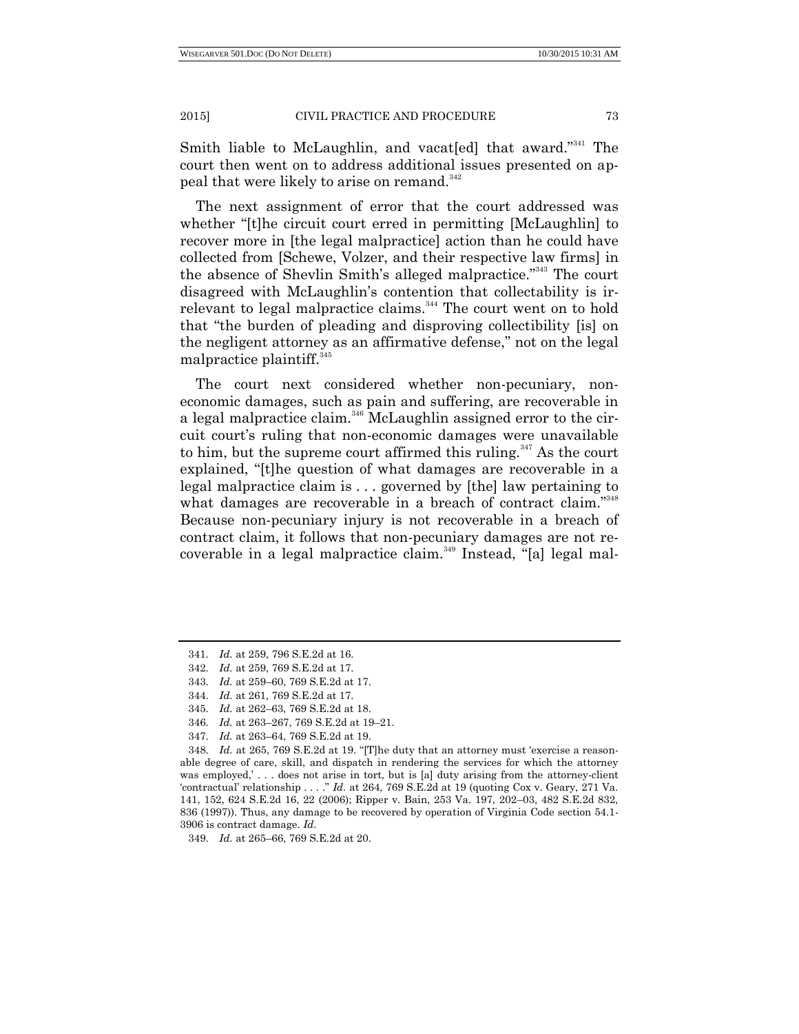Smith liable to McLaughlin, and vacat[ed] that award."[341] The court then went on to address additional issues presented on appeal that were likely to arise on remand.[342]

The next assignment of error that the court addressed was whether "[t]he circuit court erred in permitting [McLaughlin] to recover more in [the legal malpractice] action than he could have collected from [Schewe, Volzer, and their respective law firms] in the absence of Shevlin Smith's alleged malpractice."[343] The court disagreed with McLaughlin's contention that collectability is irrelevant to legal malpractice claims.[344] The court went on to hold that "the burden of pleading and disproving collectibility [is] on the negligent attorney as an affirmative defense," not on the legal malpractice plaintiff.[345]

The court next considered whether non-pecuniary, non-economic damages, such as pain and suffering, are recoverable in a legal malpractice claim.[346] McLaughlin assigned error to the circuit court's ruling that non-economic damages were unavailable to him, but the supreme court affirmed this ruling.[347] As the court explained, "[t]he question of what damages are recoverable in a legal malpractice claim is . . . governed by [the] law pertaining to what damages are recoverable in a breach of contract claim."[348] Because non-pecuniary injury is not recoverable in a breach of contract claim, it follows that non-pecuniary damages are not recoverable in a legal malpractice claim.[349] Instead, "[a] legal mal-

---

341. *Id.* at 259, 796 S.E.2d at 16.

342. *Id.* at 259, 769 S.E.2d at 17.

343. *Id.* at 259–60, 769 S.E.2d at 17.

344. *Id.* at 261, 769 S.E.2d at 17.

345. *Id.* at 262–63, 769 S.E.2d at 18.

346. *Id.* at 263–267, 769 S.E.2d at 19–21.

347. *Id.* at 263–64, 769 S.E.2d at 19.

348. *Id.* at 265, 769 S.E.2d at 19. "[T]he duty that an attorney must 'exercise a reasonable degree of care, skill, and dispatch in rendering the services for which the attorney was employed,' . . . does not arise in tort, but is [a] duty arising from the attorney-client 'contractual' relationship . . . ." *Id.* at 264, 769 S.E.2d at 19 (quoting Cox v. Geary, 271 Va. 141, 152, 624 S.E.2d 16, 22 (2006); Ripper v. Bain, 253 Va. 197, 202–03, 482 S.E.2d 832, 836 (1997)). Thus, any damage to be recovered by operation of Virginia Code section 54.1-3906 is contract damage. *Id.*

349. *Id.* at 265–66, 769 S.E.2d at 20.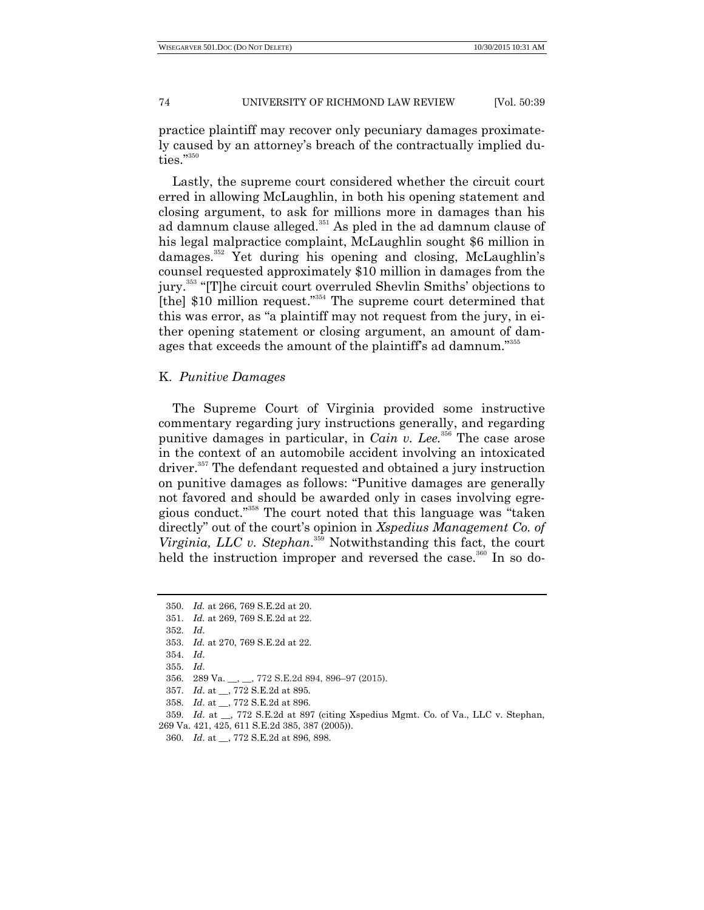practice plaintiff may recover only pecuniary damages proximately caused by an attorney's breach of the contractually implied duties."[350]

Lastly, the supreme court considered whether the circuit court erred in allowing McLaughlin, in both his opening statement and closing argument, to ask for millions more in damages than his ad damnum clause alleged.[351] As pled in the ad damnum clause of his legal malpractice complaint, McLaughlin sought $6 million in damages.[352] Yet during his opening and closing, McLaughlin's counsel requested approximately $10 million in damages from the jury.[353] "[T]he circuit court overruled Shevlin Smiths' objections to [the] $10 million request."[354] The supreme court determined that this was error, as "a plaintiff may not request from the jury, in either opening statement or closing argument, an amount of damages that exceeds the amount of the plaintiff's ad damnum."[355]

### K. *Punitive Damages*

The Supreme Court of Virginia provided some instructive commentary regarding jury instructions generally, and regarding punitive damages in particular, in *Cain v. Lee.*[356] The case arose in the context of an automobile accident involving an intoxicated driver.[357] The defendant requested and obtained a jury instruction on punitive damages as follows: "Punitive damages are generally not favored and should be awarded only in cases involving egregious conduct."[358] The court noted that this language was "taken directly" out of the court's opinion in *Xspedius Management Co. of Virginia, LLC v. Stephan*.[359] Notwithstanding this fact, the court held the instruction improper and reversed the case.[360] In so do-

---

350. *Id.* at 266, 769 S.E.2d at 20.
351. *Id.* at 269, 769 S.E.2d at 22.
352. *Id*.
353. *Id.* at 270, 769 S.E.2d at 22.
354. *Id*.
355. *Id*.
356. 289 Va. __, __, 772 S.E.2d 894, 896–97 (2015).
357. *Id.* at __, 772 S.E.2d at 895.
358. *Id.* at __, 772 S.E.2d at 896.
359. *Id.* at __, 772 S.E.2d at 897 (citing Xspedius Mgmt. Co. of Va., LLC v. Stephan, 269 Va. 421, 425, 611 S.E.2d 385, 387 (2005)).
360. *Id.* at __, 772 S.E.2d at 896, 898.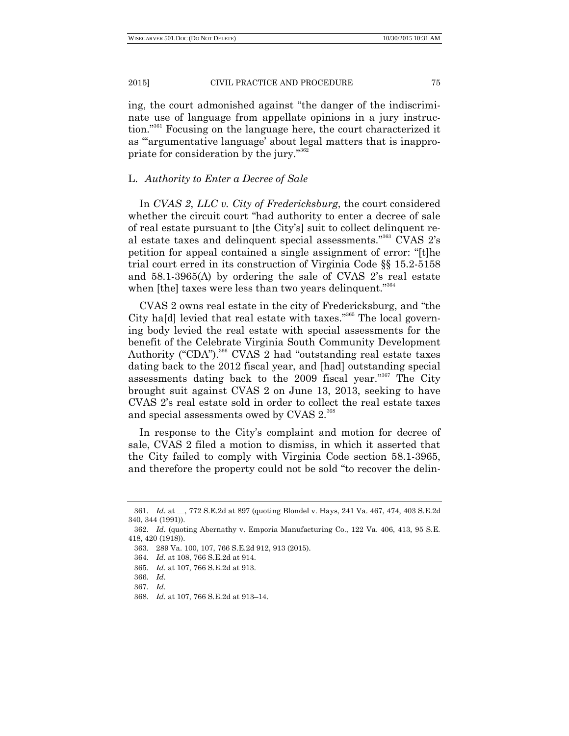ing, the court admonished against "the danger of the indiscriminate use of language from appellate opinions in a jury instruction."[361] Focusing on the language here, the court characterized it as "'argumentative language' about legal matters that is inappropriate for consideration by the jury."[362]

### L. *Authority to Enter a Decree of Sale*

In *CVAS 2, LLC v. City of Fredericksburg*, the court considered whether the circuit court "had authority to enter a decree of sale of real estate pursuant to [the City's] suit to collect delinquent real estate taxes and delinquent special assessments."[363] CVAS 2's petition for appeal contained a single assignment of error: "[t]he trial court erred in its construction of Virginia Code §§ 15.2-5158 and 58.1-3965(A) by ordering the sale of CVAS 2's real estate when [the] taxes were less than two years delinquent."[364]

CVAS 2 owns real estate in the city of Fredericksburg, and "the City ha[d] levied that real estate with taxes."[365] The local governing body levied the real estate with special assessments for the benefit of the Celebrate Virginia South Community Development Authority ("CDA").[366] CVAS 2 had "outstanding real estate taxes dating back to the 2012 fiscal year, and [had] outstanding special assessments dating back to the 2009 fiscal year."[367] The City brought suit against CVAS 2 on June 13, 2013, seeking to have CVAS 2's real estate sold in order to collect the real estate taxes and special assessments owed by CVAS 2.[368]

In response to the City's complaint and motion for decree of sale, CVAS 2 filed a motion to dismiss, in which it asserted that the City failed to comply with Virginia Code section 58.1-3965, and therefore the property could not be sold "to recover the delin-

---

361. *Id.* at __, 772 S.E.2d at 897 (quoting Blondel v. Hays, 241 Va. 467, 474, 403 S.E.2d 340, 344 (1991)).

362. *Id.* (quoting Abernathy v. Emporia Manufacturing Co., 122 Va. 406, 413, 95 S.E. 418, 420 (1918)).

363. 289 Va. 100, 107, 766 S.E.2d 912, 913 (2015).

364. *Id.* at 108, 766 S.E.2d at 914.

365. *Id.* at 107, 766 S.E.2d at 913.

366. *Id.*

367. *Id.*

368. *Id.* at 107, 766 S.E.2d at 913–14.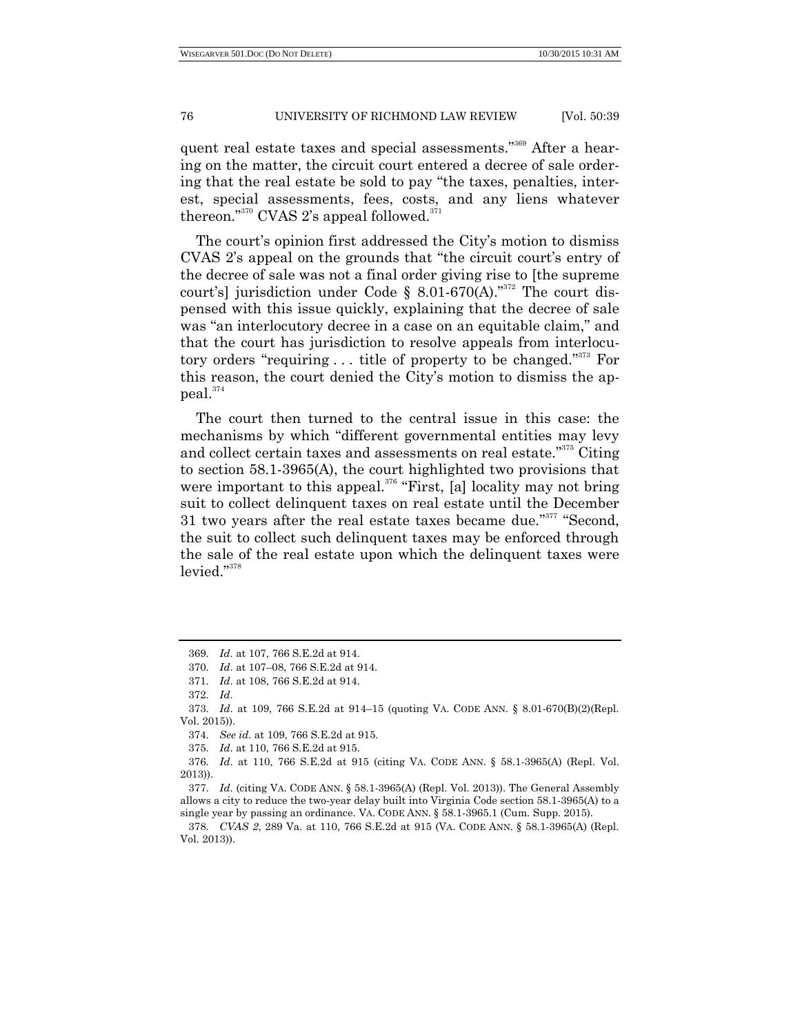quent real estate taxes and special assessments."[369] After a hearing on the matter, the circuit court entered a decree of sale ordering that the real estate be sold to pay "the taxes, penalties, interest, special assessments, fees, costs, and any liens whatever thereon."[370] CVAS 2's appeal followed.[371]

The court's opinion first addressed the City's motion to dismiss CVAS 2's appeal on the grounds that "the circuit court's entry of the decree of sale was not a final order giving rise to [the supreme court's] jurisdiction under Code § 8.01-670(A)."[372] The court dispensed with this issue quickly, explaining that the decree of sale was "an interlocutory decree in a case on an equitable claim," and that the court has jurisdiction to resolve appeals from interlocutory orders "requiring . . . title of property to be changed."[373] For this reason, the court denied the City's motion to dismiss the appeal.[374]

The court then turned to the central issue in this case: the mechanisms by which "different governmental entities may levy and collect certain taxes and assessments on real estate."[375] Citing to section 58.1-3965(A), the court highlighted two provisions that were important to this appeal.[376] "First, [a] locality may not bring suit to collect delinquent taxes on real estate until the December 31 two years after the real estate taxes became due."[377] "Second, the suit to collect such delinquent taxes may be enforced through the sale of the real estate upon which the delinquent taxes were levied."[378]

---

369. *Id.* at 107, 766 S.E.2d at 914.

370. *Id.* at 107–08, 766 S.E.2d at 914.

371. *Id.* at 108, 766 S.E.2d at 914.

372. *Id.*

373. *Id.* at 109, 766 S.E.2d at 914–15 (quoting VA. CODE ANN. § 8.01-670(B)(2)(Repl. Vol. 2015)).

374. *See id.* at 109, 766 S.E.2d at 915.

375. *Id.* at 110, 766 S.E.2d at 915.

376. *Id.* at 110, 766 S.E.2d at 915 (citing VA. CODE ANN. § 58.1-3965(A) (Repl. Vol. 2013)).

377. *Id.* (citing VA. CODE ANN. § 58.1-3965(A) (Repl. Vol. 2013)). The General Assembly allows a city to reduce the two-year delay built into Virginia Code section 58.1-3965(A) to a single year by passing an ordinance. VA. CODE ANN. § 58.1-3965.1 (Cum. Supp. 2015).

378. *CVAS 2*, 289 Va. at 110, 766 S.E.2d at 915 (VA. CODE ANN. § 58.1-3965(A) (Repl. Vol. 2013)).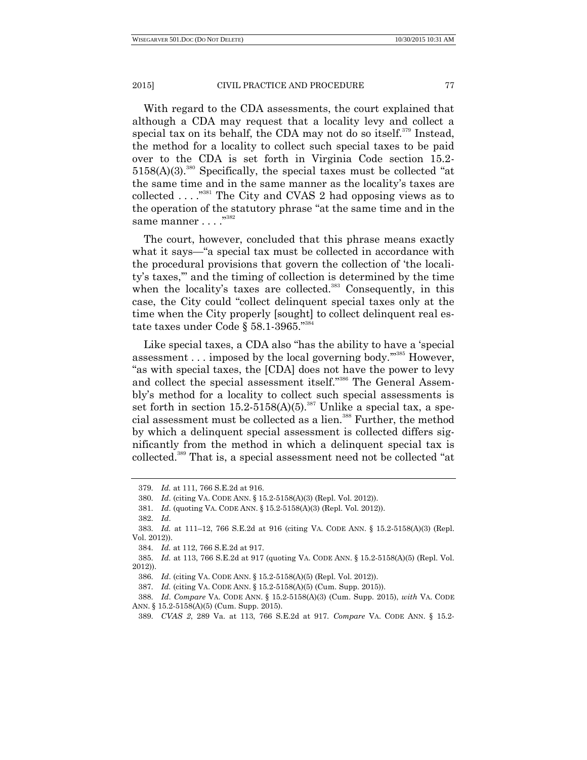With regard to the CDA assessments, the court explained that although a CDA may request that a locality levy and collect a special tax on its behalf, the CDA may not do so itself.[379] Instead, the method for a locality to collect such special taxes to be paid over to the CDA is set forth in Virginia Code section 15.2-5158(A)(3).[380] Specifically, the special taxes must be collected "at the same time and in the same manner as the locality's taxes are collected . . . ."[381] The City and CVAS 2 had opposing views as to the operation of the statutory phrase "at the same time and in the same manner . . . ."[382]

The court, however, concluded that this phrase means exactly what it says—"a special tax must be collected in accordance with the procedural provisions that govern the collection of 'the locality's taxes,'" and the timing of collection is determined by the time when the locality's taxes are collected.[383] Consequently, in this case, the City could "collect delinquent special taxes only at the time when the City properly [sought] to collect delinquent real estate taxes under Code § 58.1-3965."[384]

Like special taxes, a CDA also "has the ability to have a 'special assessment . . . imposed by the local governing body.'"[385] However, "as with special taxes, the [CDA] does not have the power to levy and collect the special assessment itself."[386] The General Assembly's method for a locality to collect such special assessments is set forth in section 15.2-5158(A)(5).[387] Unlike a special tax, a special assessment must be collected as a lien.[388] Further, the method by which a delinquent special assessment is collected differs significantly from the method in which a delinquent special tax is collected.[389] That is, a special assessment need not be collected "at

---

379. *Id.* at 111, 766 S.E.2d at 916.

380. *Id*. (citing VA. CODE ANN. § 15.2-5158(A)(3) (Repl. Vol. 2012)).

381. *Id*. (quoting VA. CODE ANN. § 15.2-5158(A)(3) (Repl. Vol. 2012)).

382. *Id*.

383. *Id.* at 111–12, 766 S.E.2d at 916 (citing VA. CODE ANN. § 15.2-5158(A)(3) (Repl. Vol. 2012)).

384. *Id.* at 112, 766 S.E.2d at 917.

385. *Id.* at 113, 766 S.E.2d at 917 (quoting VA. CODE ANN. § 15.2-5158(A)(5) (Repl. Vol. 2012)).

386. *Id*. (citing VA. CODE ANN. § 15.2-5158(A)(5) (Repl. Vol. 2012)).

387. *Id.* (citing VA. CODE ANN. § 15.2-5158(A)(5) (Cum. Supp. 2015)).

388. *Id*. *Compare* VA. CODE ANN. § 15.2-5158(A)(3) (Cum. Supp. 2015), *with* VA. CODE ANN. § 15.2-5158(A)(5) (Cum. Supp. 2015).

389. *CVAS 2*, 289 Va. at 113, 766 S.E.2d at 917. *Compare* VA. CODE ANN. § 15.2-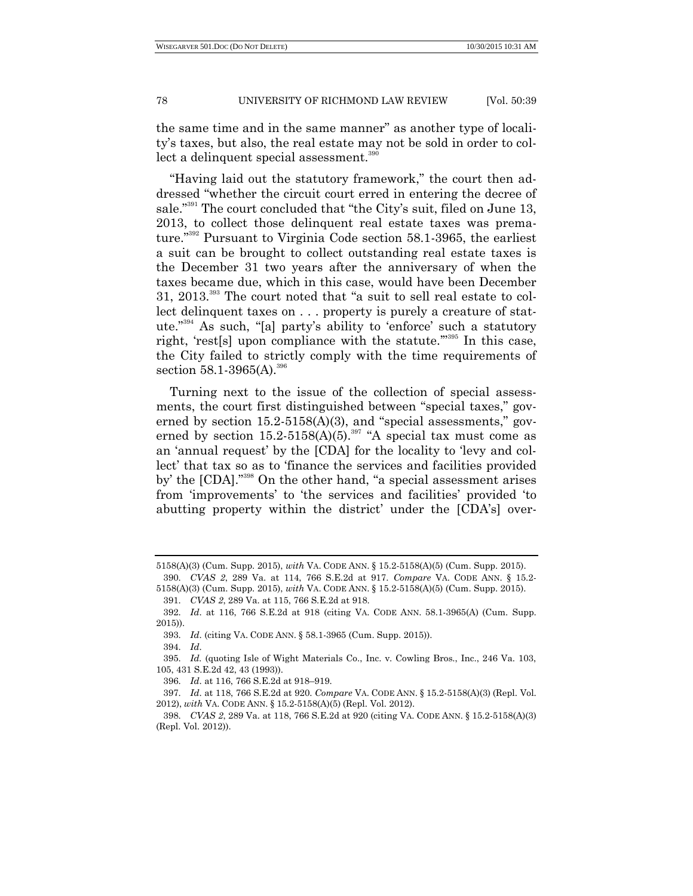the same time and in the same manner" as another type of locality's taxes, but also, the real estate may not be sold in order to collect a delinquent special assessment.[390]

"Having laid out the statutory framework," the court then addressed "whether the circuit court erred in entering the decree of sale."[391] The court concluded that "the City's suit, filed on June 13, 2013, to collect those delinquent real estate taxes was premature."[392] Pursuant to Virginia Code section 58.1-3965, the earliest a suit can be brought to collect outstanding real estate taxes is the December 31 two years after the anniversary of when the taxes became due, which in this case, would have been December 31, 2013.[393] The court noted that "a suit to sell real estate to collect delinquent taxes on . . . property is purely a creature of statute."[394] As such, "[a] party's ability to 'enforce' such a statutory right, 'rest[s] upon compliance with the statute.'"[395] In this case, the City failed to strictly comply with the time requirements of section 58.1-3965(A).[396]

Turning next to the issue of the collection of special assessments, the court first distinguished between "special taxes," governed by section 15.2-5158(A)(3), and "special assessments," governed by section 15.2-5158(A)(5).[397] "A special tax must come as an 'annual request' by the [CDA] for the locality to 'levy and collect' that tax so as to 'finance the services and facilities provided by' the [CDA]."[398] On the other hand, "a special assessment arises from 'improvements' to 'the services and facilities' provided 'to abutting property within the district' under the [CDA's] over-

---

5158(A)(3) (Cum. Supp. 2015), *with* VA. CODE ANN. § 15.2-5158(A)(5) (Cum. Supp. 2015).

390. *CVAS 2*, 289 Va. at 114, 766 S.E.2d at 917. *Compare* VA. CODE ANN. § 15.2-5158(A)(3) (Cum. Supp. 2015), *with* VA. CODE ANN. § 15.2-5158(A)(5) (Cum. Supp. 2015).

391. *CVAS 2*, 289 Va. at 115, 766 S.E.2d at 918.

392. *Id.* at 116, 766 S.E.2d at 918 (citing VA. CODE ANN. 58.1-3965(A) (Cum. Supp. 2015)).

393. *Id.* (citing VA. CODE ANN. § 58.1-3965 (Cum. Supp. 2015)).

394. *Id.*

395. *Id.* (quoting Isle of Wight Materials Co., Inc. v. Cowling Bros., Inc., 246 Va. 103, 105, 431 S.E.2d 42, 43 (1993)).

396. *Id.* at 116, 766 S.E.2d at 918–919.

397. *Id.* at 118, 766 S.E.2d at 920. *Compare* VA. CODE ANN. § 15.2-5158(A)(3) (Repl. Vol. 2012), *with* VA. CODE ANN. § 15.2-5158(A)(5) (Repl. Vol. 2012).

398. *CVAS 2*, 289 Va. at 118, 766 S.E.2d at 920 (citing VA. CODE ANN. § 15.2-5158(A)(3) (Repl. Vol. 2012)).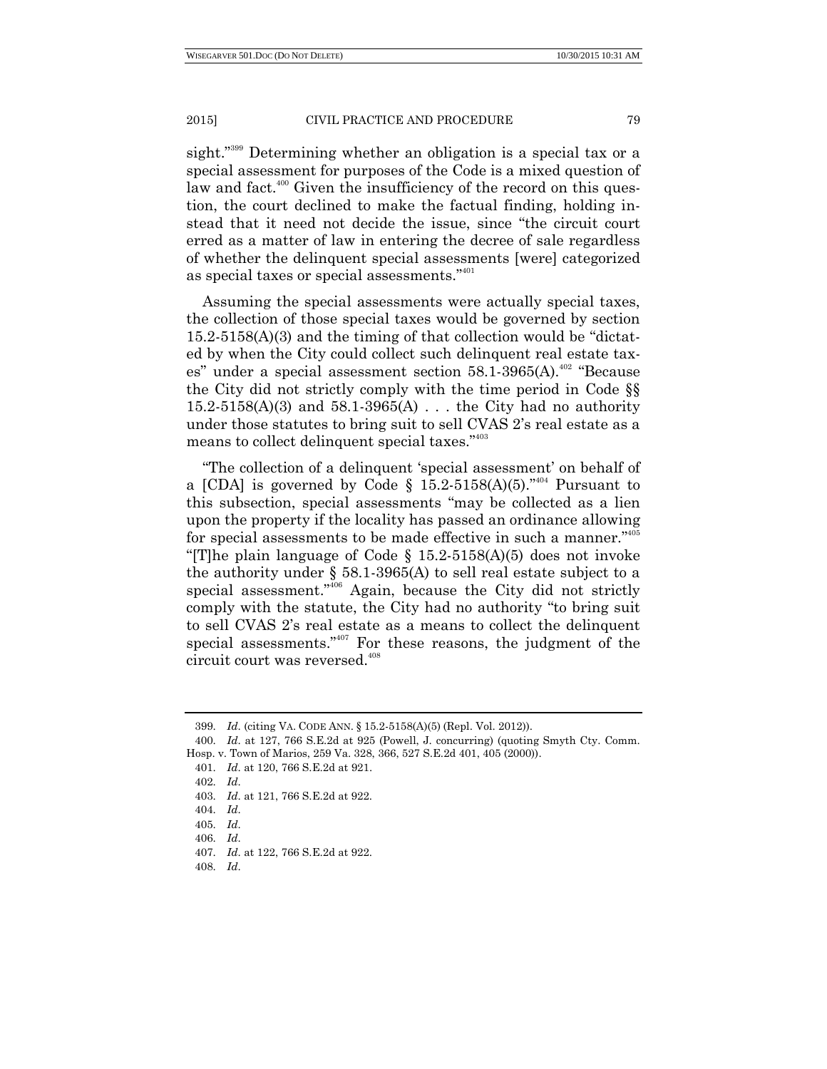sight."[399] Determining whether an obligation is a special tax or a special assessment for purposes of the Code is a mixed question of law and fact.[400] Given the insufficiency of the record on this question, the court declined to make the factual finding, holding instead that it need not decide the issue, since "the circuit court erred as a matter of law in entering the decree of sale regardless of whether the delinquent special assessments [were] categorized as special taxes or special assessments."[401]

Assuming the special assessments were actually special taxes, the collection of those special taxes would be governed by section 15.2-5158(A)(3) and the timing of that collection would be "dictated by when the City could collect such delinquent real estate taxes" under a special assessment section 58.1-3965(A).[402] "Because the City did not strictly comply with the time period in Code §§ 15.2-5158(A)(3) and 58.1-3965(A) . . . the City had no authority under those statutes to bring suit to sell CVAS 2's real estate as a means to collect delinquent special taxes."[403]

"The collection of a delinquent 'special assessment' on behalf of a [CDA] is governed by Code § 15.2-5158(A)(5)."[404] Pursuant to this subsection, special assessments "may be collected as a lien upon the property if the locality has passed an ordinance allowing for special assessments to be made effective in such a manner."[405] "[T]he plain language of Code § 15.2-5158(A)(5) does not invoke the authority under § 58.1-3965(A) to sell real estate subject to a special assessment."[406] Again, because the City did not strictly comply with the statute, the City had no authority "to bring suit to sell CVAS 2's real estate as a means to collect the delinquent special assessments."[407] For these reasons, the judgment of the circuit court was reversed.[408]

---

399. *Id.* (citing VA. CODE ANN. § 15.2-5158(A)(5) (Repl. Vol. 2012)).

400. *Id.* at 127, 766 S.E.2d at 925 (Powell, J. concurring) (quoting Smyth Cty. Comm. Hosp. v. Town of Marios, 259 Va. 328, 366, 527 S.E.2d 401, 405 (2000)).

401. *Id.* at 120, 766 S.E.2d at 921.

402. *Id.*

403. *Id.* at 121, 766 S.E.2d at 922.

404. *Id.*

405. *Id.*

406. *Id.*

407. *Id.* at 122, 766 S.E.2d at 922.

408. *Id.*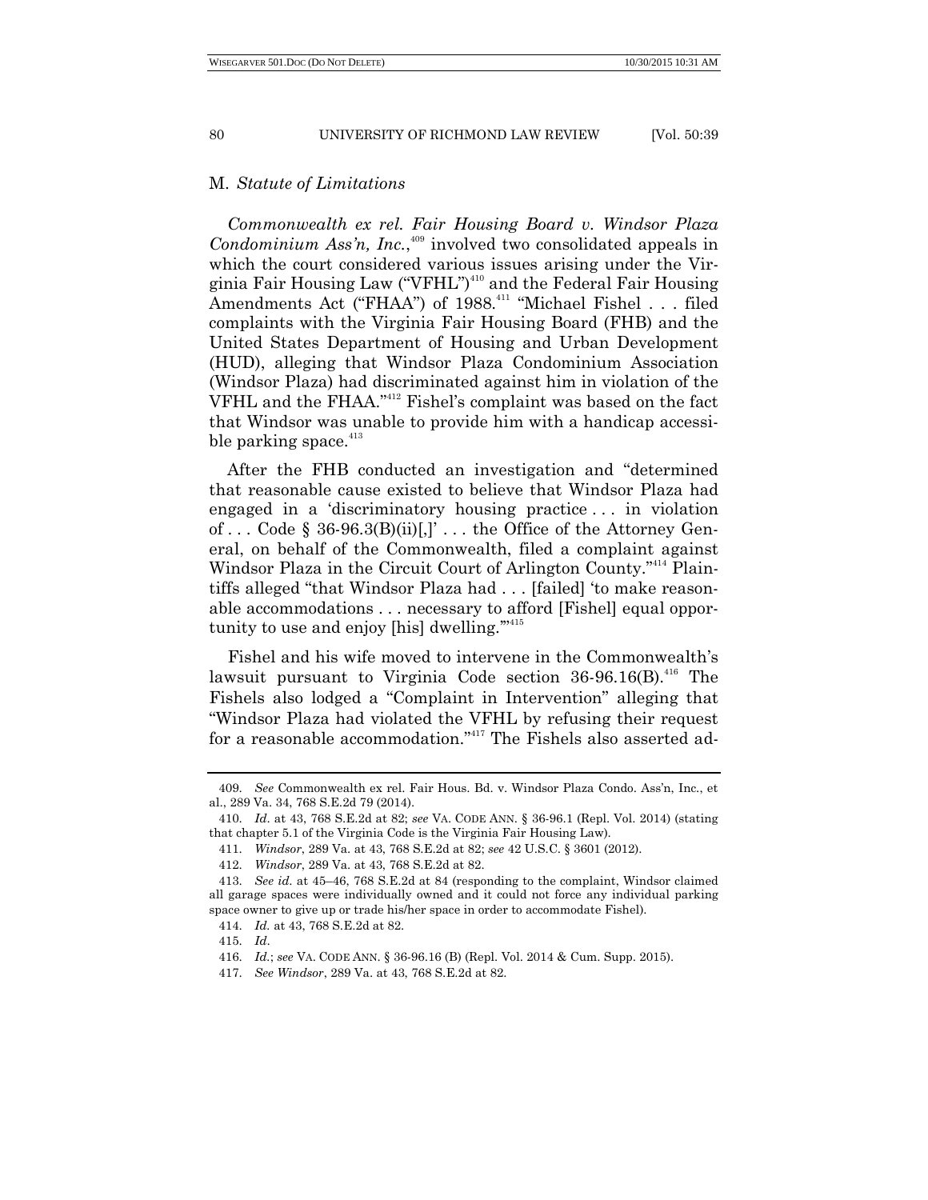### M. *Statute of Limitations*

*Commonwealth ex rel. Fair Housing Board v. Windsor Plaza Condominium Ass'n, Inc.*,[409] involved two consolidated appeals in which the court considered various issues arising under the Virginia Fair Housing Law ("VFHL")[410] and the Federal Fair Housing Amendments Act ("FHAA") of 1988.[411] "Michael Fishel . . . filed complaints with the Virginia Fair Housing Board (FHB) and the United States Department of Housing and Urban Development (HUD), alleging that Windsor Plaza Condominium Association (Windsor Plaza) had discriminated against him in violation of the VFHL and the FHAA."[412] Fishel's complaint was based on the fact that Windsor was unable to provide him with a handicap accessible parking space.[413]

After the FHB conducted an investigation and "determined that reasonable cause existed to believe that Windsor Plaza had engaged in a 'discriminatory housing practice . . . in violation of . . . Code § 36-96.3(B)(ii)[,]' . . . the Office of the Attorney General, on behalf of the Commonwealth, filed a complaint against Windsor Plaza in the Circuit Court of Arlington County."[414] Plaintiffs alleged "that Windsor Plaza had . . . [failed] 'to make reasonable accommodations . . . necessary to afford [Fishel] equal opportunity to use and enjoy [his] dwelling.'"[415]

Fishel and his wife moved to intervene in the Commonwealth's lawsuit pursuant to Virginia Code section 36-96.16(B).[416] The Fishels also lodged a "Complaint in Intervention" alleging that "Windsor Plaza had violated the VFHL by refusing their request for a reasonable accommodation."[417] The Fishels also asserted ad-

---

409. *See* Commonwealth ex rel. Fair Hous. Bd. v. Windsor Plaza Condo. Ass'n, Inc., et al., 289 Va. 34, 768 S.E.2d 79 (2014).

410. *Id*. at 43, 768 S.E.2d at 82; *see* VA. CODE ANN. § 36-96.1 (Repl. Vol. 2014) (stating that chapter 5.1 of the Virginia Code is the Virginia Fair Housing Law).

411. *Windsor*, 289 Va. at 43, 768 S.E.2d at 82; *see* 42 U.S.C. § 3601 (2012).

412. *Windsor*, 289 Va. at 43, 768 S.E.2d at 82.

413. *See id.* at 45–46, 768 S.E.2d at 84 (responding to the complaint, Windsor claimed all garage spaces were individually owned and it could not force any individual parking space owner to give up or trade his/her space in order to accommodate Fishel).

414. *Id.* at 43, 768 S.E.2d at 82.

415. *Id*.

416. *Id.*; *see* VA. CODE ANN. § 36-96.16 (B) (Repl. Vol. 2014 & Cum. Supp. 2015).

417. *See Windsor*, 289 Va. at 43, 768 S.E.2d at 82.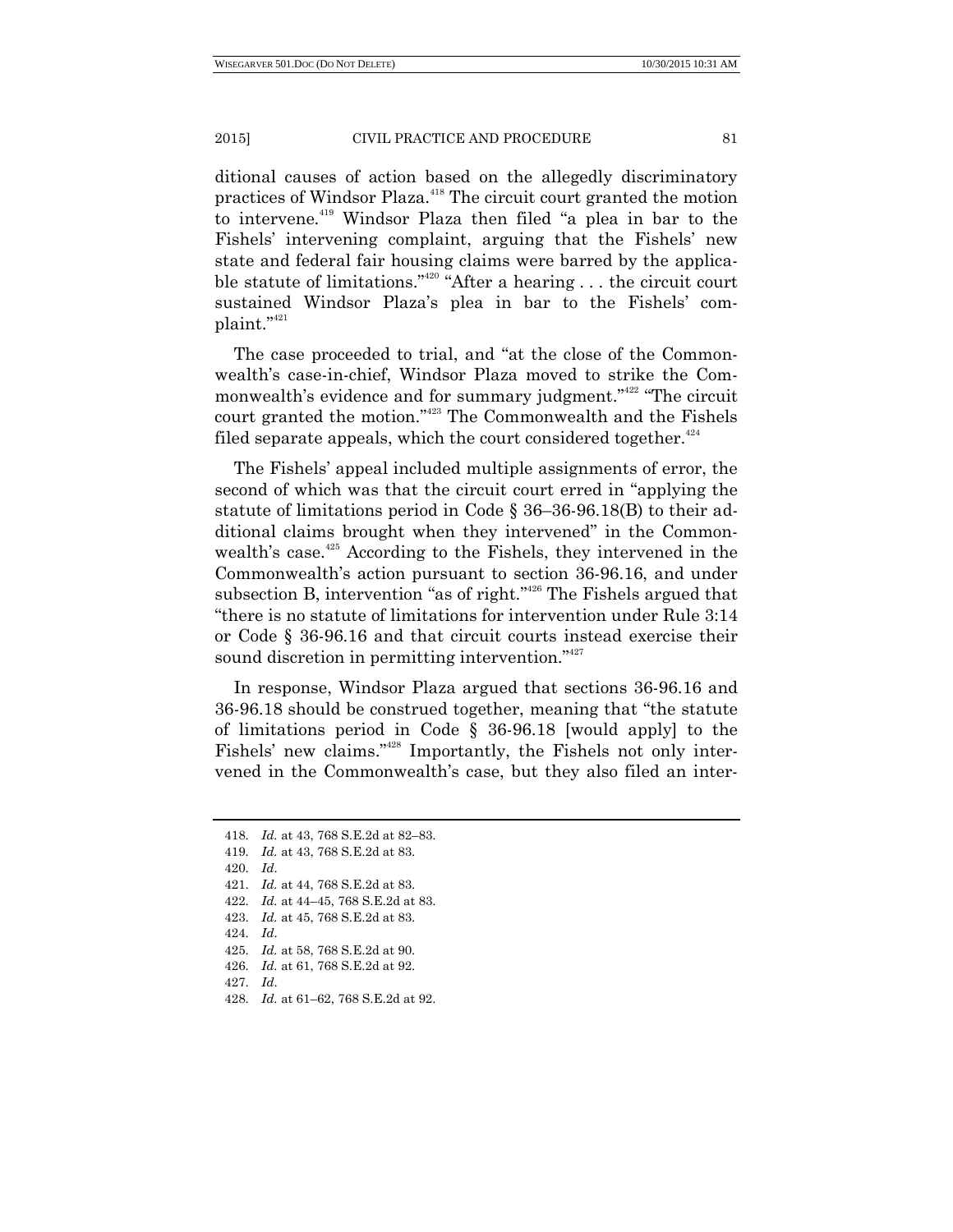ditional causes of action based on the allegedly discriminatory practices of Windsor Plaza.[418] The circuit court granted the motion to intervene.[419] Windsor Plaza then filed "a plea in bar to the Fishels' intervening complaint, arguing that the Fishels' new state and federal fair housing claims were barred by the applicable statute of limitations."[420] "After a hearing . . . the circuit court sustained Windsor Plaza's plea in bar to the Fishels' complaint."[421]

The case proceeded to trial, and "at the close of the Commonwealth's case-in-chief, Windsor Plaza moved to strike the Commonwealth's evidence and for summary judgment."[422] "The circuit court granted the motion."[423] The Commonwealth and the Fishels filed separate appeals, which the court considered together.[424]

The Fishels' appeal included multiple assignments of error, the second of which was that the circuit court erred in "applying the statute of limitations period in Code § 36–36-96.18(B) to their additional claims brought when they intervened" in the Commonwealth's case.[425] According to the Fishels, they intervened in the Commonwealth's action pursuant to section 36-96.16, and under subsection B, intervention "as of right."[426] The Fishels argued that "there is no statute of limitations for intervention under Rule 3:14 or Code § 36-96.16 and that circuit courts instead exercise their sound discretion in permitting intervention."[427]

In response, Windsor Plaza argued that sections 36-96.16 and 36-96.18 should be construed together, meaning that "the statute of limitations period in Code § 36-96.18 [would apply] to the Fishels' new claims."[428] Importantly, the Fishels not only intervened in the Commonwealth's case, but they also filed an inter-

418. *Id.* at 43, 768 S.E.2d at 82–83.
419. *Id.* at 43, 768 S.E.2d at 83.
420. *Id*.
421. *Id.* at 44, 768 S.E.2d at 83.
422. *Id.* at 44–45, 768 S.E.2d at 83.
423. *Id.* at 45, 768 S.E.2d at 83.
424. *Id*.
425. *Id.* at 58, 768 S.E.2d at 90.
426. *Id.* at 61, 768 S.E.2d at 92.
427. *Id*.
428. *Id.* at 61–62, 768 S.E.2d at 92.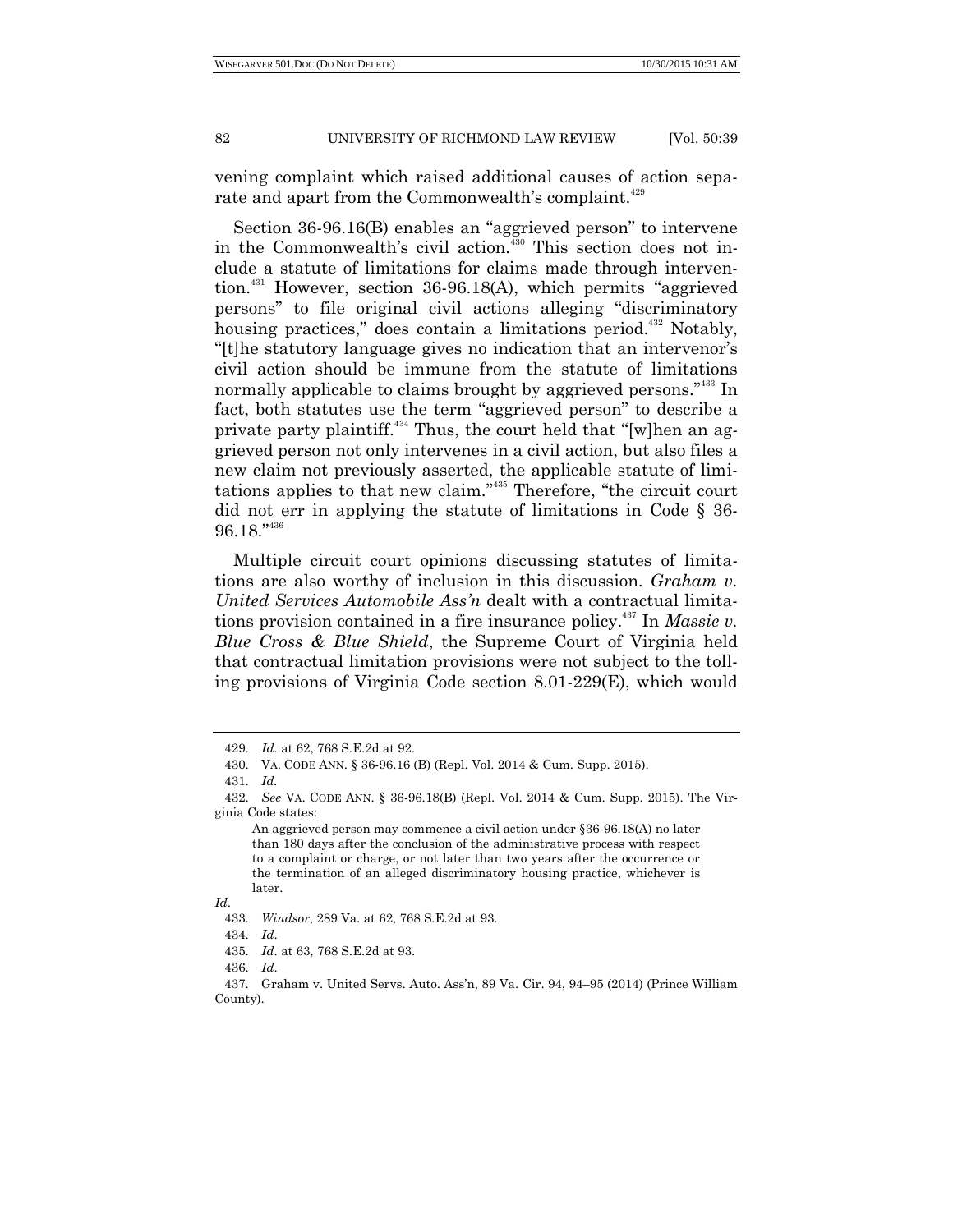vening complaint which raised additional causes of action separate and apart from the Commonwealth's complaint.[429]

Section 36-96.16(B) enables an "aggrieved person" to intervene in the Commonwealth's civil action.[430] This section does not include a statute of limitations for claims made through intervention.[431] However, section 36-96.18(A), which permits "aggrieved persons" to file original civil actions alleging "discriminatory housing practices," does contain a limitations period.[432] Notably, "[t]he statutory language gives no indication that an intervenor's civil action should be immune from the statute of limitations normally applicable to claims brought by aggrieved persons."[433] In fact, both statutes use the term "aggrieved person" to describe a private party plaintiff.[434] Thus, the court held that "[w]hen an aggrieved person not only intervenes in a civil action, but also files a new claim not previously asserted, the applicable statute of limitations applies to that new claim."[435] Therefore, "the circuit court did not err in applying the statute of limitations in Code § 36-96.18."[436]

Multiple circuit court opinions discussing statutes of limitations are also worthy of inclusion in this discussion. *Graham v. United Services Automobile Ass'n* dealt with a contractual limitations provision contained in a fire insurance policy.[437] In *Massie v. Blue Cross & Blue Shield*, the Supreme Court of Virginia held that contractual limitation provisions were not subject to the tolling provisions of Virginia Code section 8.01-229(E), which would

---

429. *Id.* at 62, 768 S.E.2d at 92.

430. VA. CODE ANN. § 36-96.16 (B) (Repl. Vol. 2014 & Cum. Supp. 2015).

431. *Id.*

432. *See* VA. CODE ANN. § 36-96.18(B) (Repl. Vol. 2014 & Cum. Supp. 2015). The Virginia Code states:

> An aggrieved person may commence a civil action under §36-96.18(A) no later than 180 days after the conclusion of the administrative process with respect to a complaint or charge, or not later than two years after the occurrence or the termination of an alleged discriminatory housing practice, whichever is later.

*Id*.

433. *Windsor*, 289 Va. at 62, 768 S.E.2d at 93.

434. *Id*.

435. *Id*. at 63, 768 S.E.2d at 93.

436. *Id*.

437. Graham v. United Servs. Auto. Ass'n, 89 Va. Cir. 94, 94–95 (2014) (Prince William County).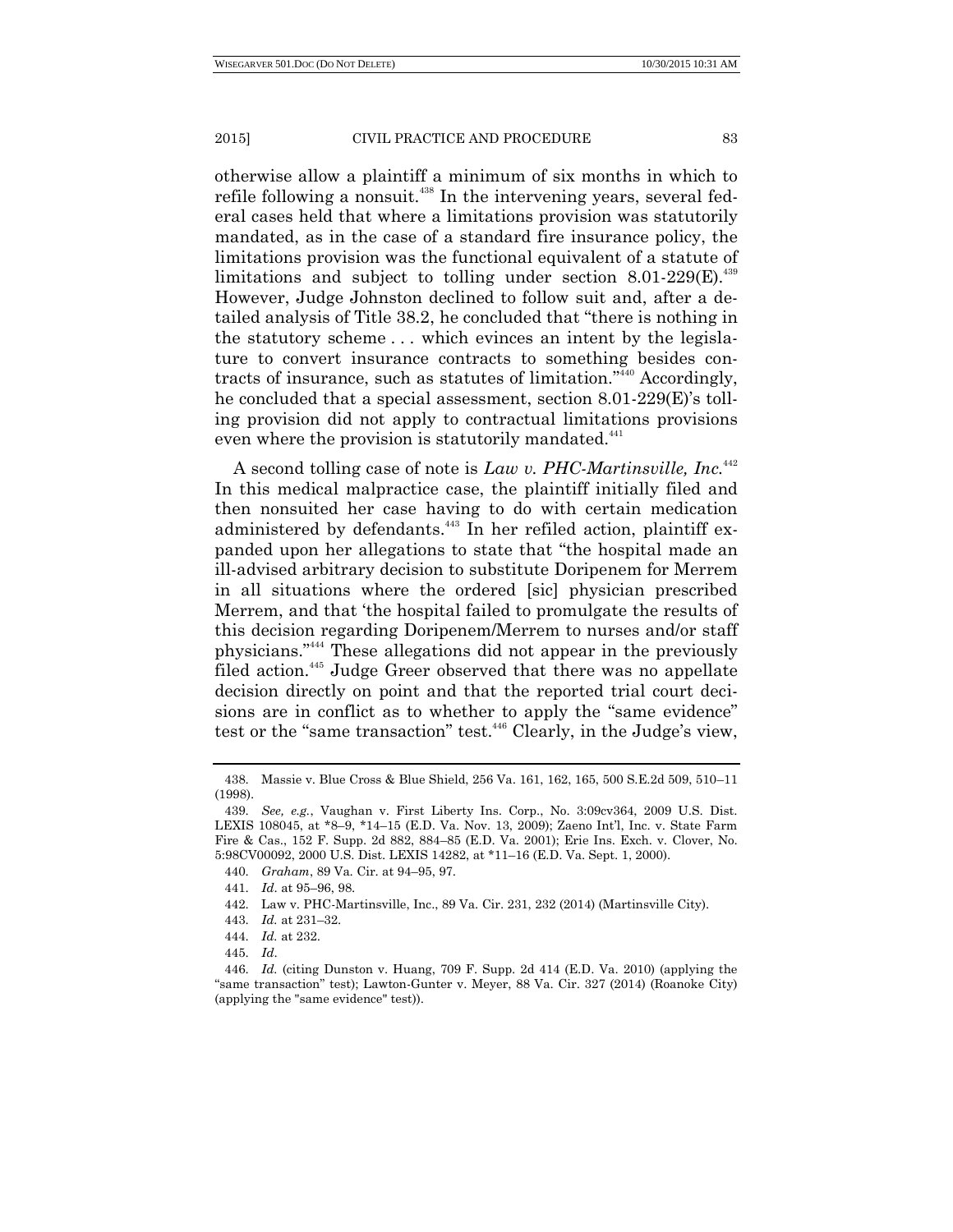otherwise allow a plaintiff a minimum of six months in which to refile following a nonsuit.[438] In the intervening years, several federal cases held that where a limitations provision was statutorily mandated, as in the case of a standard fire insurance policy, the limitations provision was the functional equivalent of a statute of limitations and subject to tolling under section 8.01-229(E).[439] However, Judge Johnston declined to follow suit and, after a detailed analysis of Title 38.2, he concluded that "there is nothing in the statutory scheme . . . which evinces an intent by the legislature to convert insurance contracts to something besides contracts of insurance, such as statutes of limitation."[440] Accordingly, he concluded that a special assessment, section 8.01-229(E)'s tolling provision did not apply to contractual limitations provisions even where the provision is statutorily mandated.[441]

A second tolling case of note is *Law v. PHC-Martinsville, Inc.*[442] In this medical malpractice case, the plaintiff initially filed and then nonsuited her case having to do with certain medication administered by defendants.[443] In her refiled action, plaintiff expanded upon her allegations to state that "the hospital made an ill-advised arbitrary decision to substitute Doripenem for Merrem in all situations where the ordered [sic] physician prescribed Merrem, and that 'the hospital failed to promulgate the results of this decision regarding Doripenem/Merrem to nurses and/or staff physicians.'"[444] These allegations did not appear in the previously filed action.[445] Judge Greer observed that there was no appellate decision directly on point and that the reported trial court decisions are in conflict as to whether to apply the "same evidence" test or the "same transaction" test.[446] Clearly, in the Judge's view,

---

438. Massie v. Blue Cross & Blue Shield, 256 Va. 161, 162, 165, 500 S.E.2d 509, 510–11 (1998).

439. *See, e.g.*, Vaughan v. First Liberty Ins. Corp., No. 3:09cv364, 2009 U.S. Dist. LEXIS 108045, at *8–9, *14–15 (E.D. Va. Nov. 13, 2009); Zaeno Int'l, Inc. v. State Farm Fire & Cas., 152 F. Supp. 2d 882, 884–85 (E.D. Va. 2001); Erie Ins. Exch. v. Clover, No. 5:98CV00092, 2000 U.S. Dist. LEXIS 14282, at *11–16 (E.D. Va. Sept. 1, 2000).

440. *Graham*, 89 Va. Cir. at 94–95, 97.

441. *Id*. at 95–96, 98.

442. Law v. PHC-Martinsville, Inc., 89 Va. Cir. 231, 232 (2014) (Martinsville City).

443. *Id.* at 231–32.

444. *Id.* at 232.

445. *Id*.

446. *Id.* (citing Dunston v. Huang, 709 F. Supp. 2d 414 (E.D. Va. 2010) (applying the "same transaction" test); Lawton-Gunter v. Meyer, 88 Va. Cir. 327 (2014) (Roanoke City) (applying the "same evidence" test)).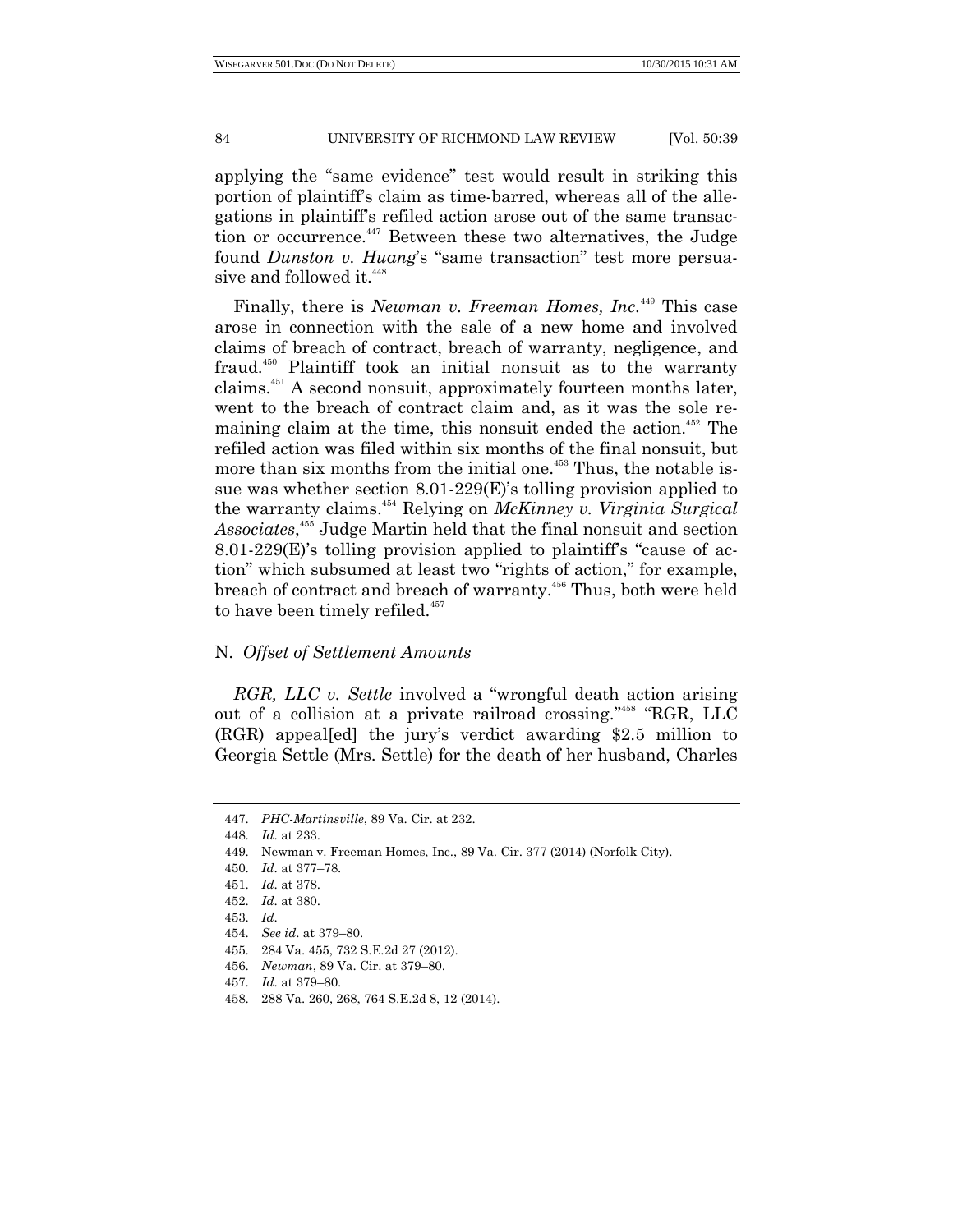applying the "same evidence" test would result in striking this portion of plaintiff's claim as time-barred, whereas all of the allegations in plaintiff's refiled action arose out of the same transaction or occurrence.[447] Between these two alternatives, the Judge found *Dunston v. Huang*'s "same transaction" test more persuasive and followed it.[448]

Finally, there is *Newman v. Freeman Homes, Inc.*[449] This case arose in connection with the sale of a new home and involved claims of breach of contract, breach of warranty, negligence, and fraud.[450] Plaintiff took an initial nonsuit as to the warranty claims.[451] A second nonsuit, approximately fourteen months later, went to the breach of contract claim and, as it was the sole remaining claim at the time, this nonsuit ended the action.[452] The refiled action was filed within six months of the final nonsuit, but more than six months from the initial one.[453] Thus, the notable issue was whether section 8.01-229(E)'s tolling provision applied to the warranty claims.[454] Relying on *McKinney v. Virginia Surgical Associates*,[455] Judge Martin held that the final nonsuit and section 8.01-229(E)'s tolling provision applied to plaintiff's "cause of action" which subsumed at least two "rights of action," for example, breach of contract and breach of warranty.[456] Thus, both were held to have been timely refiled.[457]

## N. *Offset of Settlement Amounts*

*RGR, LLC v. Settle* involved a "wrongful death action arising out of a collision at a private railroad crossing."[458] "RGR, LLC (RGR) appeal[ed] the jury's verdict awarding $2.5 million to Georgia Settle (Mrs. Settle) for the death of her husband, Charles

---

447. *PHC-Martinsville*, 89 Va. Cir. at 232.

448. *Id.* at 233.

449. Newman v. Freeman Homes, Inc., 89 Va. Cir. 377 (2014) (Norfolk City).

450. *Id.* at 377–78.

451. *Id.* at 378.

452. *Id.* at 380.

453. *Id.*

454. *See id.* at 379–80.

455. 284 Va. 455, 732 S.E.2d 27 (2012).

456. *Newman*, 89 Va. Cir. at 379–80.

457. *Id.* at 379–80.

458. 288 Va. 260, 268, 764 S.E.2d 8, 12 (2014).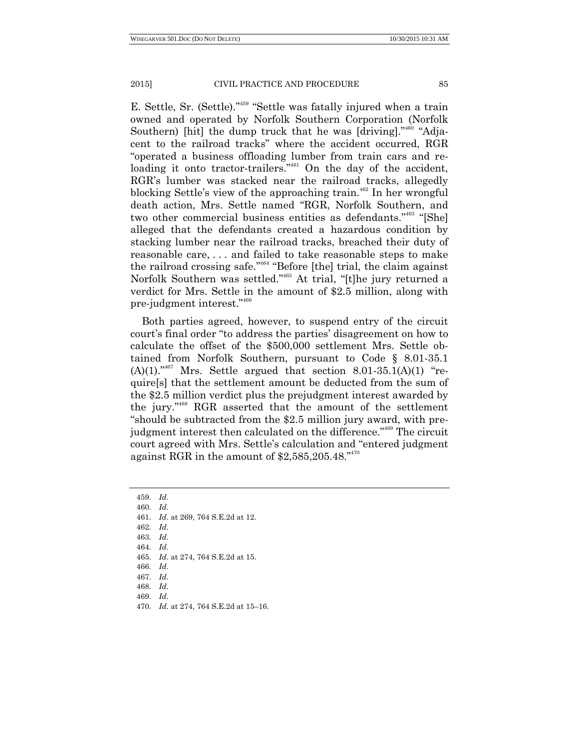E. Settle, Sr. (Settle)."[459] "Settle was fatally injured when a train owned and operated by Norfolk Southern Corporation (Norfolk Southern) [hit] the dump truck that he was [driving]."[460] "Adjacent to the railroad tracks" where the accident occurred, RGR "operated a business offloading lumber from train cars and reloading it onto tractor-trailers."[461] On the day of the accident, RGR's lumber was stacked near the railroad tracks, allegedly blocking Settle's view of the approaching train.[462] In her wrongful death action, Mrs. Settle named "RGR, Norfolk Southern, and two other commercial business entities as defendants."[463] "[She] alleged that the defendants created a hazardous condition by stacking lumber near the railroad tracks, breached their duty of reasonable care, . . . and failed to take reasonable steps to make the railroad crossing safe."[464] "Before [the] trial, the claim against Norfolk Southern was settled."[465] At trial, "[t]he jury returned a verdict for Mrs. Settle in the amount of $2.5 million, along with pre-judgment interest."[466]

Both parties agreed, however, to suspend entry of the circuit court's final order "to address the parties' disagreement on how to calculate the offset of the $500,000 settlement Mrs. Settle obtained from Norfolk Southern, pursuant to Code § 8.01-35.1 (A)(1)."[467] Mrs. Settle argued that section 8.01-35.1(A)(1) "require[s] that the settlement amount be deducted from the sum of the $2.5 million verdict plus the prejudgment interest awarded by the jury."[468] RGR asserted that the amount of the settlement "should be subtracted from the $2.5 million jury award, with prejudgment interest then calculated on the difference."[469] The circuit court agreed with Mrs. Settle's calculation and "entered judgment against RGR in the amount of $2,585,205.48."[470]

---

459. *Id*.
460. *Id*.
461. *Id*. at 269, 764 S.E.2d at 12.
462. *Id*.
463. *Id*.
464. *Id*.
465. *Id*. at 274, 764 S.E.2d at 15.
466. *Id*.
467. *Id*.
468. *Id*.
469. *Id*.
470. *Id*. at 274, 764 S.E.2d at 15–16.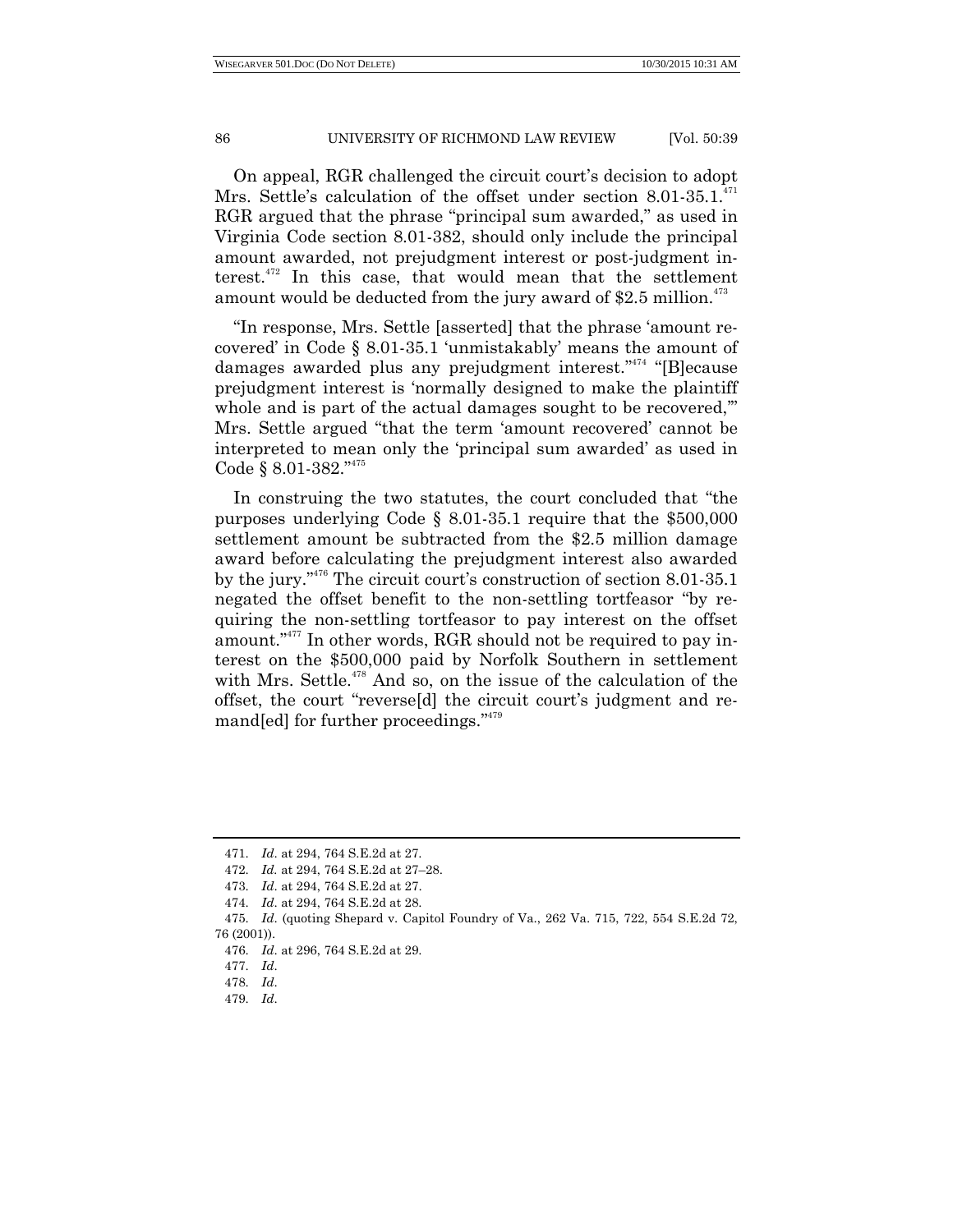On appeal, RGR challenged the circuit court's decision to adopt Mrs. Settle's calculation of the offset under section 8.01-35.1.[471] RGR argued that the phrase "principal sum awarded," as used in Virginia Code section 8.01-382, should only include the principal amount awarded, not prejudgment interest or post-judgment interest.[472] In this case, that would mean that the settlement amount would be deducted from the jury award of $2.5 million.[473]

"In response, Mrs. Settle [asserted] that the phrase 'amount recovered' in Code § 8.01-35.1 'unmistakably' means the amount of damages awarded plus any prejudgment interest."[474] "[B]ecause prejudgment interest is 'normally designed to make the plaintiff whole and is part of the actual damages sought to be recovered,'" Mrs. Settle argued "that the term 'amount recovered' cannot be interpreted to mean only the 'principal sum awarded' as used in Code § 8.01-382."[475]

In construing the two statutes, the court concluded that "the purposes underlying Code § 8.01-35.1 require that the $500,000 settlement amount be subtracted from the $2.5 million damage award before calculating the prejudgment interest also awarded by the jury."[476] The circuit court's construction of section 8.01-35.1 negated the offset benefit to the non-settling tortfeasor "by requiring the non-settling tortfeasor to pay interest on the offset amount."[477] In other words, RGR should not be required to pay interest on the $500,000 paid by Norfolk Southern in settlement with Mrs. Settle.[478] And so, on the issue of the calculation of the offset, the court "reverse[d] the circuit court's judgment and remand[ed] for further proceedings."[479]

---

471. *Id*. at 294, 764 S.E.2d at 27.

472. *Id.* at 294, 764 S.E.2d at 27–28.

473. *Id*. at 294, 764 S.E.2d at 27.

474. *Id*. at 294, 764 S.E.2d at 28.

475. *Id*. (quoting Shepard v. Capitol Foundry of Va., 262 Va. 715, 722, 554 S.E.2d 72, 76 (2001)).

476. *Id*. at 296, 764 S.E.2d at 29.

477. *Id*.

478. *Id*.

479. *Id*.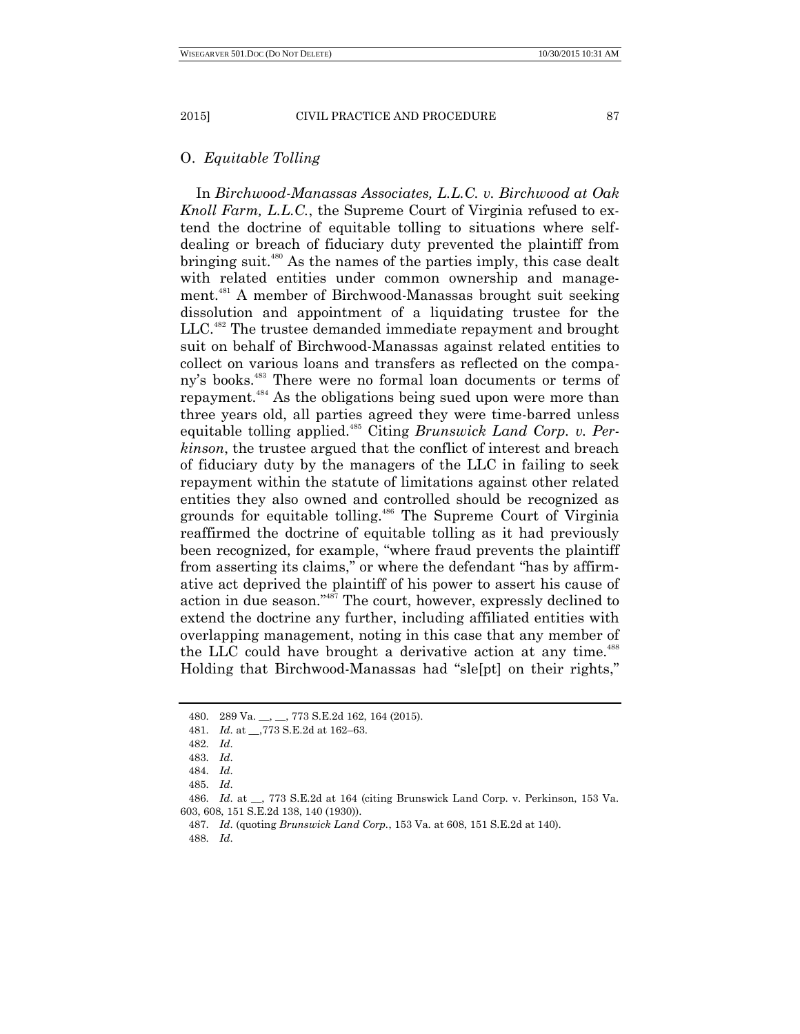## O. *Equitable Tolling*

In *Birchwood-Manassas Associates, L.L.C. v. Birchwood at Oak Knoll Farm, L.L.C.*, the Supreme Court of Virginia refused to extend the doctrine of equitable tolling to situations where self-dealing or breach of fiduciary duty prevented the plaintiff from bringing suit.[480] As the names of the parties imply, this case dealt with related entities under common ownership and management.[481] A member of Birchwood-Manassas brought suit seeking dissolution and appointment of a liquidating trustee for the LLC.[482] The trustee demanded immediate repayment and brought suit on behalf of Birchwood-Manassas against related entities to collect on various loans and transfers as reflected on the company's books.[483] There were no formal loan documents or terms of repayment.[484] As the obligations being sued upon were more than three years old, all parties agreed they were time-barred unless equitable tolling applied.[485] Citing *Brunswick Land Corp. v. Perkinson*, the trustee argued that the conflict of interest and breach of fiduciary duty by the managers of the LLC in failing to seek repayment within the statute of limitations against other related entities they also owned and controlled should be recognized as grounds for equitable tolling.[486] The Supreme Court of Virginia reaffirmed the doctrine of equitable tolling as it had previously been recognized, for example, "where fraud prevents the plaintiff from asserting its claims," or where the defendant "has by affirmative act deprived the plaintiff of his power to assert his cause of action in due season."[487] The court, however, expressly declined to extend the doctrine any further, including affiliated entities with overlapping management, noting in this case that any member of the LLC could have brought a derivative action at any time.[488] Holding that Birchwood-Manassas had "sle[pt] on their rights,"

---

480. 289 Va. __, __, 773 S.E.2d 162, 164 (2015).

481. *Id*. at __,773 S.E.2d at 162–63.

482. *Id*.

483. *Id*.

484. *Id*.

485. *Id*.

486. *Id*. at __, 773 S.E.2d at 164 (citing Brunswick Land Corp. v. Perkinson, 153 Va. 603, 608, 151 S.E.2d 138, 140 (1930)).

487. *Id*. (quoting *Brunswick Land Corp.*, 153 Va. at 608, 151 S.E.2d at 140).

488. *Id*.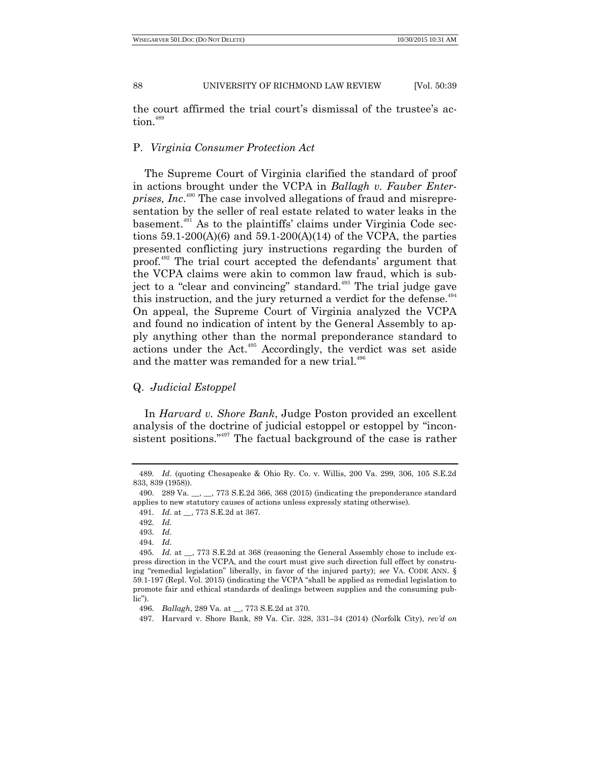the court affirmed the trial court's dismissal of the trustee's action.[489]

### P. *Virginia Consumer Protection Act*

The Supreme Court of Virginia clarified the standard of proof in actions brought under the VCPA in *Ballagh v. Fauber Enterprises, Inc*.[490] The case involved allegations of fraud and misrepresentation by the seller of real estate related to water leaks in the basement.[491] As to the plaintiffs' claims under Virginia Code sections 59.1-200(A)(6) and 59.1-200(A)(14) of the VCPA, the parties presented conflicting jury instructions regarding the burden of proof.[492] The trial court accepted the defendants' argument that the VCPA claims were akin to common law fraud, which is subject to a "clear and convincing" standard.[493] The trial judge gave this instruction, and the jury returned a verdict for the defense.[494] On appeal, the Supreme Court of Virginia analyzed the VCPA and found no indication of intent by the General Assembly to apply anything other than the normal preponderance standard to actions under the Act.[495] Accordingly, the verdict was set aside and the matter was remanded for a new trial.[496]

### Q. *Judicial Estoppel*

In *Harvard v. Shore Bank*, Judge Poston provided an excellent analysis of the doctrine of judicial estoppel or estoppel by "inconsistent positions."[497] The factual background of the case is rather

---

489. *Id*. (quoting Chesapeake & Ohio Ry. Co. v. Willis, 200 Va. 299, 306, 105 S.E.2d 833, 839 (1958)).

490. 289 Va. \_\_, \_\_, 773 S.E.2d 366, 368 (2015) (indicating the preponderance standard applies to new statutory causes of actions unless expressly stating otherwise).

491. *Id*. at \_\_, 773 S.E.2d at 367.

492. *Id.*

493. *Id*.

494. *Id*.

495. *Id.* at \_\_, 773 S.E.2d at 368 (reasoning the General Assembly chose to include express direction in the VCPA, and the court must give such direction full effect by construing "remedial legislation" liberally, in favor of the injured party); *see* VA. CODE ANN. § 59.1-197 (Repl. Vol. 2015) (indicating the VCPA "shall be applied as remedial legislation to promote fair and ethical standards of dealings between supplies and the consuming public").

496. *Ballagh*, 289 Va. at \_\_, 773 S.E.2d at 370.

497. Harvard v. Shore Bank, 89 Va. Cir. 328, 331–34 (2014) (Norfolk City), *rev'd on*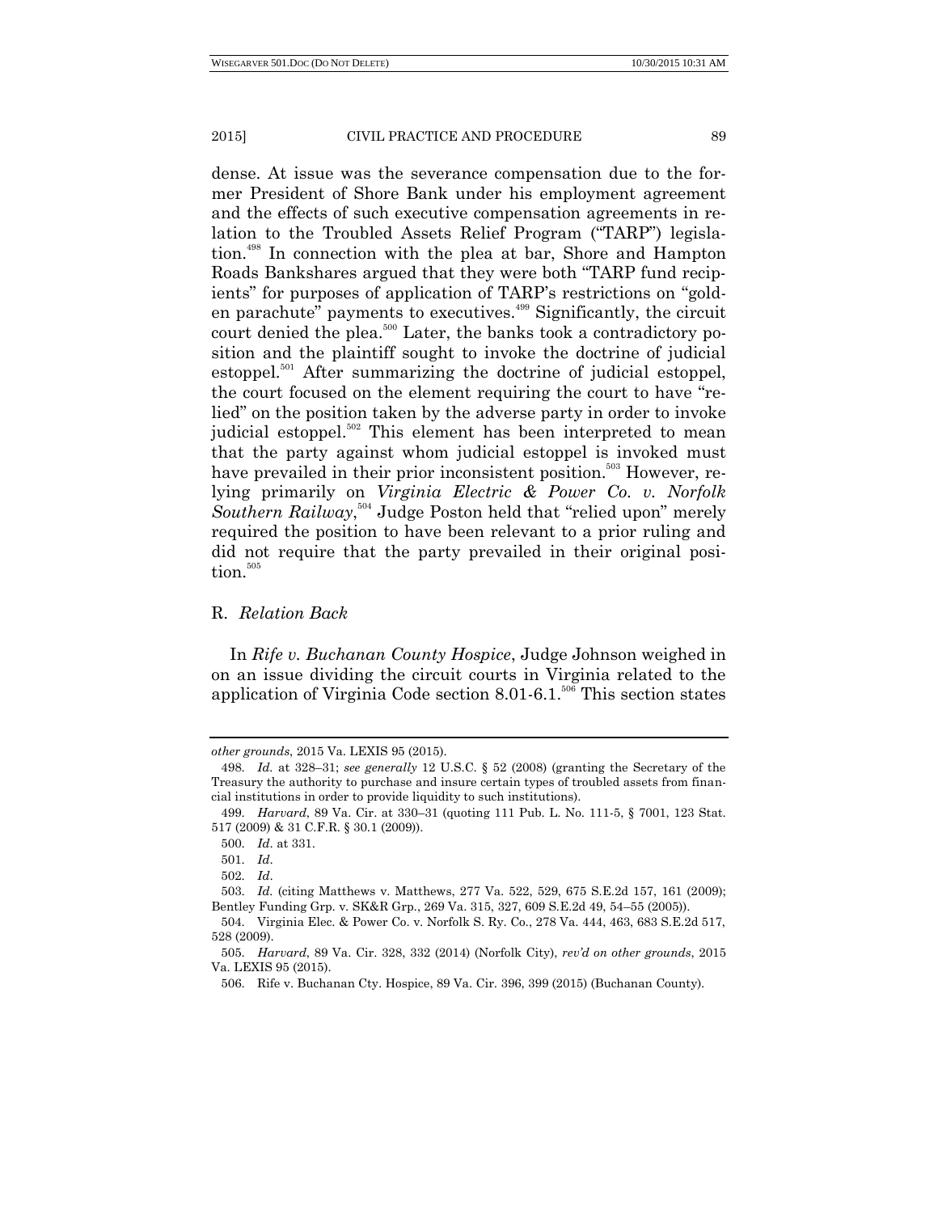dense. At issue was the severance compensation due to the former President of Shore Bank under his employment agreement and the effects of such executive compensation agreements in relation to the Troubled Assets Relief Program ("TARP") legislation.[498] In connection with the plea at bar, Shore and Hampton Roads Bankshares argued that they were both "TARP fund recipients" for purposes of application of TARP's restrictions on "golden parachute" payments to executives.[499] Significantly, the circuit court denied the plea.[500] Later, the banks took a contradictory position and the plaintiff sought to invoke the doctrine of judicial estoppel.[501] After summarizing the doctrine of judicial estoppel, the court focused on the element requiring the court to have "relied" on the position taken by the adverse party in order to invoke judicial estoppel.[502] This element has been interpreted to mean that the party against whom judicial estoppel is invoked must have prevailed in their prior inconsistent position.[503] However, relying primarily on *Virginia Electric & Power Co. v. Norfolk Southern Railway*,[504] Judge Poston held that "relied upon" merely required the position to have been relevant to a prior ruling and did not require that the party prevailed in their original position.[505]

## R. *Relation Back*

In *Rife v. Buchanan County Hospice*, Judge Johnson weighed in on an issue dividing the circuit courts in Virginia related to the application of Virginia Code section 8.01-6.1.[506] This section states

---

*other grounds*, 2015 Va. LEXIS 95 (2015).

498. *Id.* at 328–31; *see generally* 12 U.S.C. § 52 (2008) (granting the Secretary of the Treasury the authority to purchase and insure certain types of troubled assets from financial institutions in order to provide liquidity to such institutions).

499. *Harvard*, 89 Va. Cir. at 330–31 (quoting 111 Pub. L. No. 111-5, § 7001, 123 Stat. 517 (2009) & 31 C.F.R. § 30.1 (2009)).

500. *Id*. at 331.

501. *Id*.

502. *Id*.

503. *Id.* (citing Matthews v. Matthews, 277 Va. 522, 529, 675 S.E.2d 157, 161 (2009); Bentley Funding Grp. v. SK&R Grp., 269 Va. 315, 327, 609 S.E.2d 49, 54–55 (2005)).

504. Virginia Elec. & Power Co. v. Norfolk S. Ry. Co., 278 Va. 444, 463, 683 S.E.2d 517, 528 (2009).

505. *Harvard*, 89 Va. Cir. 328, 332 (2014) (Norfolk City), *rev'd on other grounds*, 2015 Va. LEXIS 95 (2015).

506. Rife v. Buchanan Cty. Hospice, 89 Va. Cir. 396, 399 (2015) (Buchanan County).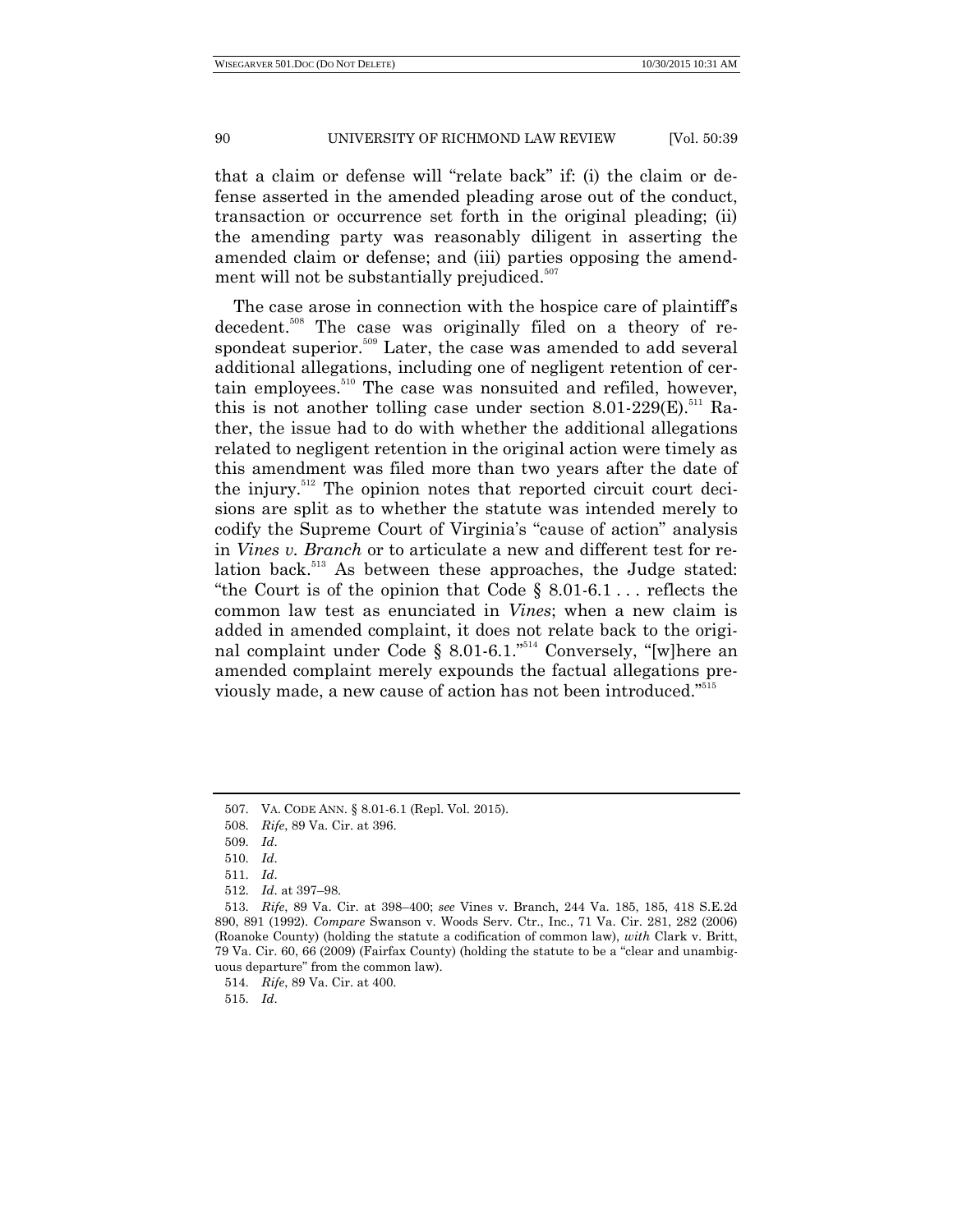that a claim or defense will "relate back" if: (i) the claim or defense asserted in the amended pleading arose out of the conduct, transaction or occurrence set forth in the original pleading; (ii) the amending party was reasonably diligent in asserting the amended claim or defense; and (iii) parties opposing the amendment will not be substantially prejudiced.[507]

The case arose in connection with the hospice care of plaintiff's decedent.[508] The case was originally filed on a theory of respondeat superior.[509] Later, the case was amended to add several additional allegations, including one of negligent retention of certain employees.[510] The case was nonsuited and refiled, however, this is not another tolling case under section 8.01-229(E).[511] Rather, the issue had to do with whether the additional allegations related to negligent retention in the original action were timely as this amendment was filed more than two years after the date of the injury.[512] The opinion notes that reported circuit court decisions are split as to whether the statute was intended merely to codify the Supreme Court of Virginia's "cause of action" analysis in *Vines v. Branch* or to articulate a new and different test for relation back.[513] As between these approaches, the Judge stated: "the Court is of the opinion that Code § 8.01-6.1 . . . reflects the common law test as enunciated in *Vines*; when a new claim is added in amended complaint, it does not relate back to the original complaint under Code § 8.01-6.1."[514] Conversely, "[w]here an amended complaint merely expounds the factual allegations previously made, a new cause of action has not been introduced."[515]

---

507. VA. CODE ANN. § 8.01-6.1 (Repl. Vol. 2015).

508. *Rife*, 89 Va. Cir. at 396.

509. *Id*.

510. *Id*.

511. *Id*.

512. *Id*. at 397–98.

513. *Rife*, 89 Va. Cir. at 398–400; *see* Vines v. Branch, 244 Va. 185, 185, 418 S.E.2d 890, 891 (1992). *Compare* Swanson v. Woods Serv. Ctr., Inc., 71 Va. Cir. 281, 282 (2006) (Roanoke County) (holding the statute a codification of common law), *with* Clark v. Britt, 79 Va. Cir. 60, 66 (2009) (Fairfax County) (holding the statute to be a "clear and unambiguous departure" from the common law).

514. *Rife*, 89 Va. Cir. at 400.

515. *Id*.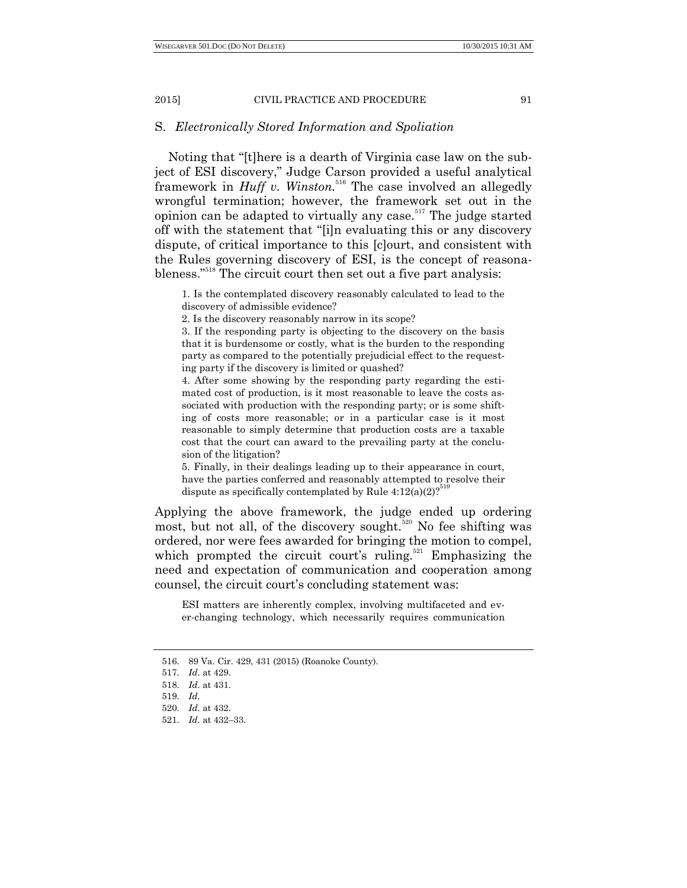### S. *Electronically Stored Information and Spoliation*

Noting that "[t]here is a dearth of Virginia case law on the subject of ESI discovery," Judge Carson provided a useful analytical framework in ***Huff v. Winston***.[516] The case involved an allegedly wrongful termination; however, the framework set out in the opinion can be adapted to virtually any case.[517] The judge started off with the statement that "[i]n evaluating this or any discovery dispute, of critical importance to this [c]ourt, and consistent with the Rules governing discovery of ESI, is the concept of reasonableness."[518] The circuit court then set out a five part analysis:

> 1. Is the contemplated discovery reasonably calculated to lead to the discovery of admissible evidence?
> 2. Is the discovery reasonably narrow in its scope?
> 3. If the responding party is objecting to the discovery on the basis that it is burdensome or costly, what is the burden to the responding party as compared to the potentially prejudicial effect to the requesting party if the discovery is limited or quashed?
> 4. After some showing by the responding party regarding the estimated cost of production, is it most reasonable to leave the costs associated with production with the responding party; or is some shifting of costs more reasonable; or in a particular case is it most reasonable to simply determine that production costs are a taxable cost that the court can award to the prevailing party at the conclusion of the litigation?
> 5. Finally, in their dealings leading up to their appearance in court, have the parties conferred and reasonably attempted to resolve their dispute as specifically contemplated by Rule 4:12(a)(2)?[519]

Applying the above framework, the judge ended up ordering most, but not all, of the discovery sought.[520] No fee shifting was ordered, nor were fees awarded for bringing the motion to compel, which prompted the circuit court's ruling.[521] Emphasizing the need and expectation of communication and cooperation among counsel, the circuit court's concluding statement was:

> ESI matters are inherently complex, involving multifaceted and ever-changing technology, which necessarily requires communication

---

516. 89 Va. Cir. 429, 431 (2015) (Roanoke County).
517. *Id.* at 429.
518. *Id.* at 431.
519. *Id.*
520. *Id.* at 432.
521. *Id.* at 432–33.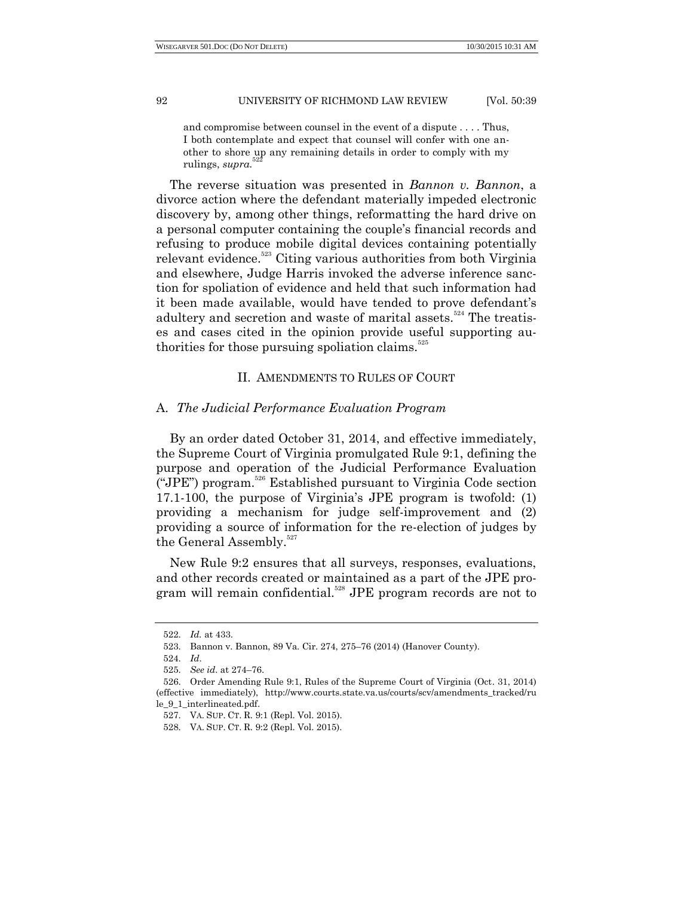> and compromise between counsel in the event of a dispute . . . . Thus, I both contemplate and expect that counsel will confer with one another to shore up any remaining details in order to comply with my rulings, *supra*.[522]

The reverse situation was presented in *Bannon v. Bannon*, a divorce action where the defendant materially impeded electronic discovery by, among other things, reformatting the hard drive on a personal computer containing the couple's financial records and refusing to produce mobile digital devices containing potentially relevant evidence.[523] Citing various authorities from both Virginia and elsewhere, Judge Harris invoked the adverse inference sanction for spoliation of evidence and held that such information had it been made available, would have tended to prove defendant's adultery and secretion and waste of marital assets.[524] The treatises and cases cited in the opinion provide useful supporting authorities for those pursuing spoliation claims.[525]

## II. AMENDMENTS TO RULES OF COURT

### A. *The Judicial Performance Evaluation Program*

By an order dated October 31, 2014, and effective immediately, the Supreme Court of Virginia promulgated Rule 9:1, defining the purpose and operation of the Judicial Performance Evaluation ("JPE") program.[526] Established pursuant to Virginia Code section 17.1-100, the purpose of Virginia's JPE program is twofold: (1) providing a mechanism for judge self-improvement and (2) providing a source of information for the re-election of judges by the General Assembly.[527]

New Rule 9:2 ensures that all surveys, responses, evaluations, and other records created or maintained as a part of the JPE program will remain confidential.[528] JPE program records are not to

---

522. *Id.* at 433.

523. Bannon v. Bannon, 89 Va. Cir. 274, 275–76 (2014) (Hanover County).

524. *Id.*

525. *See id.* at 274–76.

526. Order Amending Rule 9:1, Rules of the Supreme Court of Virginia (Oct. 31, 2014) (effective immediately), http://www.courts.state.va.us/courts/scv/amendments_tracked/rule_9_1_interlineated.pdf.

527. VA. SUP. CT. R. 9:1 (Repl. Vol. 2015).

528. VA. SUP. CT. R. 9:2 (Repl. Vol. 2015).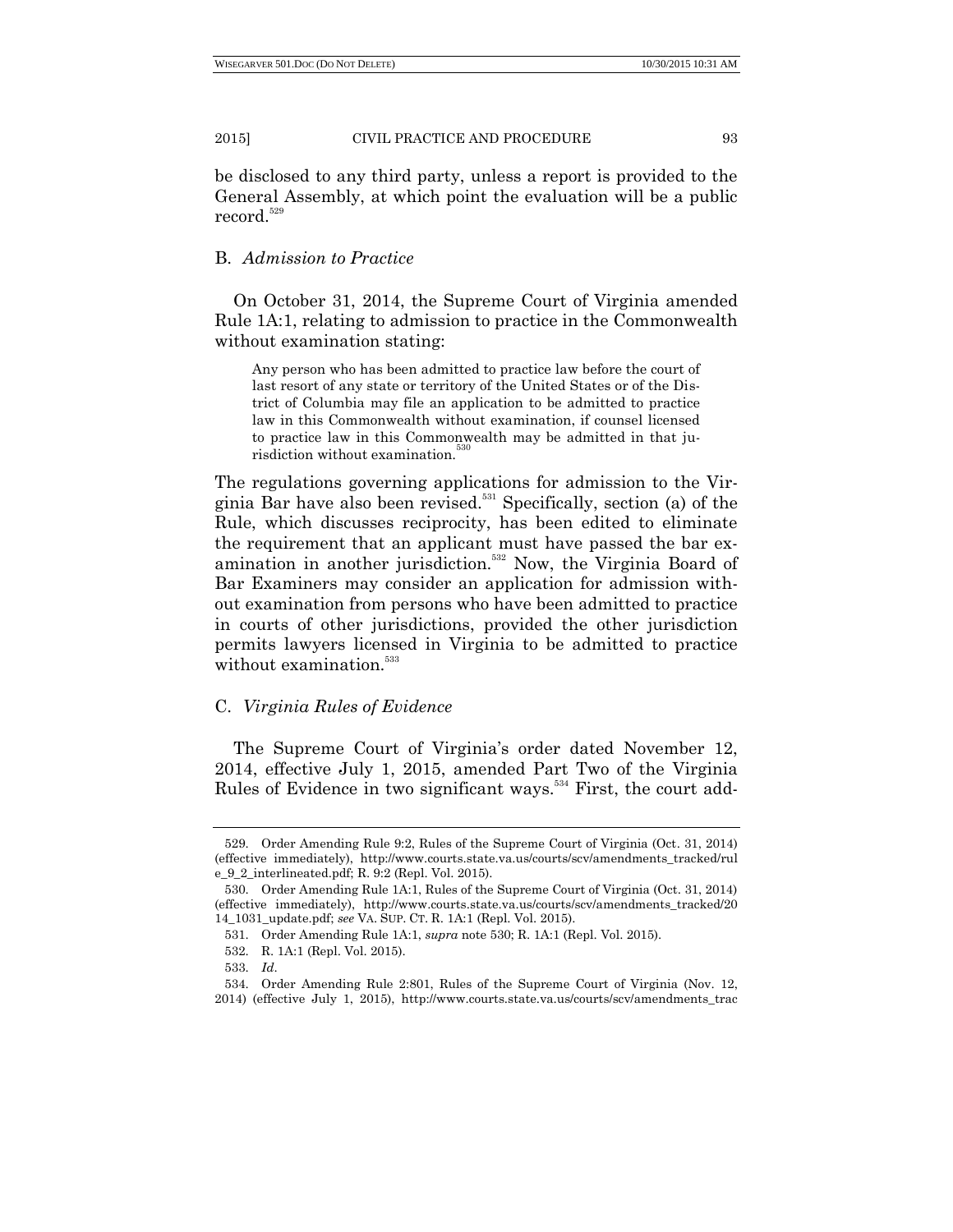be disclosed to any third party, unless a report is provided to the General Assembly, at which point the evaluation will be a public record.[529]

### B. *Admission to Practice*

On October 31, 2014, the Supreme Court of Virginia amended Rule 1A:1, relating to admission to practice in the Commonwealth without examination stating:

> Any person who has been admitted to practice law before the court of last resort of any state or territory of the United States or of the District of Columbia may file an application to be admitted to practice law in this Commonwealth without examination, if counsel licensed to practice law in this Commonwealth may be admitted in that jurisdiction without examination.[530]

The regulations governing applications for admission to the Virginia Bar have also been revised.[531] Specifically, section (a) of the Rule, which discusses reciprocity, has been edited to eliminate the requirement that an applicant must have passed the bar examination in another jurisdiction.[532] Now, the Virginia Board of Bar Examiners may consider an application for admission without examination from persons who have been admitted to practice in courts of other jurisdictions, provided the other jurisdiction permits lawyers licensed in Virginia to be admitted to practice without examination.[533]

### C. *Virginia Rules of Evidence*

The Supreme Court of Virginia's order dated November 12, 2014, effective July 1, 2015, amended Part Two of the Virginia Rules of Evidence in two significant ways.[534] First, the court add-

---

529. Order Amending Rule 9:2, Rules of the Supreme Court of Virginia (Oct. 31, 2014) (effective immediately), http://www.courts.state.va.us/courts/scv/amendments_tracked/rule_9_2_interlineated.pdf; R. 9:2 (Repl. Vol. 2015).

530. Order Amending Rule 1A:1, Rules of the Supreme Court of Virginia (Oct. 31, 2014) (effective immediately), http://www.courts.state.va.us/courts/scv/amendments_tracked/2014_1031_update.pdf; *see* VA. SUP. CT. R. 1A:1 (Repl. Vol. 2015).

531. Order Amending Rule 1A:1, *supra* note 530; R. 1A:1 (Repl. Vol. 2015).

532. R. 1A:1 (Repl. Vol. 2015).

533. *Id.*

534. Order Amending Rule 2:801, Rules of the Supreme Court of Virginia (Nov. 12, 2014) (effective July 1, 2015), http://www.courts.state.va.us/courts/scv/amendments_trac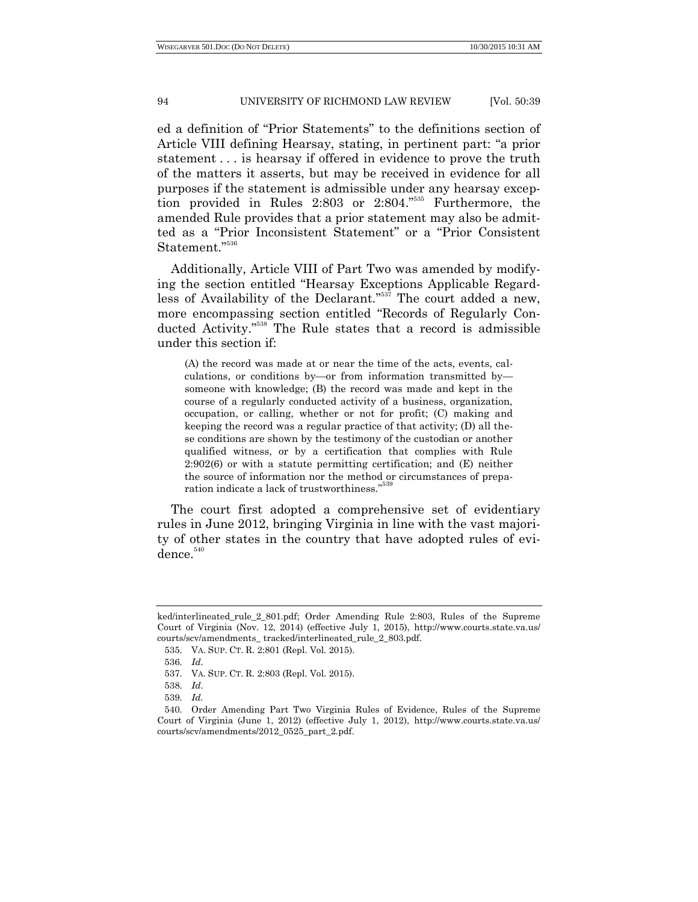ed a definition of "Prior Statements" to the definitions section of Article VIII defining Hearsay, stating, in pertinent part: "a prior statement . . . is hearsay if offered in evidence to prove the truth of the matters it asserts, but may be received in evidence for all purposes if the statement is admissible under any hearsay exception provided in Rules 2:803 or 2:804."[535] Furthermore, the amended Rule provides that a prior statement may also be admitted as a "Prior Inconsistent Statement" or a "Prior Consistent Statement."[536]

Additionally, Article VIII of Part Two was amended by modifying the section entitled "Hearsay Exceptions Applicable Regardless of Availability of the Declarant."[537] The court added a new, more encompassing section entitled "Records of Regularly Conducted Activity."[538] The Rule states that a record is admissible under this section if:

> (A) the record was made at or near the time of the acts, events, calculations, or conditions by—or from information transmitted by—someone with knowledge; (B) the record was made and kept in the course of a regularly conducted activity of a business, organization, occupation, or calling, whether or not for profit; (C) making and keeping the record was a regular practice of that activity; (D) all these conditions are shown by the testimony of the custodian or another qualified witness, or by a certification that complies with Rule 2:902(6) or with a statute permitting certification; and (E) neither the source of information nor the method or circumstances of preparation indicate a lack of trustworthiness."[539]

The court first adopted a comprehensive set of evidentiary rules in June 2012, bringing Virginia in line with the vast majority of other states in the country that have adopted rules of evidence.[540]

---

ked/interlineated_rule_2_801.pdf; Order Amending Rule 2:803, Rules of the Supreme Court of Virginia (Nov. 12, 2014) (effective July 1, 2015), http://www.courts.state.va.us/courts/scv/amendments_ tracked/interlineated_rule_2_803.pdf.

535. VA. SUP. CT. R. 2:801 (Repl. Vol. 2015).

536. *Id*.

537. VA. SUP. CT. R. 2:803 (Repl. Vol. 2015).

538. *Id*.

539. *Id.*

540. Order Amending Part Two Virginia Rules of Evidence, Rules of the Supreme Court of Virginia (June 1, 2012) (effective July 1, 2012), http://www.courts.state.va.us/courts/scv/amendments/2012_0525_part_2.pdf.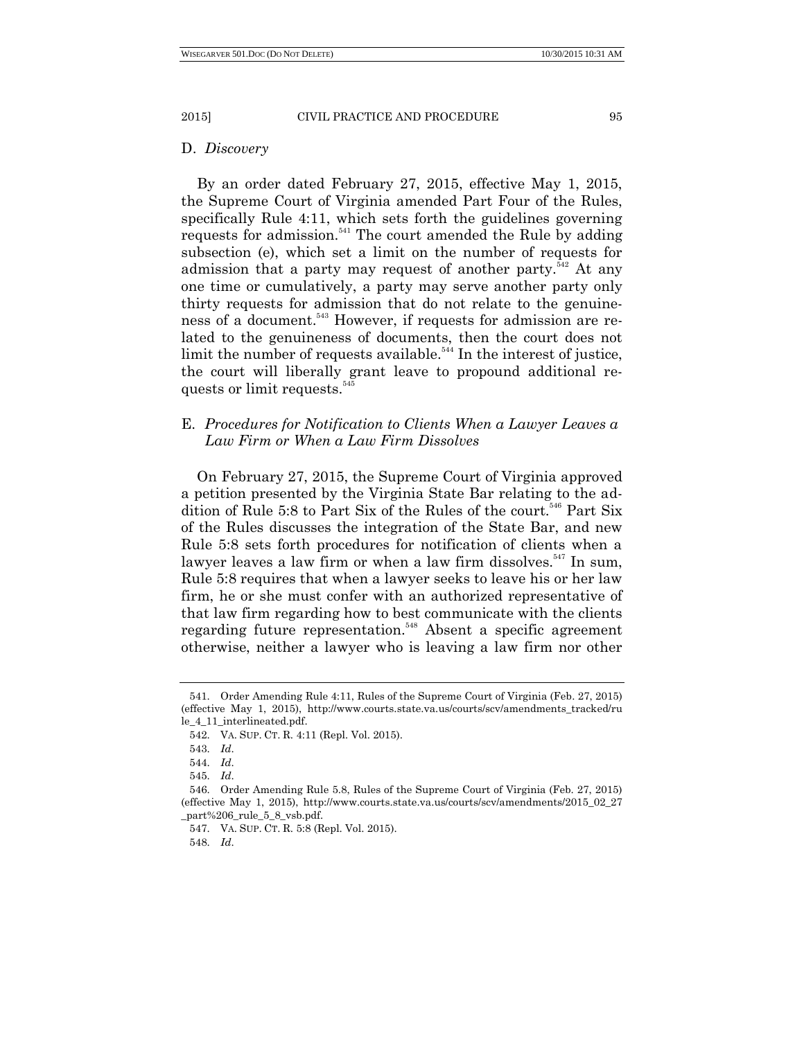### D. *Discovery*

By an order dated February 27, 2015, effective May 1, 2015, the Supreme Court of Virginia amended Part Four of the Rules, specifically Rule 4:11, which sets forth the guidelines governing requests for admission.[541] The court amended the Rule by adding subsection (e), which set a limit on the number of requests for admission that a party may request of another party.[542] At any one time or cumulatively, a party may serve another party only thirty requests for admission that do not relate to the genuineness of a document.[543] However, if requests for admission are related to the genuineness of documents, then the court does not limit the number of requests available.[544] In the interest of justice, the court will liberally grant leave to propound additional requests or limit requests.[545]

### E. *Procedures for Notification to Clients When a Lawyer Leaves a Law Firm or When a Law Firm Dissolves*

On February 27, 2015, the Supreme Court of Virginia approved a petition presented by the Virginia State Bar relating to the addition of Rule 5:8 to Part Six of the Rules of the court.[546] Part Six of the Rules discusses the integration of the State Bar, and new Rule 5:8 sets forth procedures for notification of clients when a lawyer leaves a law firm or when a law firm dissolves.[547] In sum, Rule 5:8 requires that when a lawyer seeks to leave his or her law firm, he or she must confer with an authorized representative of that law firm regarding how to best communicate with the clients regarding future representation.[548] Absent a specific agreement otherwise, neither a lawyer who is leaving a law firm nor other

---

541. Order Amending Rule 4:11, Rules of the Supreme Court of Virginia (Feb. 27, 2015) (effective May 1, 2015), http://www.courts.state.va.us/courts/scv/amendments_tracked/rule_4_11_interlineated.pdf.

542. VA. SUP. CT. R. 4:11 (Repl. Vol. 2015).

543. *Id*.

544. *Id*.

545. *Id*.

546. Order Amending Rule 5.8, Rules of the Supreme Court of Virginia (Feb. 27, 2015) (effective May 1, 2015), http://www.courts.state.va.us/courts/scv/amendments/2015_02_27_part%206_rule_5_8_vsb.pdf.

547. VA. SUP. CT. R. 5:8 (Repl. Vol. 2015).

548. *Id*.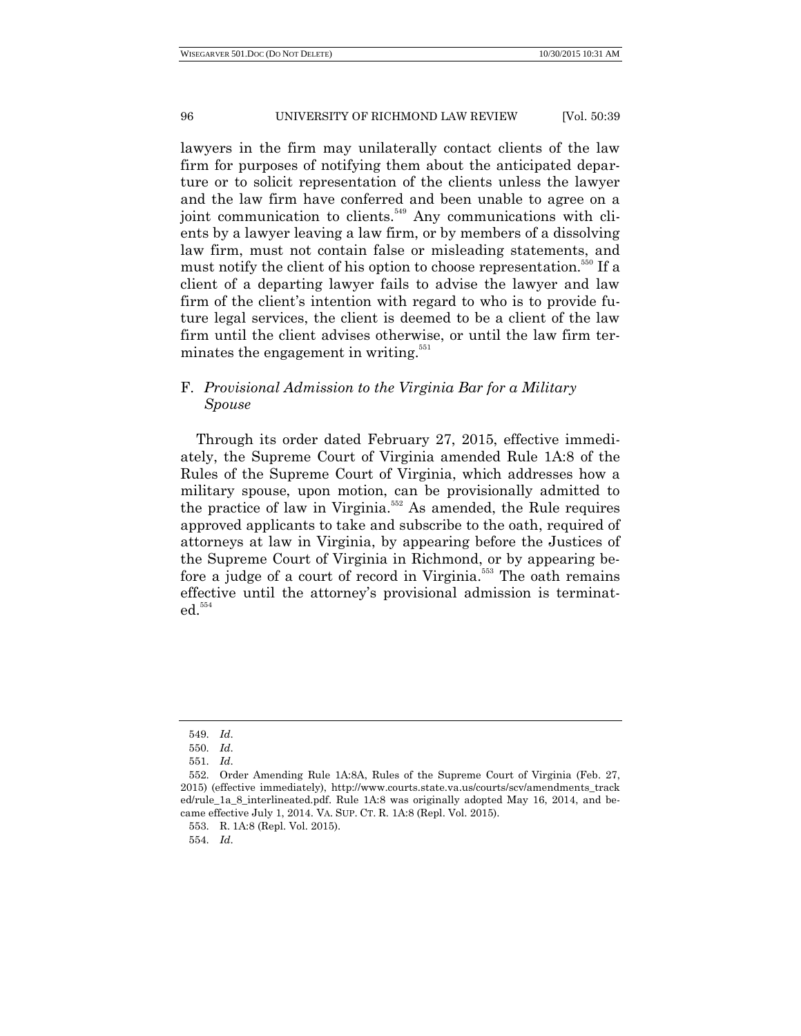lawyers in the firm may unilaterally contact clients of the law firm for purposes of notifying them about the anticipated departure or to solicit representation of the clients unless the lawyer and the law firm have conferred and been unable to agree on a joint communication to clients.[549] Any communications with clients by a lawyer leaving a law firm, or by members of a dissolving law firm, must not contain false or misleading statements, and must notify the client of his option to choose representation.[550] If a client of a departing lawyer fails to advise the lawyer and law firm of the client's intention with regard to who is to provide future legal services, the client is deemed to be a client of the law firm until the client advises otherwise, or until the law firm terminates the engagement in writing.[551]

### F. *Provisional Admission to the Virginia Bar for a Military Spouse*

Through its order dated February 27, 2015, effective immediately, the Supreme Court of Virginia amended Rule 1A:8 of the Rules of the Supreme Court of Virginia, which addresses how a military spouse, upon motion, can be provisionally admitted to the practice of law in Virginia.[552] As amended, the Rule requires approved applicants to take and subscribe to the oath, required of attorneys at law in Virginia, by appearing before the Justices of the Supreme Court of Virginia in Richmond, or by appearing before a judge of a court of record in Virginia.[553] The oath remains effective until the attorney's provisional admission is terminated.[554]

---

549. *Id*.

550. *Id*.

551. *Id*.

552. Order Amending Rule 1A:8A, Rules of the Supreme Court of Virginia (Feb. 27, 2015) (effective immediately), http://www.courts.state.va.us/courts/scv/amendments_tracked/rule_1a_8_interlineated.pdf. Rule 1A:8 was originally adopted May 16, 2014, and became effective July 1, 2014. VA. SUP. CT. R. 1A:8 (Repl. Vol. 2015).

553. R. 1A:8 (Repl. Vol. 2015).

554. *Id*.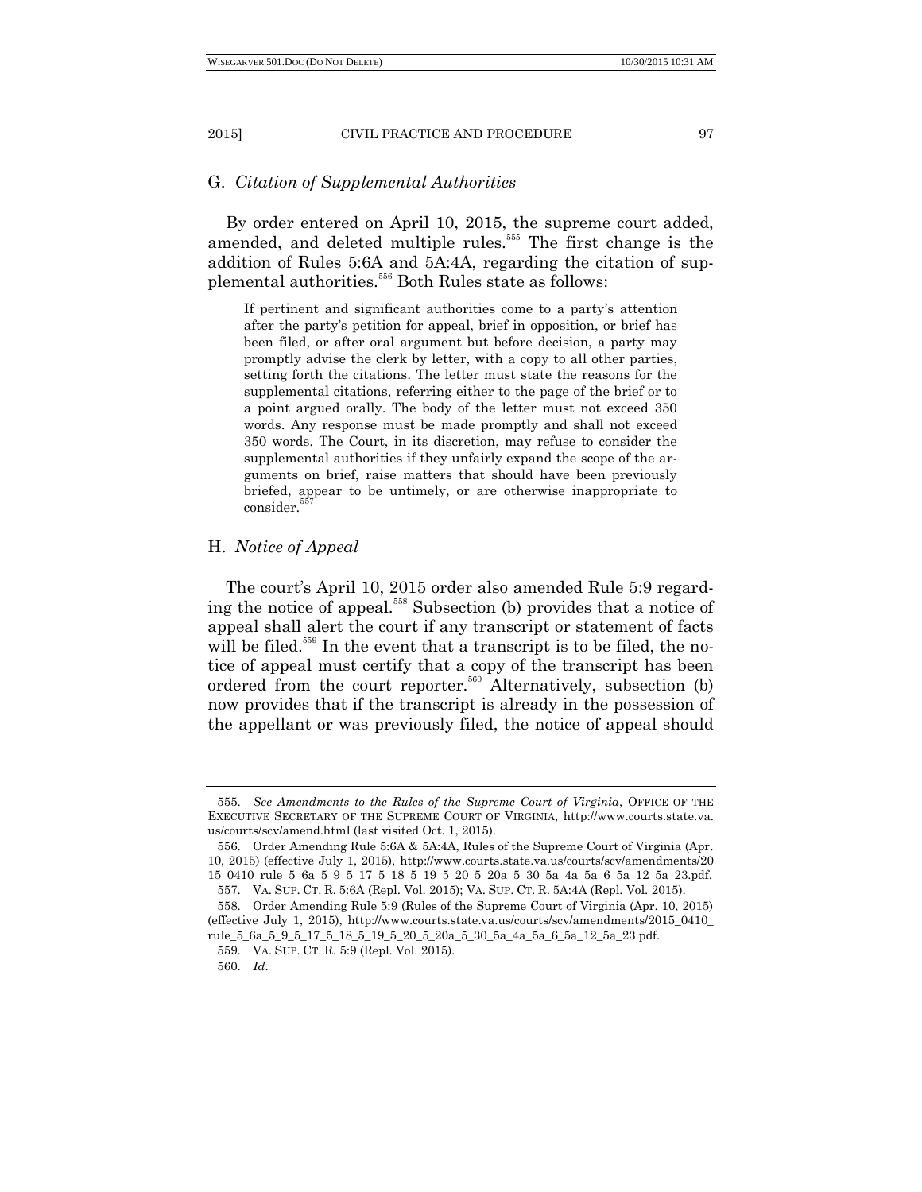## G. *Citation of Supplemental Authorities*

By order entered on April 10, 2015, the supreme court added, amended, and deleted multiple rules.[555] The first change is the addition of Rules 5:6A and 5A:4A, regarding the citation of supplemental authorities.[556] Both Rules state as follows:

> If pertinent and significant authorities come to a party's attention after the party's petition for appeal, brief in opposition, or brief has been filed, or after oral argument but before decision, a party may promptly advise the clerk by letter, with a copy to all other parties, setting forth the citations. The letter must state the reasons for the supplemental citations, referring either to the page of the brief or to a point argued orally. The body of the letter must not exceed 350 words. Any response must be made promptly and shall not exceed 350 words. The Court, in its discretion, may refuse to consider the supplemental authorities if they unfairly expand the scope of the arguments on brief, raise matters that should have been previously briefed, appear to be untimely, or are otherwise inappropriate to consider.[557]

## H. *Notice of Appeal*

The court's April 10, 2015 order also amended Rule 5:9 regarding the notice of appeal.[558] Subsection (b) provides that a notice of appeal shall alert the court if any transcript or statement of facts will be filed.[559] In the event that a transcript is to be filed, the notice of appeal must certify that a copy of the transcript has been ordered from the court reporter.[560] Alternatively, subsection (b) now provides that if the transcript is already in the possession of the appellant or was previously filed, the notice of appeal should

---

555. *See Amendments to the Rules of the Supreme Court of Virginia*, OFFICE OF THE EXECUTIVE SECRETARY OF THE SUPREME COURT OF VIRGINIA, http://www.courts.state.va.us/courts/scv/amend.html (last visited Oct. 1, 2015).

556. Order Amending Rule 5:6A & 5A:4A, Rules of the Supreme Court of Virginia (Apr. 10, 2015) (effective July 1, 2015), http://www.courts.state.va.us/courts/scv/amendments/2015_0410_rule_5_6a_5_9_5_17_5_18_5_19_5_20_5_20a_5_30_5a_4a_5a_6_5a_12_5a_23.pdf.

557. VA. SUP. CT. R. 5:6A (Repl. Vol. 2015); VA. SUP. CT. R. 5A:4A (Repl. Vol. 2015).

558. Order Amending Rule 5:9 (Rules of the Supreme Court of Virginia (Apr. 10, 2015) (effective July 1, 2015), http://www.courts.state.va.us/courts/scv/amendments/2015_0410_rule_5_6a_5_9_5_17_5_18_5_19_5_20_5_20a_5_30_5a_4a_5a_6_5a_12_5a_23.pdf.

559. VA. SUP. CT. R. 5:9 (Repl. Vol. 2015).

560. *Id*.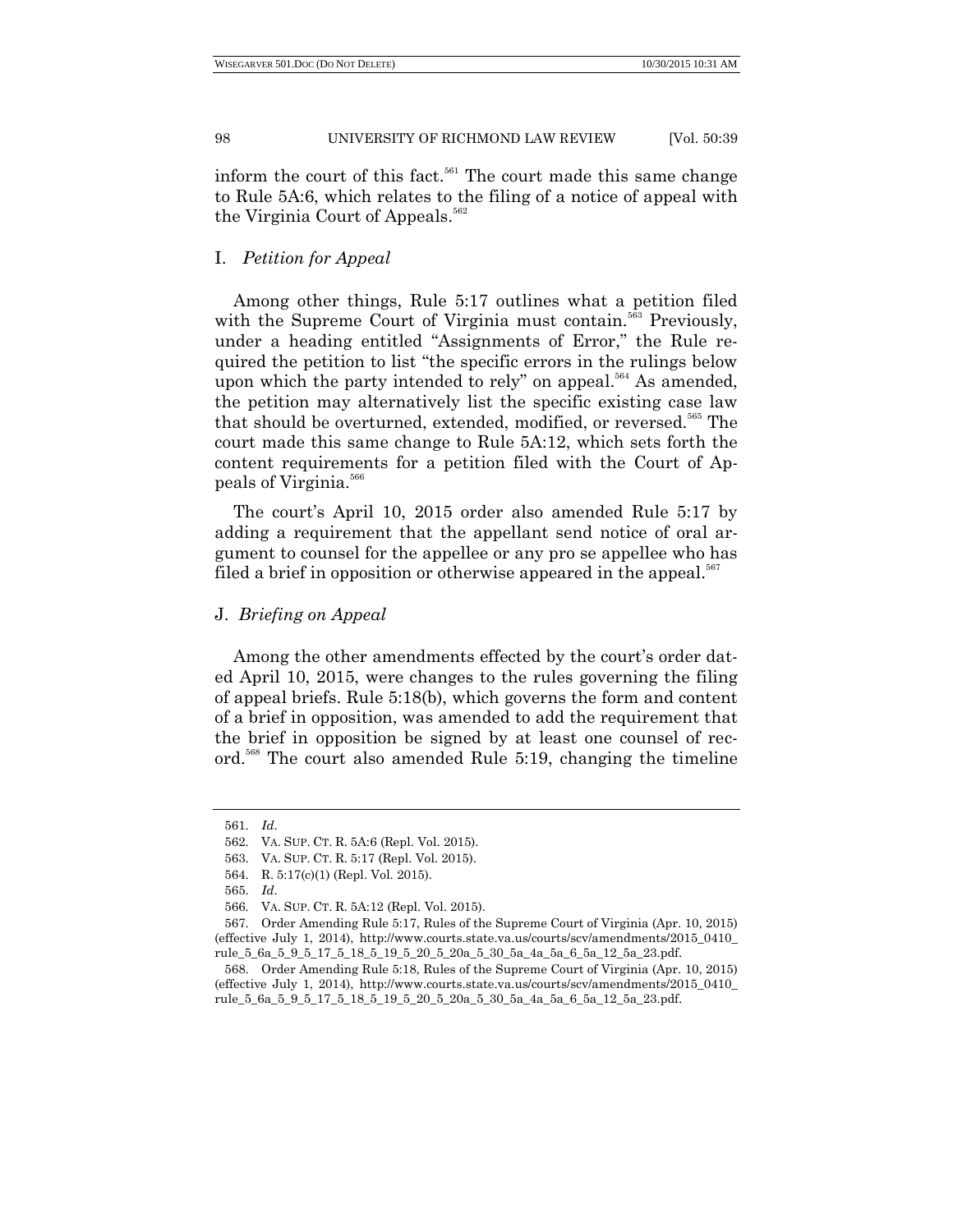inform the court of this fact.[561] The court made this same change to Rule 5A:6, which relates to the filing of a notice of appeal with the Virginia Court of Appeals.[562]

### I. *Petition for Appeal*

Among other things, Rule 5:17 outlines what a petition filed with the Supreme Court of Virginia must contain.[563] Previously, under a heading entitled "Assignments of Error," the Rule required the petition to list "the specific errors in the rulings below upon which the party intended to rely" on appeal.[564] As amended, the petition may alternatively list the specific existing case law that should be overturned, extended, modified, or reversed.[565] The court made this same change to Rule 5A:12, which sets forth the content requirements for a petition filed with the Court of Appeals of Virginia.[566]

The court's April 10, 2015 order also amended Rule 5:17 by adding a requirement that the appellant send notice of oral argument to counsel for the appellee or any pro se appellee who has filed a brief in opposition or otherwise appeared in the appeal.[567]

### J. *Briefing on Appeal*

Among the other amendments effected by the court's order dated April 10, 2015, were changes to the rules governing the filing of appeal briefs. Rule 5:18(b), which governs the form and content of a brief in opposition, was amended to add the requirement that the brief in opposition be signed by at least one counsel of record.[568] The court also amended Rule 5:19, changing the timeline

---

561. *Id*.

562. VA. SUP. CT. R. 5A:6 (Repl. Vol. 2015).

563. VA. SUP. CT. R. 5:17 (Repl. Vol. 2015).

564. R. 5:17(c)(1) (Repl. Vol. 2015).

565. *Id*.

566. VA. SUP. CT. R. 5A:12 (Repl. Vol. 2015).

567. Order Amending Rule 5:17, Rules of the Supreme Court of Virginia (Apr. 10, 2015) (effective July 1, 2014), http://www.courts.state.va.us/courts/scv/amendments/2015_0410_rule_5_6a_5_9_5_17_5_18_5_19_5_20_5_20a_5_30_5a_4a_5a_6_5a_12_5a_23.pdf.

568. Order Amending Rule 5:18, Rules of the Supreme Court of Virginia (Apr. 10, 2015) (effective July 1, 2014), http://www.courts.state.va.us/courts/scv/amendments/2015_0410_rule_5_6a_5_9_5_17_5_18_5_19_5_20_5_20a_5_30_5a_4a_5a_6_5a_12_5a_23.pdf.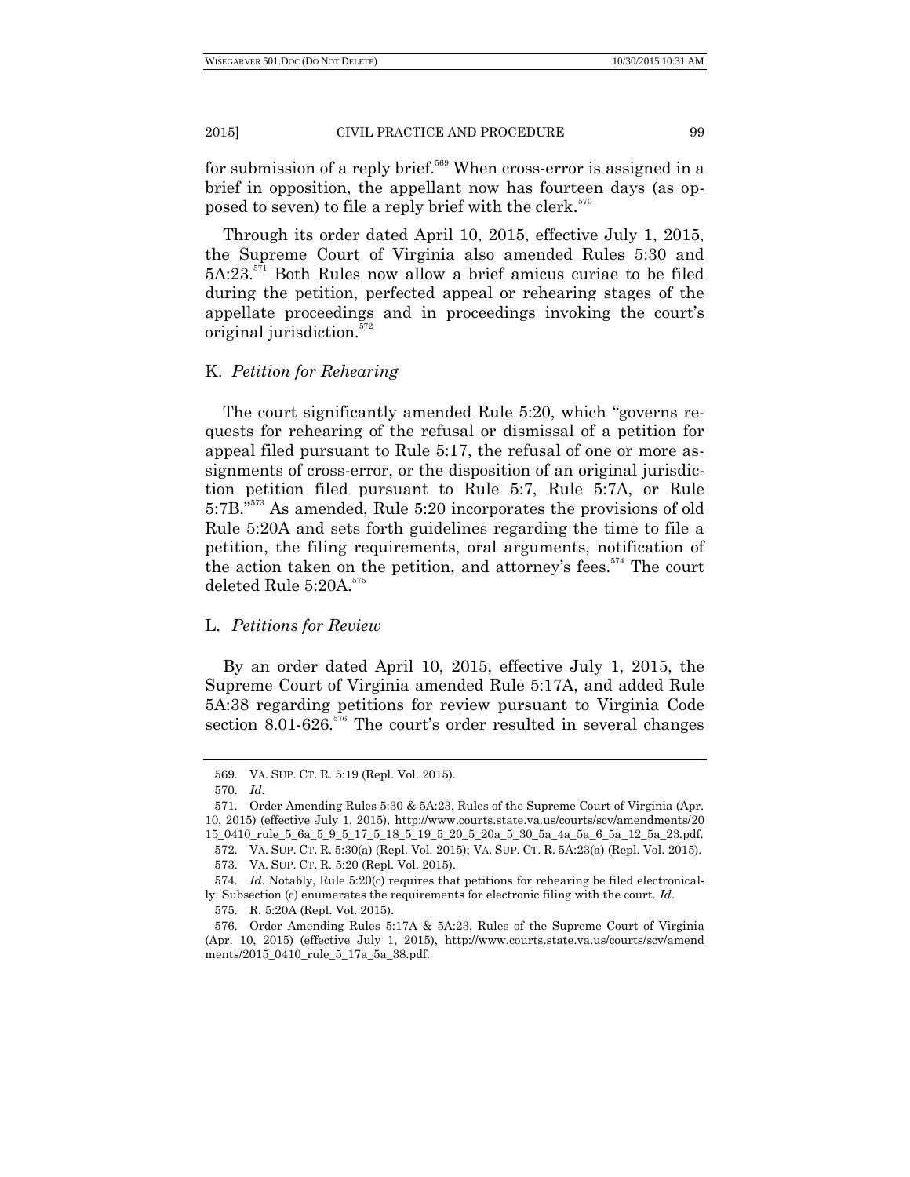for submission of a reply brief.[569] When cross-error is assigned in a brief in opposition, the appellant now has fourteen days (as opposed to seven) to file a reply brief with the clerk.[570]

Through its order dated April 10, 2015, effective July 1, 2015, the Supreme Court of Virginia also amended Rules 5:30 and 5A:23.[571] Both Rules now allow a brief amicus curiae to be filed during the petition, perfected appeal or rehearing stages of the appellate proceedings and in proceedings invoking the court's original jurisdiction.[572]

### K. *Petition for Rehearing*

The court significantly amended Rule 5:20, which "governs requests for rehearing of the refusal or dismissal of a petition for appeal filed pursuant to Rule 5:17, the refusal of one or more assignments of cross-error, or the disposition of an original jurisdiction petition filed pursuant to Rule 5:7, Rule 5:7A, or Rule 5:7B."[573] As amended, Rule 5:20 incorporates the provisions of old Rule 5:20A and sets forth guidelines regarding the time to file a petition, the filing requirements, oral arguments, notification of the action taken on the petition, and attorney's fees.[574] The court deleted Rule 5:20A.[575]

### L. *Petitions for Review*

By an order dated April 10, 2015, effective July 1, 2015, the Supreme Court of Virginia amended Rule 5:17A, and added Rule 5A:38 regarding petitions for review pursuant to Virginia Code section 8.01-626.[576] The court's order resulted in several changes

---

569. VA. SUP. CT. R. 5:19 (Repl. Vol. 2015).

570. *Id*.

571. Order Amending Rules 5:30 & 5A:23, Rules of the Supreme Court of Virginia (Apr. 10, 2015) (effective July 1, 2015), http://www.courts.state.va.us/courts/scv/amendments/2015_0410_rule_5_6a_5_9_5_17_5_18_5_19_5_20_5_20a_5_30_5a_4a_5a_6_5a_12_5a_23.pdf.

572. VA. SUP. CT. R. 5:30(a) (Repl. Vol. 2015); VA. SUP. CT. R. 5A:23(a) (Repl. Vol. 2015).

573. VA. SUP. CT. R. 5:20 (Repl. Vol. 2015).

574. *Id*. Notably, Rule 5:20(c) requires that petitions for rehearing be filed electronically. Subsection (c) enumerates the requirements for electronic filing with the court. *Id*.

575. R. 5:20A (Repl. Vol. 2015).

576. Order Amending Rules 5:17A & 5A:23, Rules of the Supreme Court of Virginia (Apr. 10, 2015) (effective July 1, 2015), http://www.courts.state.va.us/courts/scv/amendments/2015_0410_rule_5_17a_5a_38.pdf.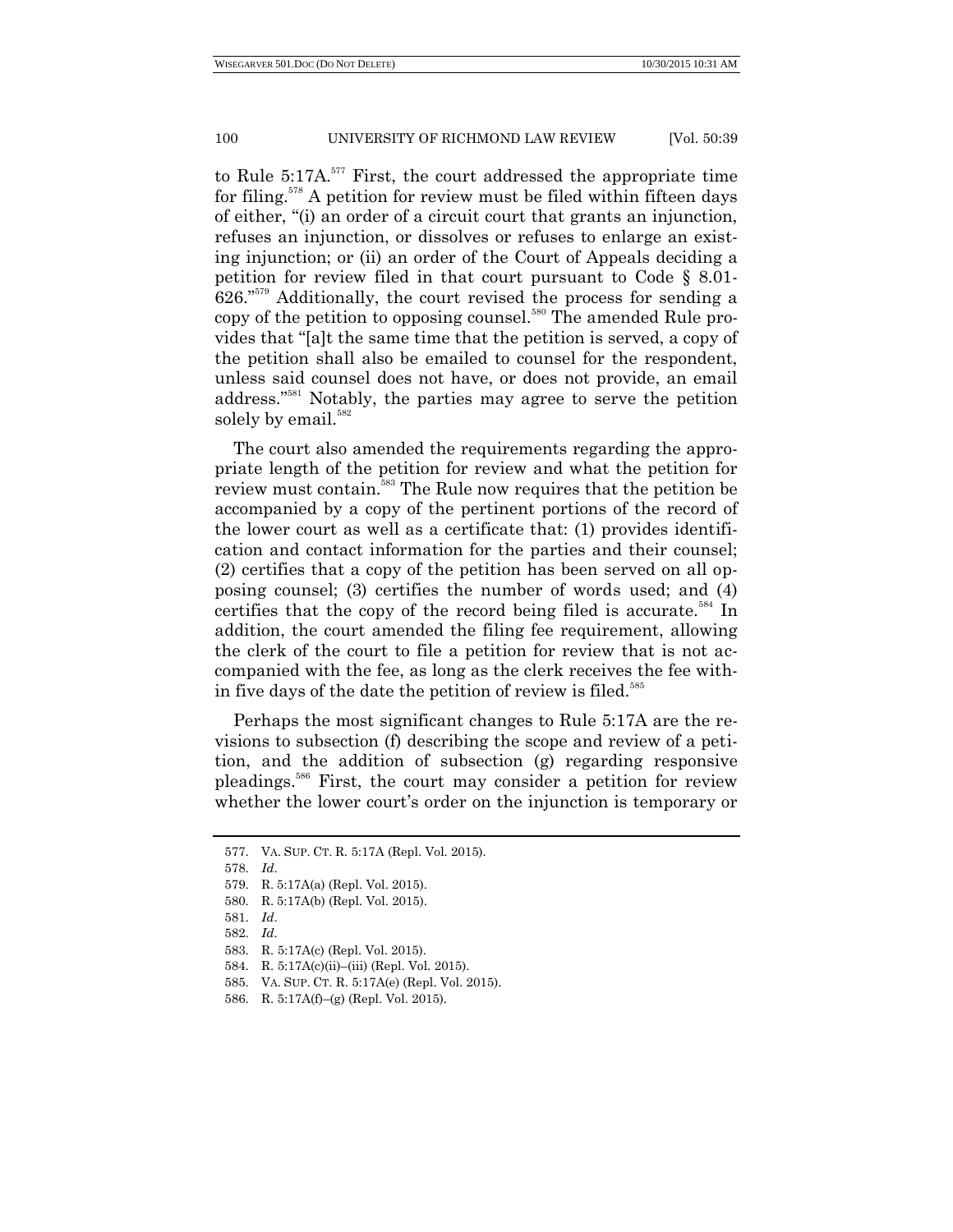to Rule 5:17A.[577] First, the court addressed the appropriate time for filing.[578] A petition for review must be filed within fifteen days of either, "(i) an order of a circuit court that grants an injunction, refuses an injunction, or dissolves or refuses to enlarge an existing injunction; or (ii) an order of the Court of Appeals deciding a petition for review filed in that court pursuant to Code § 8.01-626."[579] Additionally, the court revised the process for sending a copy of the petition to opposing counsel.[580] The amended Rule provides that "[a]t the same time that the petition is served, a copy of the petition shall also be emailed to counsel for the respondent, unless said counsel does not have, or does not provide, an email address."[581] Notably, the parties may agree to serve the petition solely by email.[582]

The court also amended the requirements regarding the appropriate length of the petition for review and what the petition for review must contain.[583] The Rule now requires that the petition be accompanied by a copy of the pertinent portions of the record of the lower court as well as a certificate that: (1) provides identification and contact information for the parties and their counsel; (2) certifies that a copy of the petition has been served on all opposing counsel; (3) certifies the number of words used; and (4) certifies that the copy of the record being filed is accurate.[584] In addition, the court amended the filing fee requirement, allowing the clerk of the court to file a petition for review that is not accompanied with the fee, as long as the clerk receives the fee within five days of the date the petition of review is filed.[585]

Perhaps the most significant changes to Rule 5:17A are the revisions to subsection (f) describing the scope and review of a petition, and the addition of subsection (g) regarding responsive pleadings.[586] First, the court may consider a petition for review whether the lower court's order on the injunction is temporary or

---

577. VA. SUP. CT. R. 5:17A (Repl. Vol. 2015).

578. *Id*.

579. R. 5:17A(a) (Repl. Vol. 2015).

580. R. 5:17A(b) (Repl. Vol. 2015).

581. *Id*.

582. *Id*.

583. R. 5:17A(c) (Repl. Vol. 2015).

584. R. 5:17A(c)(ii)–(iii) (Repl. Vol. 2015).

585. VA. SUP. CT. R. 5:17A(e) (Repl. Vol. 2015).

586. R. 5:17A(f)–(g) (Repl. Vol. 2015).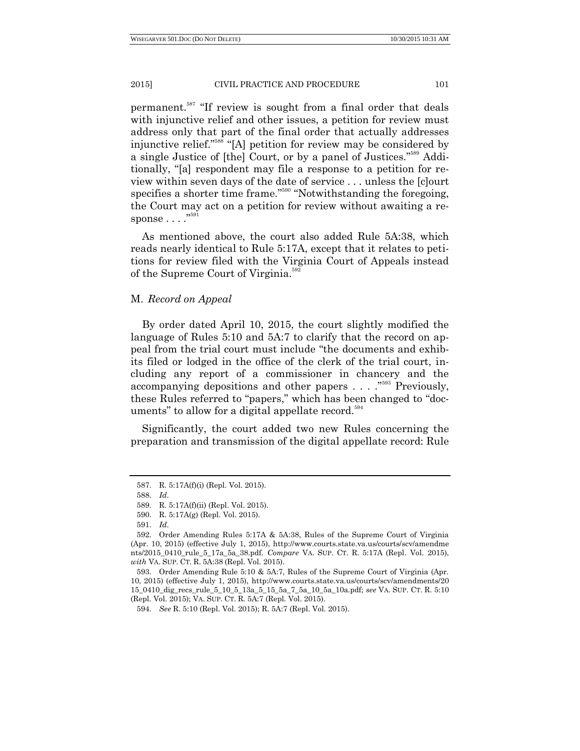permanent.[587] "If review is sought from a final order that deals with injunctive relief and other issues, a petition for review must address only that part of the final order that actually addresses injunctive relief."[588] "[A] petition for review may be considered by a single Justice of [the] Court, or by a panel of Justices."[589] Additionally, "[a] respondent may file a response to a petition for review within seven days of the date of service . . . unless the [c]ourt specifies a shorter time frame."[590] "Notwithstanding the foregoing, the Court may act on a petition for review without awaiting a response . . . ."[591]

As mentioned above, the court also added Rule 5A:38, which reads nearly identical to Rule 5:17A, except that it relates to petitions for review filed with the Virginia Court of Appeals instead of the Supreme Court of Virginia.[592]

### M. *Record on Appeal*

By order dated April 10, 2015, the court slightly modified the language of Rules 5:10 and 5A:7 to clarify that the record on appeal from the trial court must include "the documents and exhibits filed or lodged in the office of the clerk of the trial court, including any report of a commissioner in chancery and the accompanying depositions and other papers . . . ."[593] Previously, these Rules referred to "papers," which has been changed to "documents" to allow for a digital appellate record.[594]

Significantly, the court added two new Rules concerning the preparation and transmission of the digital appellate record: Rule

---

587. R. 5:17A(f)(i) (Repl. Vol. 2015).

588. *Id.*

589. R. 5:17A(f)(ii) (Repl. Vol. 2015).

590. R. 5:17A(g) (Repl. Vol. 2015).

591. *Id.*

592. Order Amending Rules 5:17A & 5A:38, Rules of the Supreme Court of Virginia (Apr. 10, 2015) (effective July 1, 2015), http://www.courts.state.va.us/courts/scv/amendments/2015_0410_rule_5_17a_5a_38.pdf. *Compare* VA. SUP. CT. R. 5:17A (Repl. Vol. 2015), *with* VA. SUP. CT. R. 5A:38 (Repl. Vol. 2015).

593. Order Amending Rule 5:10 & 5A:7, Rules of the Supreme Court of Virginia (Apr. 10, 2015) (effective July 1, 2015), http://www.courts.state.va.us/courts/scv/amendments/2015_0410_dig_recs_rule_5_10_5_13a_5_15_5a_7_5a_10_5a_10a.pdf; *see* VA. SUP. CT. R. 5:10 (Repl. Vol. 2015); VA. SUP. CT. R. 5A:7 (Repl. Vol. 2015).

594. *See* R. 5:10 (Repl. Vol. 2015); R. 5A:7 (Repl. Vol. 2015).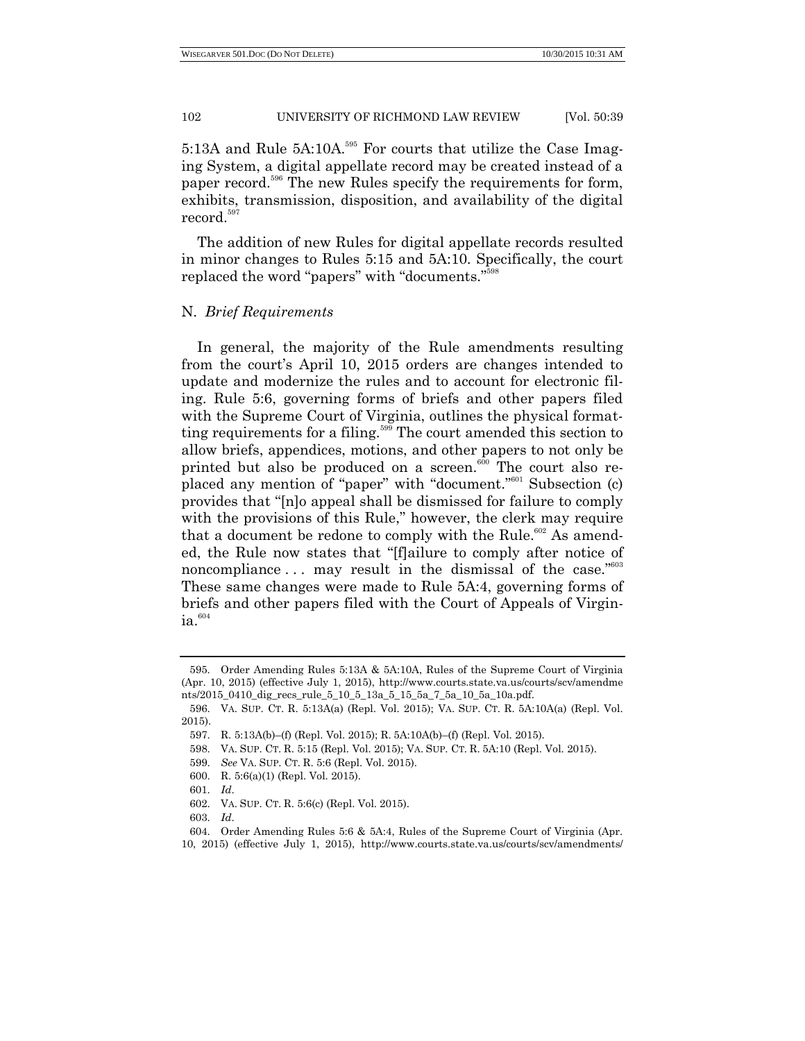5:13A and Rule 5A:10A.[595] For courts that utilize the Case Imaging System, a digital appellate record may be created instead of a paper record.[596] The new Rules specify the requirements for form, exhibits, transmission, disposition, and availability of the digital record.[597]

The addition of new Rules for digital appellate records resulted in minor changes to Rules 5:15 and 5A:10. Specifically, the court replaced the word "papers" with "documents."[598]

## N. *Brief Requirements*

In general, the majority of the Rule amendments resulting from the court's April 10, 2015 orders are changes intended to update and modernize the rules and to account for electronic filing. Rule 5:6, governing forms of briefs and other papers filed with the Supreme Court of Virginia, outlines the physical formatting requirements for a filing.[599] The court amended this section to allow briefs, appendices, motions, and other papers to not only be printed but also be produced on a screen.[600] The court also replaced any mention of "paper" with "document."[601] Subsection (c) provides that "[n]o appeal shall be dismissed for failure to comply with the provisions of this Rule," however, the clerk may require that a document be redone to comply with the Rule.[602] As amended, the Rule now states that "[f]ailure to comply after notice of noncompliance . . . may result in the dismissal of the case."[603] These same changes were made to Rule 5A:4, governing forms of briefs and other papers filed with the Court of Appeals of Virginia.[604]

---

595. Order Amending Rules 5:13A & 5A:10A, Rules of the Supreme Court of Virginia (Apr. 10, 2015) (effective July 1, 2015), http://www.courts.state.va.us/courts/scv/amendments/2015_0410_dig_recs_rule_5_10_5_13a_5_15_5a_7_5a_10_5a_10a.pdf.

596. VA. SUP. CT. R. 5:13A(a) (Repl. Vol. 2015); VA. SUP. CT. R. 5A:10A(a) (Repl. Vol. 2015).

597. R. 5:13A(b)–(f) (Repl. Vol. 2015); R. 5A:10A(b)–(f) (Repl. Vol. 2015).

598. VA. SUP. CT. R. 5:15 (Repl. Vol. 2015); VA. SUP. CT. R. 5A:10 (Repl. Vol. 2015).

599. *See* VA. SUP. CT. R. 5:6 (Repl. Vol. 2015).

600. R. 5:6(a)(1) (Repl. Vol. 2015).

601. *Id.*

602. VA. SUP. CT. R. 5:6(c) (Repl. Vol. 2015).

603. *Id.*

604. Order Amending Rules 5:6 & 5A:4, Rules of the Supreme Court of Virginia (Apr. 10, 2015) (effective July 1, 2015), http://www.courts.state.va.us/courts/scv/amendments/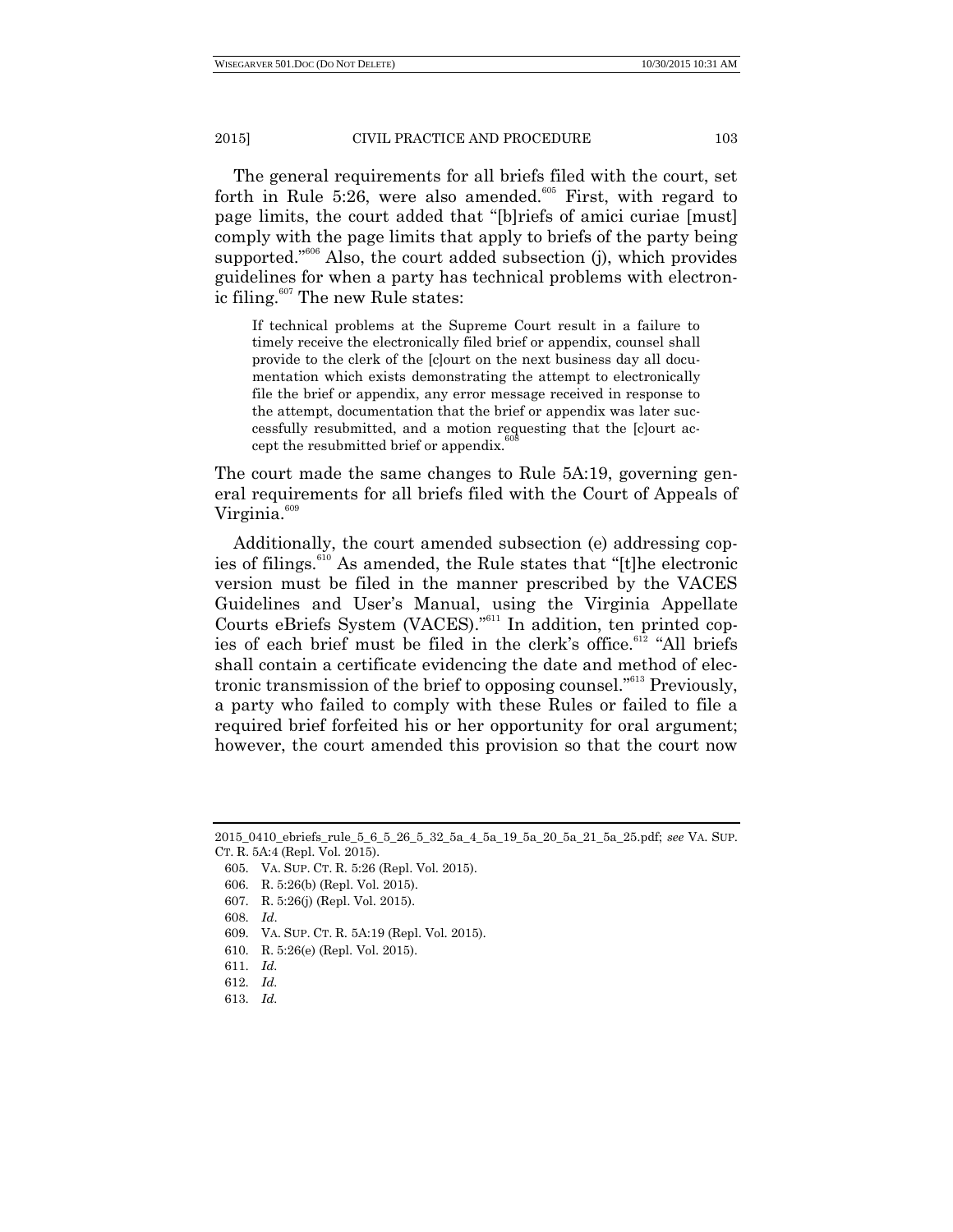The general requirements for all briefs filed with the court, set forth in Rule 5:26, were also amended.[605] First, with regard to page limits, the court added that "[b]riefs of amici curiae [must] comply with the page limits that apply to briefs of the party being supported."[606] Also, the court added subsection (j), which provides guidelines for when a party has technical problems with electronic filing.[607] The new Rule states:

> If technical problems at the Supreme Court result in a failure to timely receive the electronically filed brief or appendix, counsel shall provide to the clerk of the [c]ourt on the next business day all documentation which exists demonstrating the attempt to electronically file the brief or appendix, any error message received in response to the attempt, documentation that the brief or appendix was later successfully resubmitted, and a motion requesting that the [c]ourt accept the resubmitted brief or appendix.[608]

The court made the same changes to Rule 5A:19, governing general requirements for all briefs filed with the Court of Appeals of Virginia.[609]

Additionally, the court amended subsection (e) addressing copies of filings.[610] As amended, the Rule states that "[t]he electronic version must be filed in the manner prescribed by the VACES Guidelines and User's Manual, using the Virginia Appellate Courts eBriefs System (VACES)."[611] In addition, ten printed copies of each brief must be filed in the clerk's office.[612] "All briefs shall contain a certificate evidencing the date and method of electronic transmission of the brief to opposing counsel."[613] Previously, a party who failed to comply with these Rules or failed to file a required brief forfeited his or her opportunity for oral argument; however, the court amended this provision so that the court now

---

2015_0410_ebriefs_rule_5_6_5_26_5_32_5a_4_5a_19_5a_20_5a_21_5a_25.pdf; *see* VA. SUP. CT. R. 5A:4 (Repl. Vol. 2015).

605. VA. SUP. CT. R. 5:26 (Repl. Vol. 2015).

606. R. 5:26(b) (Repl. Vol. 2015).

607. R. 5:26(j) (Repl. Vol. 2015).

608. *Id*.

609. VA. SUP. CT. R. 5A:19 (Repl. Vol. 2015).

610. R. 5:26(e) (Repl. Vol. 2015).

611. *Id.*

612. *Id.*

613. *Id.*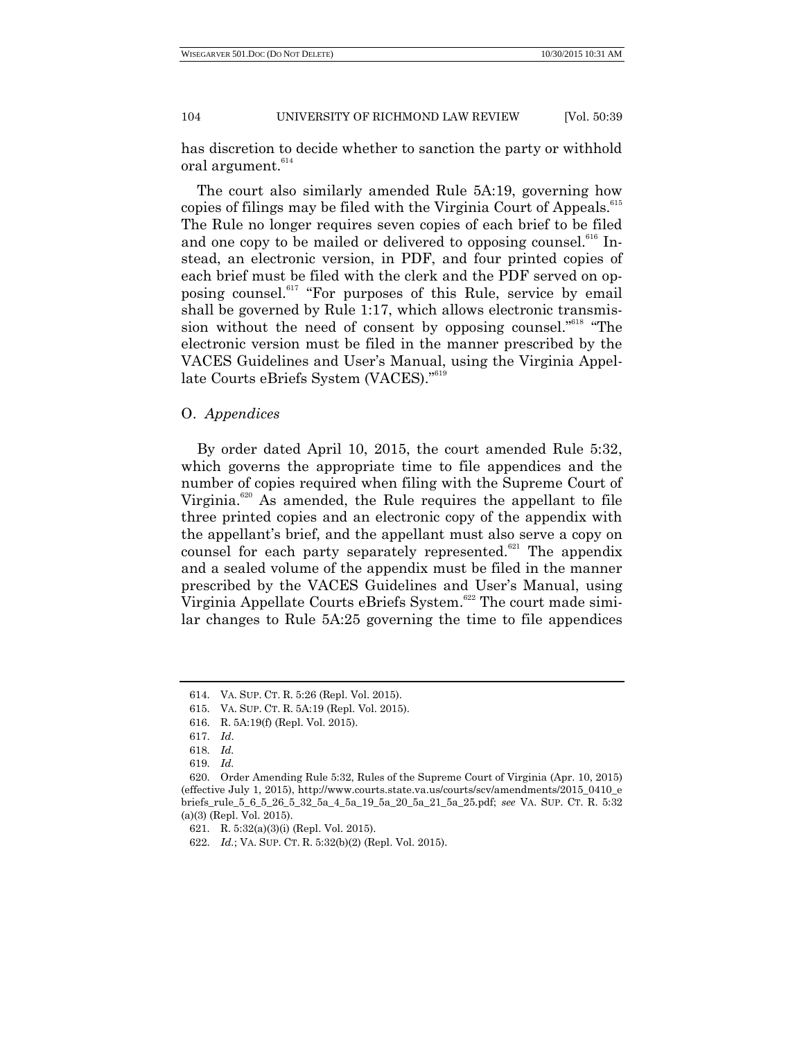has discretion to decide whether to sanction the party or withhold oral argument.[614]

The court also similarly amended Rule 5A:19, governing how copies of filings may be filed with the Virginia Court of Appeals.[615] The Rule no longer requires seven copies of each brief to be filed and one copy to be mailed or delivered to opposing counsel.[616] Instead, an electronic version, in PDF, and four printed copies of each brief must be filed with the clerk and the PDF served on opposing counsel.[617] "For purposes of this Rule, service by email shall be governed by Rule 1:17, which allows electronic transmission without the need of consent by opposing counsel."[618] "The electronic version must be filed in the manner prescribed by the VACES Guidelines and User's Manual, using the Virginia Appellate Courts eBriefs System (VACES)."[619]

### O. *Appendices*

By order dated April 10, 2015, the court amended Rule 5:32, which governs the appropriate time to file appendices and the number of copies required when filing with the Supreme Court of Virginia.[620] As amended, the Rule requires the appellant to file three printed copies and an electronic copy of the appendix with the appellant's brief, and the appellant must also serve a copy on counsel for each party separately represented.[621] The appendix and a sealed volume of the appendix must be filed in the manner prescribed by the VACES Guidelines and User's Manual, using Virginia Appellate Courts eBriefs System.[622] The court made similar changes to Rule 5A:25 governing the time to file appendices

---

614. VA. SUP. CT. R. 5:26 (Repl. Vol. 2015).

615. VA. SUP. CT. R. 5A:19 (Repl. Vol. 2015).

616. R. 5A:19(f) (Repl. Vol. 2015).

617. *Id*.

618. *Id.*

619. *Id.*

620. Order Amending Rule 5:32, Rules of the Supreme Court of Virginia (Apr. 10, 2015) (effective July 1, 2015), http://www.courts.state.va.us/courts/scv/amendments/2015_0410_ebriefs_rule_5_6_5_26_5_32_5a_4_5a_19_5a_20_5a_21_5a_25.pdf; *see* VA. SUP. CT. R. 5:32 (a)(3) (Repl. Vol. 2015).

621. R. 5:32(a)(3)(i) (Repl. Vol. 2015).

622. *Id.*; VA. SUP. CT. R. 5:32(b)(2) (Repl. Vol. 2015).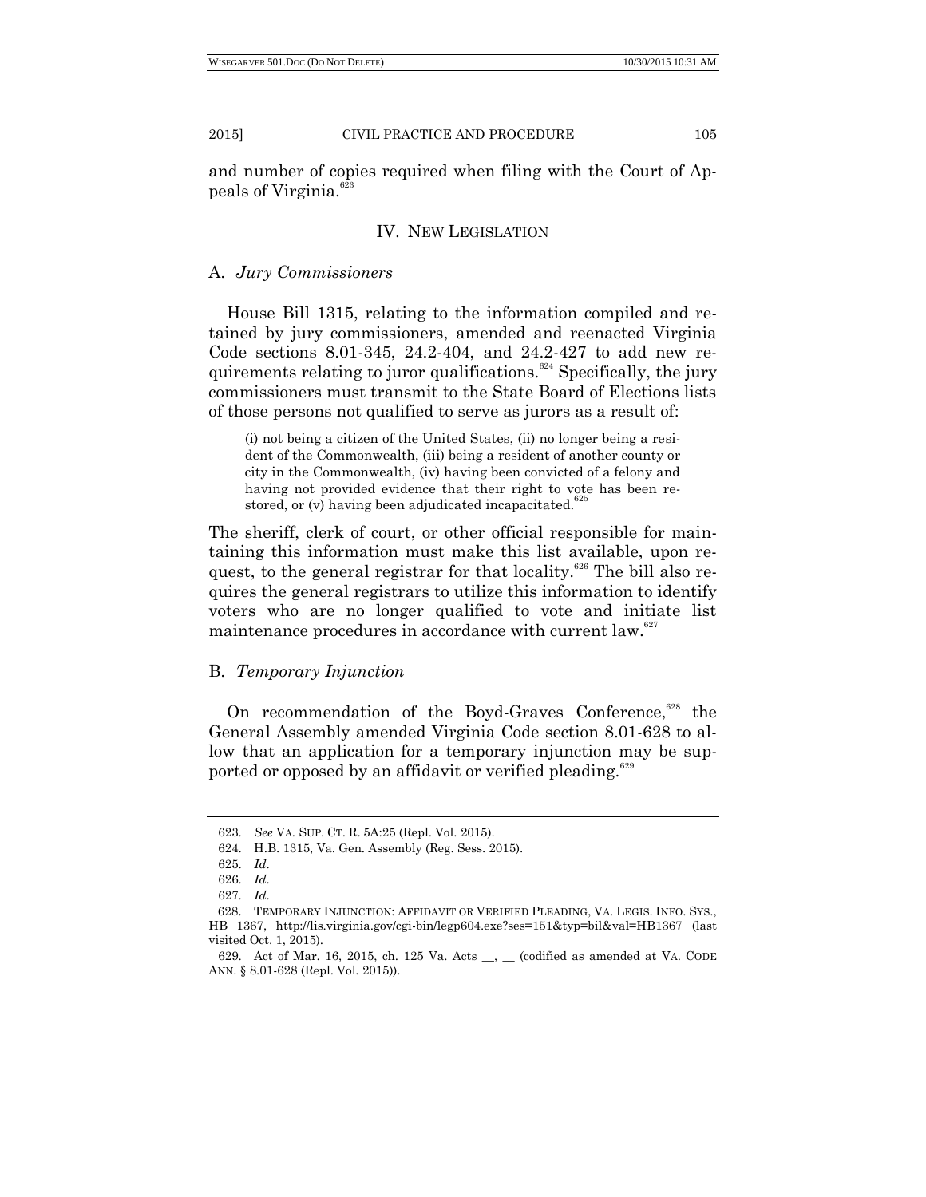and number of copies required when filing with the Court of Appeals of Virginia.[623]

## IV. NEW LEGISLATION

### A. *Jury Commissioners*

House Bill 1315, relating to the information compiled and retained by jury commissioners, amended and reenacted Virginia Code sections 8.01-345, 24.2-404, and 24.2-427 to add new requirements relating to juror qualifications.[624] Specifically, the jury commissioners must transmit to the State Board of Elections lists of those persons not qualified to serve as jurors as a result of:

> (i) not being a citizen of the United States, (ii) no longer being a resident of the Commonwealth, (iii) being a resident of another county or city in the Commonwealth, (iv) having been convicted of a felony and having not provided evidence that their right to vote has been restored, or (v) having been adjudicated incapacitated.[625]

The sheriff, clerk of court, or other official responsible for maintaining this information must make this list available, upon request, to the general registrar for that locality.[626] The bill also requires the general registrars to utilize this information to identify voters who are no longer qualified to vote and initiate list maintenance procedures in accordance with current law.[627]

### B. *Temporary Injunction*

On recommendation of the Boyd-Graves Conference,[628] the General Assembly amended Virginia Code section 8.01-628 to allow that an application for a temporary injunction may be supported or opposed by an affidavit or verified pleading.[629]

---

623. *See* VA. SUP. CT. R. 5A:25 (Repl. Vol. 2015).

624. H.B. 1315, Va. Gen. Assembly (Reg. Sess. 2015).

625. *Id*.

626. *Id*.

627. *Id*.

628. TEMPORARY INJUNCTION: AFFIDAVIT OR VERIFIED PLEADING, VA. LEGIS. INFO. SYS., HB 1367, http://lis.virginia.gov/cgi-bin/legp604.exe?ses=151&typ=bil&val=HB1367 (last visited Oct. 1, 2015).

629. Act of Mar. 16, 2015, ch. 125 Va. Acts __, __ (codified as amended at VA. CODE ANN. § 8.01-628 (Repl. Vol. 2015)).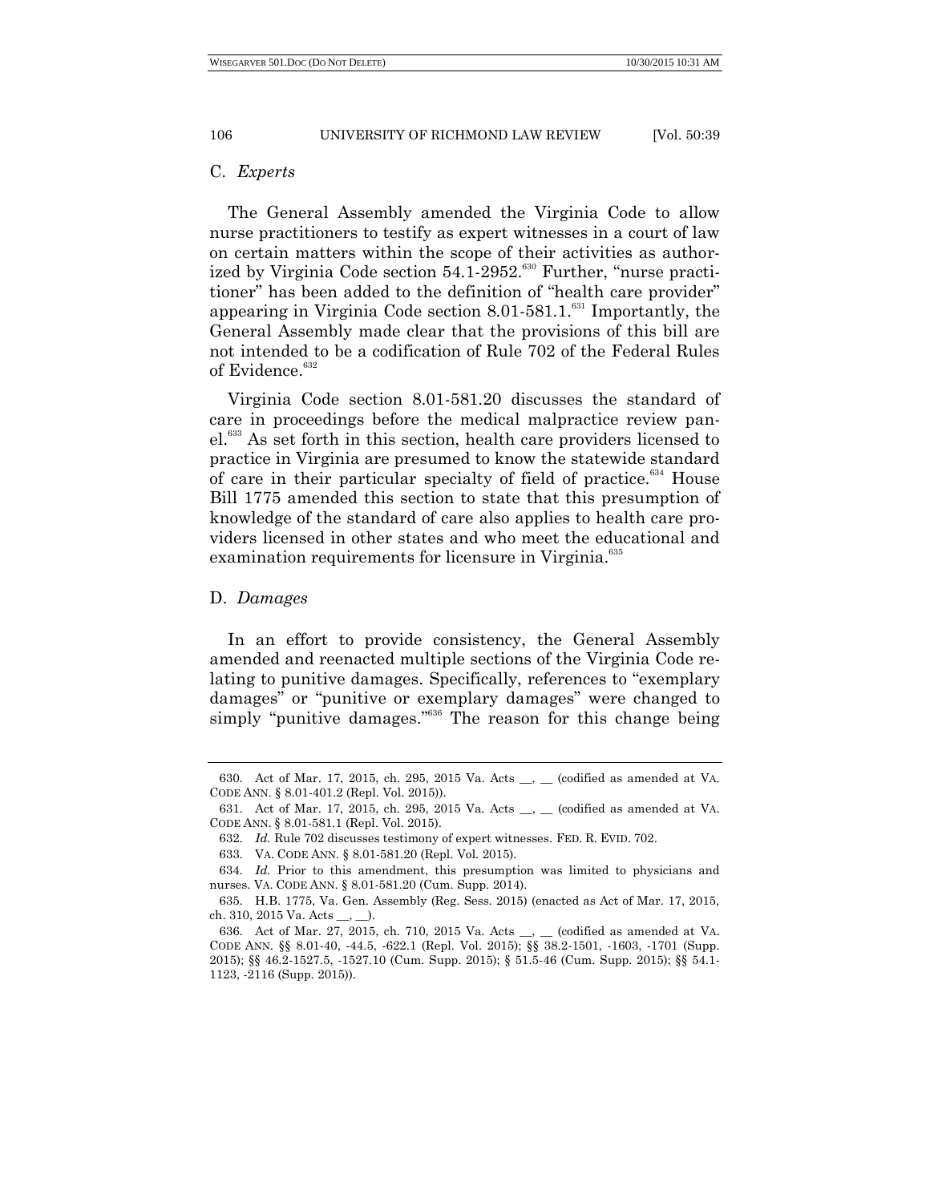### C. *Experts*

The General Assembly amended the Virginia Code to allow nurse practitioners to testify as expert witnesses in a court of law on certain matters within the scope of their activities as authorized by Virginia Code section 54.1-2952.[630] Further, "nurse practitioner" has been added to the definition of "health care provider" appearing in Virginia Code section 8.01-581.1.[631] Importantly, the General Assembly made clear that the provisions of this bill are not intended to be a codification of Rule 702 of the Federal Rules of Evidence.[632]

Virginia Code section 8.01-581.20 discusses the standard of care in proceedings before the medical malpractice review panel.[633] As set forth in this section, health care providers licensed to practice in Virginia are presumed to know the statewide standard of care in their particular specialty of field of practice.[634] House Bill 1775 amended this section to state that this presumption of knowledge of the standard of care also applies to health care providers licensed in other states and who meet the educational and examination requirements for licensure in Virginia.[635]

### D. *Damages*

In an effort to provide consistency, the General Assembly amended and reenacted multiple sections of the Virginia Code relating to punitive damages. Specifically, references to "exemplary damages" or "punitive or exemplary damages" were changed to simply "punitive damages."[636] The reason for this change being

---

630. Act of Mar. 17, 2015, ch. 295, 2015 Va. Acts __, __ (codified as amended at VA. CODE ANN. § 8.01-401.2 (Repl. Vol. 2015)).

631. Act of Mar. 17, 2015, ch. 295, 2015 Va. Acts __, __ (codified as amended at VA. CODE ANN. § 8.01-581.1 (Repl. Vol. 2015).

632. *Id.* Rule 702 discusses testimony of expert witnesses. FED. R. EVID. 702.

633. VA. CODE ANN. § 8.01-581.20 (Repl. Vol. 2015).

634. *Id.* Prior to this amendment, this presumption was limited to physicians and nurses. VA. CODE ANN. § 8.01-581.20 (Cum. Supp. 2014).

635. H.B. 1775, Va. Gen. Assembly (Reg. Sess. 2015) (enacted as Act of Mar. 17, 2015, ch. 310, 2015 Va. Acts __, __).

636. Act of Mar. 27, 2015, ch. 710, 2015 Va. Acts __, __ (codified as amended at VA. CODE ANN. §§ 8.01-40, -44.5, -622.1 (Repl. Vol. 2015); §§ 38.2-1501, -1603, -1701 (Supp. 2015); §§ 46.2-1527.5, -1527.10 (Cum. Supp. 2015); § 51.5-46 (Cum. Supp. 2015); §§ 54.1-1123, -2116 (Supp. 2015)).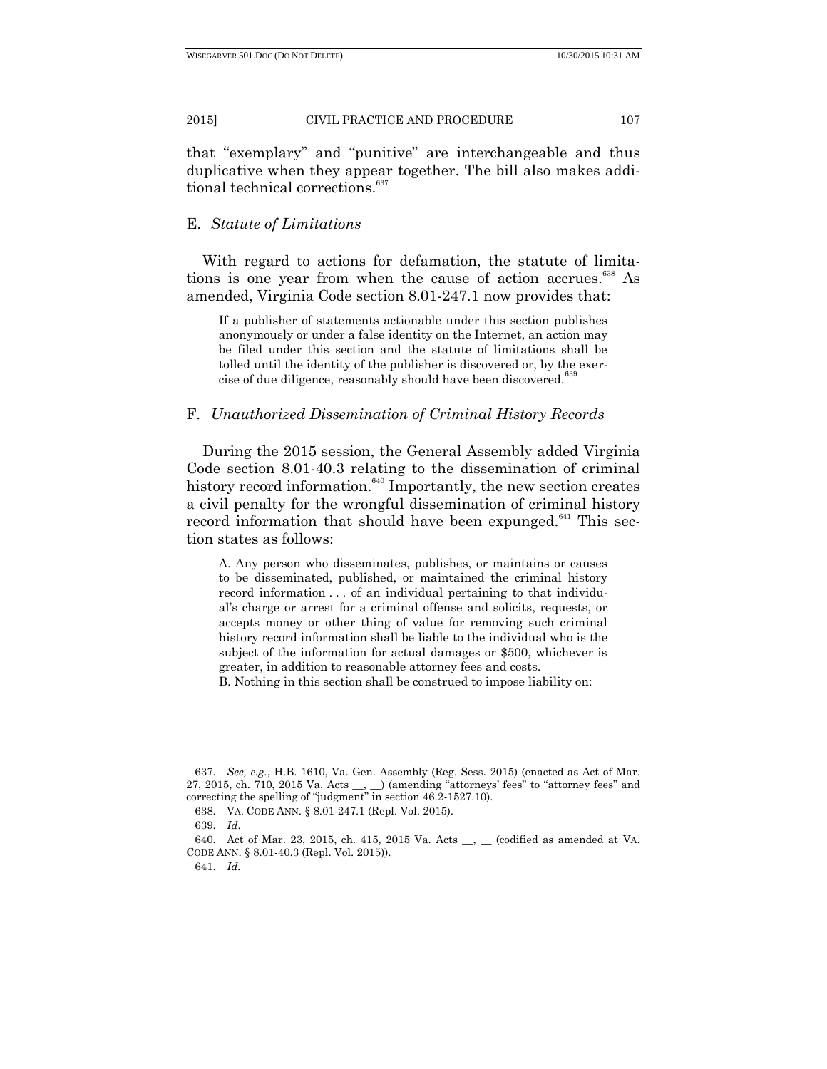that "exemplary" and "punitive" are interchangeable and thus duplicative when they appear together. The bill also makes additional technical corrections.[637]

## E. *Statute of Limitations*

With regard to actions for defamation, the statute of limitations is one year from when the cause of action accrues.[638] As amended, Virginia Code section 8.01-247.1 now provides that:

> If a publisher of statements actionable under this section publishes anonymously or under a false identity on the Internet, an action may be filed under this section and the statute of limitations shall be tolled until the identity of the publisher is discovered or, by the exercise of due diligence, reasonably should have been discovered.[639]

## F. *Unauthorized Dissemination of Criminal History Records*

During the 2015 session, the General Assembly added Virginia Code section 8.01-40.3 relating to the dissemination of criminal history record information.[640] Importantly, the new section creates a civil penalty for the wrongful dissemination of criminal history record information that should have been expunged.[641] This section states as follows:

> A. Any person who disseminates, publishes, or maintains or causes to be disseminated, published, or maintained the criminal history record information . . . of an individual pertaining to that individual's charge or arrest for a criminal offense and solicits, requests, or accepts money or other thing of value for removing such criminal history record information shall be liable to the individual who is the subject of the information for actual damages or $500, whichever is greater, in addition to reasonable attorney fees and costs.
>
> B. Nothing in this section shall be construed to impose liability on:

---

637. *See, e.g.*, H.B. 1610, Va. Gen. Assembly (Reg. Sess. 2015) (enacted as Act of Mar. 27, 2015, ch. 710, 2015 Va. Acts __, __) (amending "attorneys' fees" to "attorney fees" and correcting the spelling of "judgment" in section 46.2-1527.10).

638. VA. CODE ANN. § 8.01-247.1 (Repl. Vol. 2015).

639. *Id*.

640. Act of Mar. 23, 2015, ch. 415, 2015 Va. Acts __, __ (codified as amended at VA. CODE ANN. § 8.01-40.3 (Repl. Vol. 2015)).

641. *Id.*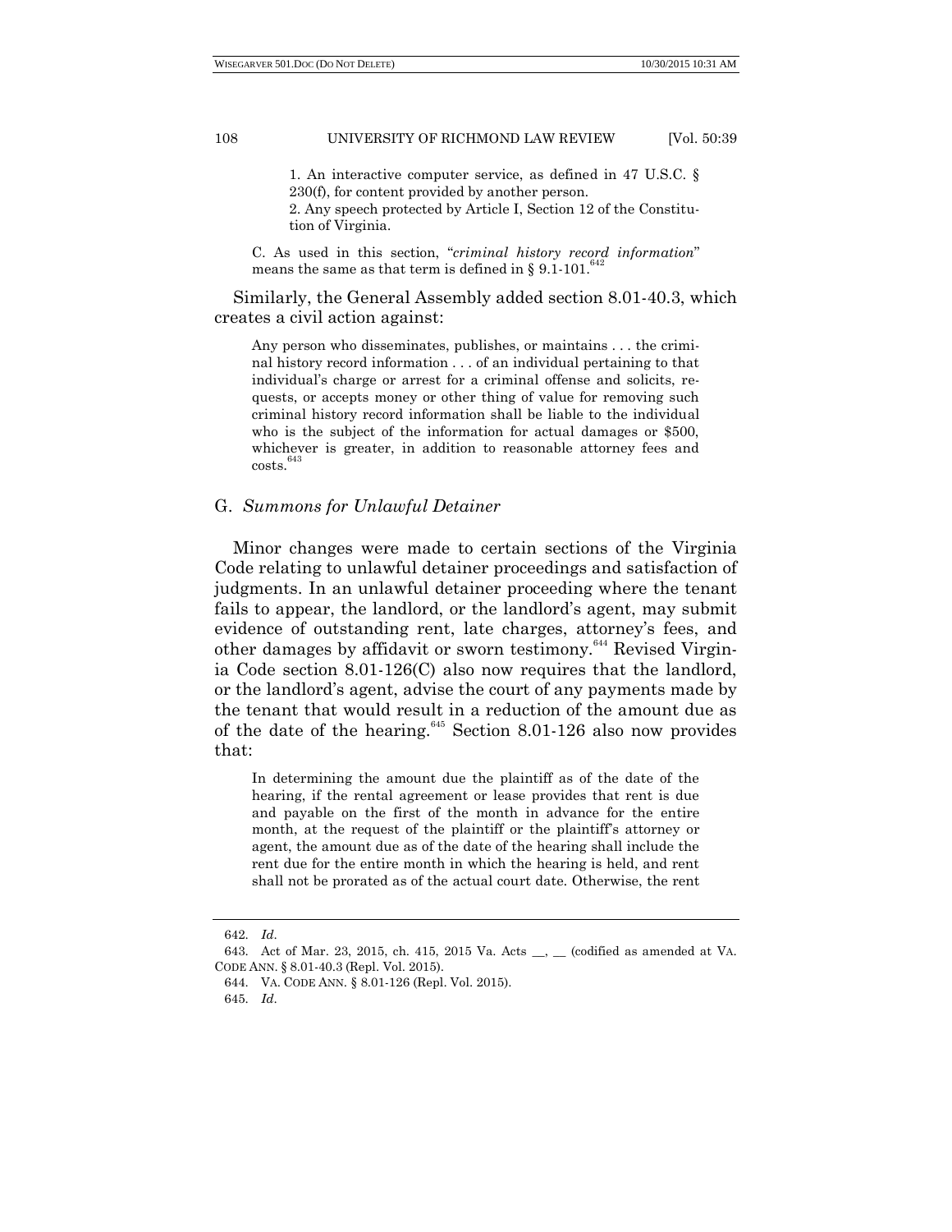> 1. An interactive computer service, as defined in 47 U.S.C. § 230(f), for content provided by another person.
>
> 2. Any speech protected by Article I, Section 12 of the Constitution of Virginia.
>
> C. As used in this section, "*criminal history record information*" means the same as that term is defined in § 9.1-101.[642]

Similarly, the General Assembly added section 8.01-40.3, which creates a civil action against:

> Any person who disseminates, publishes, or maintains . . . the criminal history record information . . . of an individual pertaining to that individual's charge or arrest for a criminal offense and solicits, requests, or accepts money or other thing of value for removing such criminal history record information shall be liable to the individual who is the subject of the information for actual damages or $500, whichever is greater, in addition to reasonable attorney fees and costs.[643]

## G. *Summons for Unlawful Detainer*

Minor changes were made to certain sections of the Virginia Code relating to unlawful detainer proceedings and satisfaction of judgments. In an unlawful detainer proceeding where the tenant fails to appear, the landlord, or the landlord's agent, may submit evidence of outstanding rent, late charges, attorney's fees, and other damages by affidavit or sworn testimony.[644] Revised Virginia Code section 8.01-126(C) also now requires that the landlord, or the landlord's agent, advise the court of any payments made by the tenant that would result in a reduction of the amount due as of the date of the hearing.[645] Section 8.01-126 also now provides that:

> In determining the amount due the plaintiff as of the date of the hearing, if the rental agreement or lease provides that rent is due and payable on the first of the month in advance for the entire month, at the request of the plaintiff or the plaintiff's attorney or agent, the amount due as of the date of the hearing shall include the rent due for the entire month in which the hearing is held, and rent shall not be prorated as of the actual court date. Otherwise, the rent

---

642. *Id.*

643. Act of Mar. 23, 2015, ch. 415, 2015 Va. Acts __, __ (codified as amended at VA. CODE ANN. § 8.01-40.3 (Repl. Vol. 2015).

644. VA. CODE ANN. § 8.01-126 (Repl. Vol. 2015).

645. *Id.*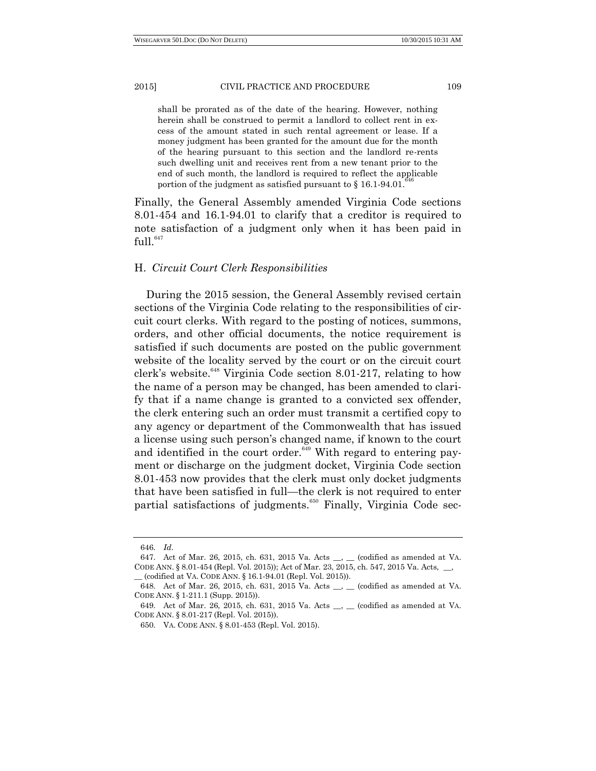> shall be prorated as of the date of the hearing. However, nothing herein shall be construed to permit a landlord to collect rent in excess of the amount stated in such rental agreement or lease. If a money judgment has been granted for the amount due for the month of the hearing pursuant to this section and the landlord re-rents such dwelling unit and receives rent from a new tenant prior to the end of such month, the landlord is required to reflect the applicable portion of the judgment as satisfied pursuant to § 16.1-94.01.[646]

Finally, the General Assembly amended Virginia Code sections 8.01-454 and 16.1-94.01 to clarify that a creditor is required to note satisfaction of a judgment only when it has been paid in full.[647]

### H. *Circuit Court Clerk Responsibilities*

During the 2015 session, the General Assembly revised certain sections of the Virginia Code relating to the responsibilities of circuit court clerks. With regard to the posting of notices, summons, orders, and other official documents, the notice requirement is satisfied if such documents are posted on the public government website of the locality served by the court or on the circuit court clerk's website.[648] Virginia Code section 8.01-217, relating to how the name of a person may be changed, has been amended to clarify that if a name change is granted to a convicted sex offender, the clerk entering such an order must transmit a certified copy to any agency or department of the Commonwealth that has issued a license using such person's changed name, if known to the court and identified in the court order.[649] With regard to entering payment or discharge on the judgment docket, Virginia Code section 8.01-453 now provides that the clerk must only docket judgments that have been satisfied in full—the clerk is not required to enter partial satisfactions of judgments.[650] Finally, Virginia Code sec-

---

646. *Id.*

647. Act of Mar. 26, 2015, ch. 631, 2015 Va. Acts __, __ (codified as amended at VA. CODE ANN. § 8.01-454 (Repl. Vol. 2015)); Act of Mar. 23, 2015, ch. 547, 2015 Va. Acts, __, __ (codified at VA. CODE ANN. § 16.1-94.01 (Repl. Vol. 2015)).

648. Act of Mar. 26, 2015, ch. 631, 2015 Va. Acts __, __ (codified as amended at VA. CODE ANN. § 1-211.1 (Supp. 2015)).

649. Act of Mar. 26, 2015, ch. 631, 2015 Va. Acts __, __ (codified as amended at VA. CODE ANN. § 8.01-217 (Repl. Vol. 2015)).

650. VA. CODE ANN. § 8.01-453 (Repl. Vol. 2015).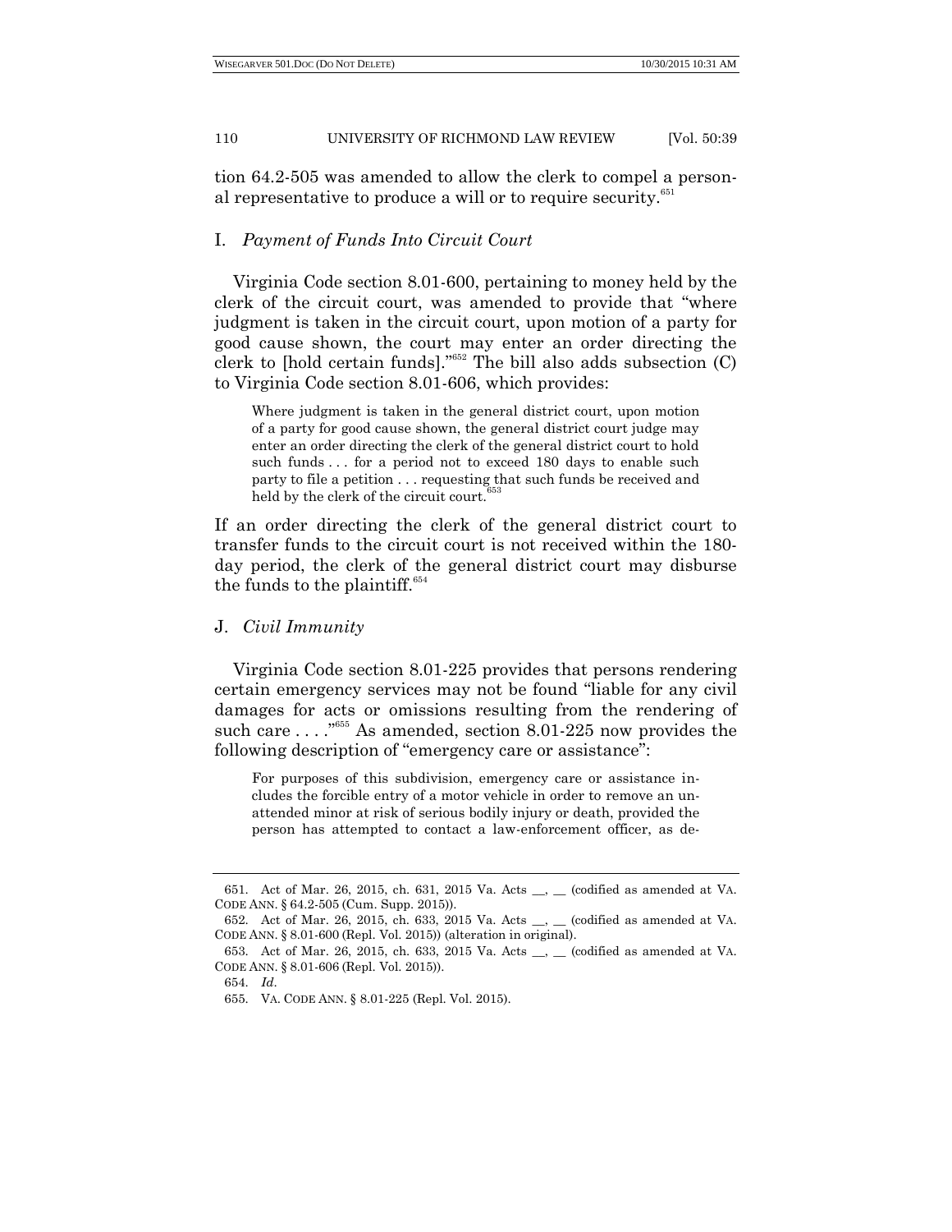tion 64.2-505 was amended to allow the clerk to compel a personal representative to produce a will or to require security.[651]

### I. *Payment of Funds Into Circuit Court*

Virginia Code section 8.01-600, pertaining to money held by the clerk of the circuit court, was amended to provide that "where judgment is taken in the circuit court, upon motion of a party for good cause shown, the court may enter an order directing the clerk to [hold certain funds]."[652] The bill also adds subsection (C) to Virginia Code section 8.01-606, which provides:

> Where judgment is taken in the general district court, upon motion of a party for good cause shown, the general district court judge may enter an order directing the clerk of the general district court to hold such funds . . . for a period not to exceed 180 days to enable such party to file a petition . . . requesting that such funds be received and held by the clerk of the circuit court.[653]

If an order directing the clerk of the general district court to transfer funds to the circuit court is not received within the 180-day period, the clerk of the general district court may disburse the funds to the plaintiff.[654]

### J. *Civil Immunity*

Virginia Code section 8.01-225 provides that persons rendering certain emergency services may not be found "liable for any civil damages for acts or omissions resulting from the rendering of such care . . . ."[655] As amended, section 8.01-225 now provides the following description of "emergency care or assistance":

> For purposes of this subdivision, emergency care or assistance includes the forcible entry of a motor vehicle in order to remove an unattended minor at risk of serious bodily injury or death, provided the person has attempted to contact a law-enforcement officer, as de-

---

651. Act of Mar. 26, 2015, ch. 631, 2015 Va. Acts \_\_, \_\_ (codified as amended at VA. CODE ANN. § 64.2-505 (Cum. Supp. 2015)).

652. Act of Mar. 26, 2015, ch. 633, 2015 Va. Acts \_\_, \_\_ (codified as amended at VA. CODE ANN. § 8.01-600 (Repl. Vol. 2015)) (alteration in original).

653. Act of Mar. 26, 2015, ch. 633, 2015 Va. Acts \_\_, \_\_ (codified as amended at VA. CODE ANN. § 8.01-606 (Repl. Vol. 2015)).

654. *Id.*

655. VA. CODE ANN. § 8.01-225 (Repl. Vol. 2015).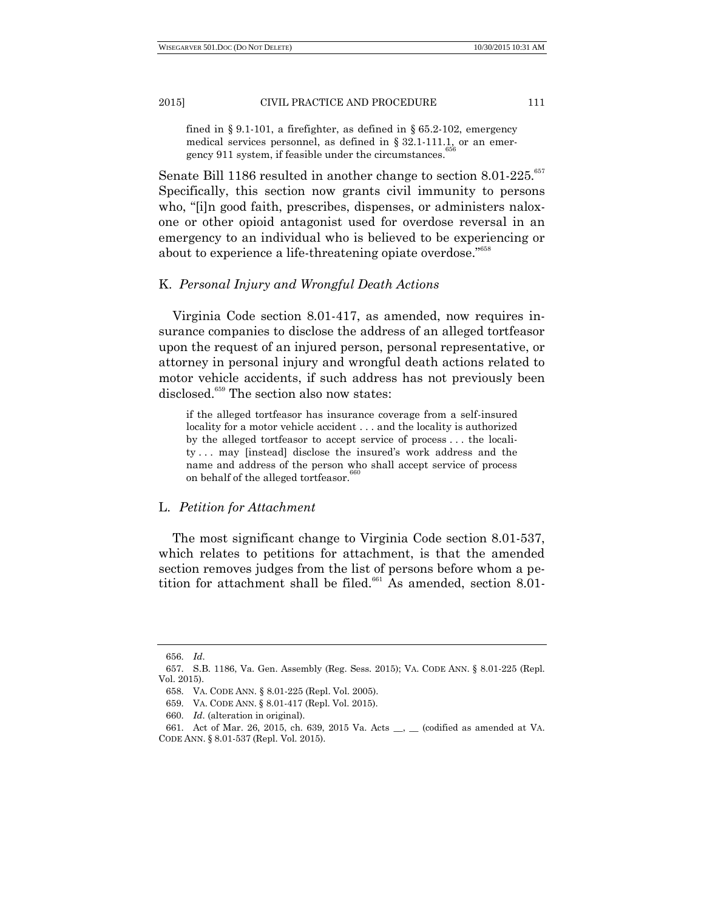fined in § 9.1-101, a firefighter, as defined in § 65.2-102, emergency medical services personnel, as defined in § 32.1-111.1, or an emergency 911 system, if feasible under the circumstances.[656]

Senate Bill 1186 resulted in another change to section 8.01-225.[657] Specifically, this section now grants civil immunity to persons who, "[i]n good faith, prescribes, dispenses, or administers naloxone or other opioid antagonist used for overdose reversal in an emergency to an individual who is believed to be experiencing or about to experience a life-threatening opiate overdose."[658]

## K. *Personal Injury and Wrongful Death Actions*

Virginia Code section 8.01-417, as amended, now requires insurance companies to disclose the address of an alleged tortfeasor upon the request of an injured person, personal representative, or attorney in personal injury and wrongful death actions related to motor vehicle accidents, if such address has not previously been disclosed.[659] The section also now states:

> if the alleged tortfeasor has insurance coverage from a self-insured locality for a motor vehicle accident . . . and the locality is authorized by the alleged tortfeasor to accept service of process . . . the locality . . . may [instead] disclose the insured's work address and the name and address of the person who shall accept service of process on behalf of the alleged tortfeasor.[660]

## L. *Petition for Attachment*

The most significant change to Virginia Code section 8.01-537, which relates to petitions for attachment, is that the amended section removes judges from the list of persons before whom a petition for attachment shall be filed.[661] As amended, section 8.01-

---

656. *Id*.

657. S.B. 1186, Va. Gen. Assembly (Reg. Sess. 2015); VA. CODE ANN. § 8.01-225 (Repl. Vol. 2015).

658. VA. CODE ANN. § 8.01-225 (Repl. Vol. 2005).

659. VA. CODE ANN. § 8.01-417 (Repl. Vol. 2015).

660. *Id*. (alteration in original).

661. Act of Mar. 26, 2015, ch. 639, 2015 Va. Acts \_\_, \_\_ (codified as amended at VA. CODE ANN. § 8.01-537 (Repl. Vol. 2015).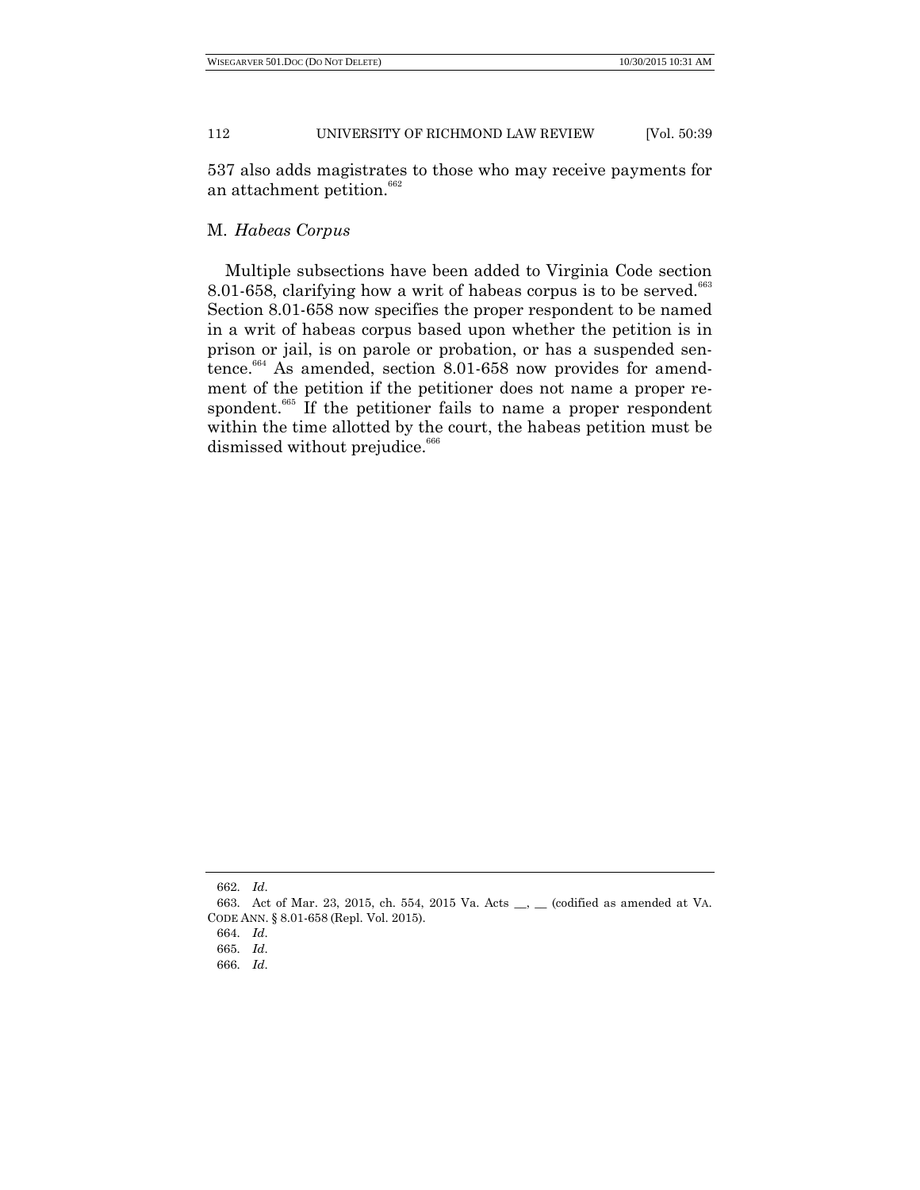537 also adds magistrates to those who may receive payments for an attachment petition.[662]

## M. *Habeas Corpus*

Multiple subsections have been added to Virginia Code section 8.01-658, clarifying how a writ of habeas corpus is to be served.[663] Section 8.01-658 now specifies the proper respondent to be named in a writ of habeas corpus based upon whether the petition is in prison or jail, is on parole or probation, or has a suspended sentence.[664] As amended, section 8.01-658 now provides for amendment of the petition if the petitioner does not name a proper respondent.[665] If the petitioner fails to name a proper respondent within the time allotted by the court, the habeas petition must be dismissed without prejudice.[666]

---

662. *Id.*

663. Act of Mar. 23, 2015, ch. 554, 2015 Va. Acts __, __ (codified as amended at VA. CODE ANN. § 8.01-658 (Repl. Vol. 2015).

664. *Id.*

665. *Id.*

666. *Id.*